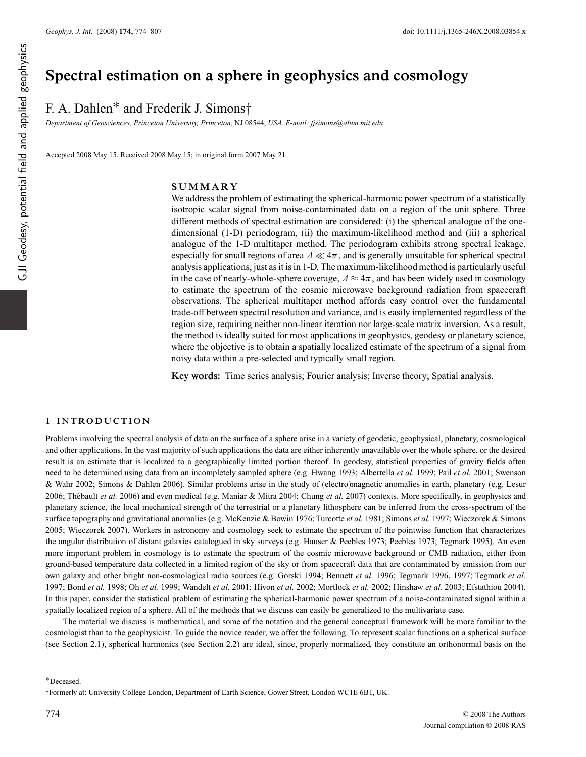# Spectral estimation on a sphere in geophysics and cosmology

F. A. Dahlen* and Frederik J. Simons†

*Department of Geosciences, Princeton University, Princeton, NJ 08544, USA. E-mail: fjsimons@alum.mit.edu*

Accepted 2008 May 15. Received 2008 May 15; in original form 2007 May 21

## SUMMARY

We address the problem of estimating the spherical-harmonic power spectrum of a statistically isotropic scalar signal from noise-contaminated data on a region of the unit sphere. Three different methods of spectral estimation are considered: (i) the spherical analogue of the one-dimensional (1-D) periodogram, (ii) the maximum-likelihood method and (iii) a spherical analogue of the 1-D multitaper method. The periodogram exhibits strong spectral leakage, especially for small regions of area $A \ll 4\pi$, and is generally unsuitable for spherical spectral analysis applications, just as it is in 1-D. The maximum-likelihood method is particularly useful in the case of nearly-whole-sphere coverage, $A \approx 4\pi$, and has been widely used in cosmology to estimate the spectrum of the cosmic microwave background radiation from spacecraft observations. The spherical multitaper method affords easy control over the fundamental trade-off between spectral resolution and variance, and is easily implemented regardless of the region size, requiring neither non-linear iteration nor large-scale matrix inversion. As a result, the method is ideally suited for most applications in geophysics, geodesy or planetary science, where the objective is to obtain a spatially localized estimate of the spectrum of a signal from noisy data within a pre-selected and typically small region.

**Key words:** Time series analysis; Fourier analysis; Inverse theory; Spatial analysis.

## 1 INTRODUCTION

Problems involving the spectral analysis of data on the surface of a sphere arise in a variety of geodetic, geophysical, planetary, cosmological and other applications. In the vast majority of such applications the data are either inherently unavailable over the whole sphere, or the desired result is an estimate that is localized to a geographically limited portion thereof. In geodesy, statistical properties of gravity fields often need to be determined using data from an incompletely sampled sphere (e.g. Hwang 1993; Albertella *et al.* 1999; Pail *et al.* 2001; Swenson & Wahr 2002; Simons & Dahlen 2006). Similar problems arise in the study of (electro)magnetic anomalies in earth, planetary (e.g. Lesur 2006; Thébault *et al.* 2006) and even medical (e.g. Maniar & Mitra 2004; Chung *et al.* 2007) contexts. More specifically, in geophysics and planetary science, the local mechanical strength of the terrestrial or a planetary lithosphere can be inferred from the cross-spectrum of the surface topography and gravitational anomalies (e.g. McKenzie & Bowin 1976; Turcotte *et al.* 1981; Simons *et al.* 1997; Wieczorek & Simons 2005; Wieczorek 2007). Workers in astronomy and cosmology seek to estimate the spectrum of the pointwise function that characterizes the angular distribution of distant galaxies catalogued in sky surveys (e.g. Hauser & Peebles 1973; Peebles 1973; Tegmark 1995). An even more important problem in cosmology is to estimate the spectrum of the cosmic microwave background or CMB radiation, either from ground-based temperature data collected in a limited region of the sky or from spacecraft data that are contaminated by emission from our own galaxy and other bright non-cosmological radio sources (e.g. Górski 1994; Bennett *et al.* 1996; Tegmark 1996, 1997; Tegmark *et al.* 1997; Bond *et al.* 1998; Oh *et al.* 1999; Wandelt *et al.* 2001; Hivon *et al.* 2002; Mortlock *et al.* 2002; Hinshaw *et al.* 2003; Efstathiou 2004). In this paper, consider the statistical problem of estimating the spherical-harmonic power spectrum of a noise-contaminated signal within a spatially localized region of a sphere. All of the methods that we discuss can easily be generalized to the multivariate case.

The material we discuss is mathematical, and some of the notation and the general conceptual framework will be more familiar to the cosmologist than to the geophysicist. To guide the novice reader, we offer the following. To represent scalar functions on a spherical surface (see Section 2.1), spherical harmonics (see Section 2.2) are ideal, since, properly normalized, they constitute an orthonormal basis on the

*Deceased.

†Formerly at: University College London, Department of Earth Science, Gower Street, London WC1E 6BT, UK.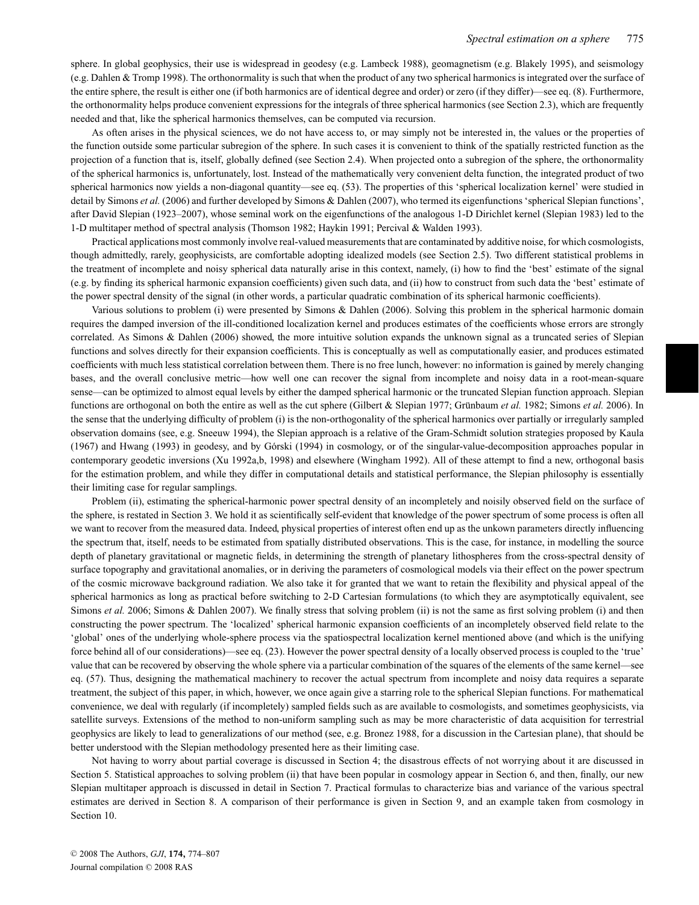sphere. In global geophysics, their use is widespread in geodesy (e.g. Lambeck 1988), geomagnetism (e.g. Blakely 1995), and seismology (e.g. Dahlen & Tromp 1998). The orthonormality is such that when the product of any two spherical harmonics is integrated over the surface of the entire sphere, the result is either one (if both harmonics are of identical degree and order) or zero (if they differ)—see eq. (8). Furthermore, the orthonormality helps produce convenient expressions for the integrals of three spherical harmonics (see Section 2.3), which are frequently needed and that, like the spherical harmonics themselves, can be computed via recursion.

As often arises in the physical sciences, we do not have access to, or may simply not be interested in, the values or the properties of the function outside some particular subregion of the sphere. In such cases it is convenient to think of the spatially restricted function as the projection of a function that is, itself, globally defined (see Section 2.4). When projected onto a subregion of the sphere, the orthonormality of the spherical harmonics is, unfortunately, lost. Instead of the mathematically very convenient delta function, the integrated product of two spherical harmonics now yields a non-diagonal quantity—see eq. (53). The properties of this 'spherical localization kernel' were studied in detail by Simons *et al.* (2006) and further developed by Simons & Dahlen (2007), who termed its eigenfunctions 'spherical Slepian functions', after David Slepian (1923–2007), whose seminal work on the eigenfunctions of the analogous 1-D Dirichlet kernel (Slepian 1983) led to the 1-D multitaper method of spectral analysis (Thomson 1982; Haykin 1991; Percival & Walden 1993).

Practical applications most commonly involve real-valued measurements that are contaminated by additive noise, for which cosmologists, though admittedly, rarely, geophysicists, are comfortable adopting idealized models (see Section 2.5). Two different statistical problems in the treatment of incomplete and noisy spherical data naturally arise in this context, namely, (i) how to find the 'best' estimate of the signal (e.g. by finding its spherical harmonic expansion coefficients) given such data, and (ii) how to construct from such data the 'best' estimate of the power spectral density of the signal (in other words, a particular quadratic combination of its spherical harmonic coefficients).

Various solutions to problem (i) were presented by Simons & Dahlen (2006). Solving this problem in the spherical harmonic domain requires the damped inversion of the ill-conditioned localization kernel and produces estimates of the coefficients whose errors are strongly correlated. As Simons & Dahlen (2006) showed, the more intuitive solution expands the unknown signal as a truncated series of Slepian functions and solves directly for their expansion coefficients. This is conceptually as well as computationally easier, and produces estimated coefficients with much less statistical correlation between them. There is no free lunch, however: no information is gained by merely changing bases, and the overall conclusive metric—how well one can recover the signal from incomplete and noisy data in a root-mean-square sense—can be optimized to almost equal levels by either the damped spherical harmonic or the truncated Slepian function approach. Slepian functions are orthogonal on both the entire as well as the cut sphere (Gilbert & Slepian 1977; Grünbaum *et al.* 1982; Simons *et al.* 2006). In the sense that the underlying difficulty of problem (i) is the non-orthogonality of the spherical harmonics over partially or irregularly sampled observation domains (see, e.g. Sneeuw 1994), the Slepian approach is a relative of the Gram-Schmidt solution strategies proposed by Kaula (1967) and Hwang (1993) in geodesy, and by Górski (1994) in cosmology, or of the singular-value-decomposition approaches popular in contemporary geodetic inversions (Xu 1992a,b, 1998) and elsewhere (Wingham 1992). All of these attempt to find a new, orthogonal basis for the estimation problem, and while they differ in computational details and statistical performance, the Slepian philosophy is essentially their limiting case for regular samplings.

Problem (ii), estimating the spherical-harmonic power spectral density of an incompletely and noisily observed field on the surface of the sphere, is restated in Section 3. We hold it as scientifically self-evident that knowledge of the power spectrum of some process is often all we want to recover from the measured data. Indeed, physical properties of interest often end up as the unkown parameters directly influencing the spectrum that, itself, needs to be estimated from spatially distributed observations. This is the case, for instance, in modelling the source depth of planetary gravitational or magnetic fields, in determining the strength of planetary lithospheres from the cross-spectral density of surface topography and gravitational anomalies, or in deriving the parameters of cosmological models via their effect on the power spectrum of the cosmic microwave background radiation. We also take it for granted that we want to retain the flexibility and physical appeal of the spherical harmonics as long as practical before switching to 2-D Cartesian formulations (to which they are asymptotically equivalent, see Simons *et al.* 2006; Simons & Dahlen 2007). We finally stress that solving problem (ii) is not the same as first solving problem (i) and then constructing the power spectrum. The 'localized' spherical harmonic expansion coefficients of an incompletely observed field relate to the 'global' ones of the underlying whole-sphere process via the spatiospectral localization kernel mentioned above (and which is the unifying force behind all of our considerations)—see eq. (23). However the power spectral density of a locally observed process is coupled to the 'true' value that can be recovered by observing the whole sphere via a particular combination of the squares of the elements of the same kernel—see eq. (57). Thus, designing the mathematical machinery to recover the actual spectrum from incomplete and noisy data requires a separate treatment, the subject of this paper, in which, however, we once again give a starring role to the spherical Slepian functions. For mathematical convenience, we deal with regularly (if incompletely) sampled fields such as are available to cosmologists, and sometimes geophysicists, via satellite surveys. Extensions of the method to non-uniform sampling such as may be more characteristic of data acquisition for terrestrial geophysics are likely to lead to generalizations of our method (see, e.g. Bronez 1988, for a discussion in the Cartesian plane), that should be better understood with the Slepian methodology presented here as their limiting case.

Not having to worry about partial coverage is discussed in Section 4; the disastrous effects of not worrying about it are discussed in Section 5. Statistical approaches to solving problem (ii) that have been popular in cosmology appear in Section 6, and then, finally, our new Slepian multitaper approach is discussed in detail in Section 7. Practical formulas to characterize bias and variance of the various spectral estimates are derived in Section 8. A comparison of their performance is given in Section 9, and an example taken from cosmology in Section 10.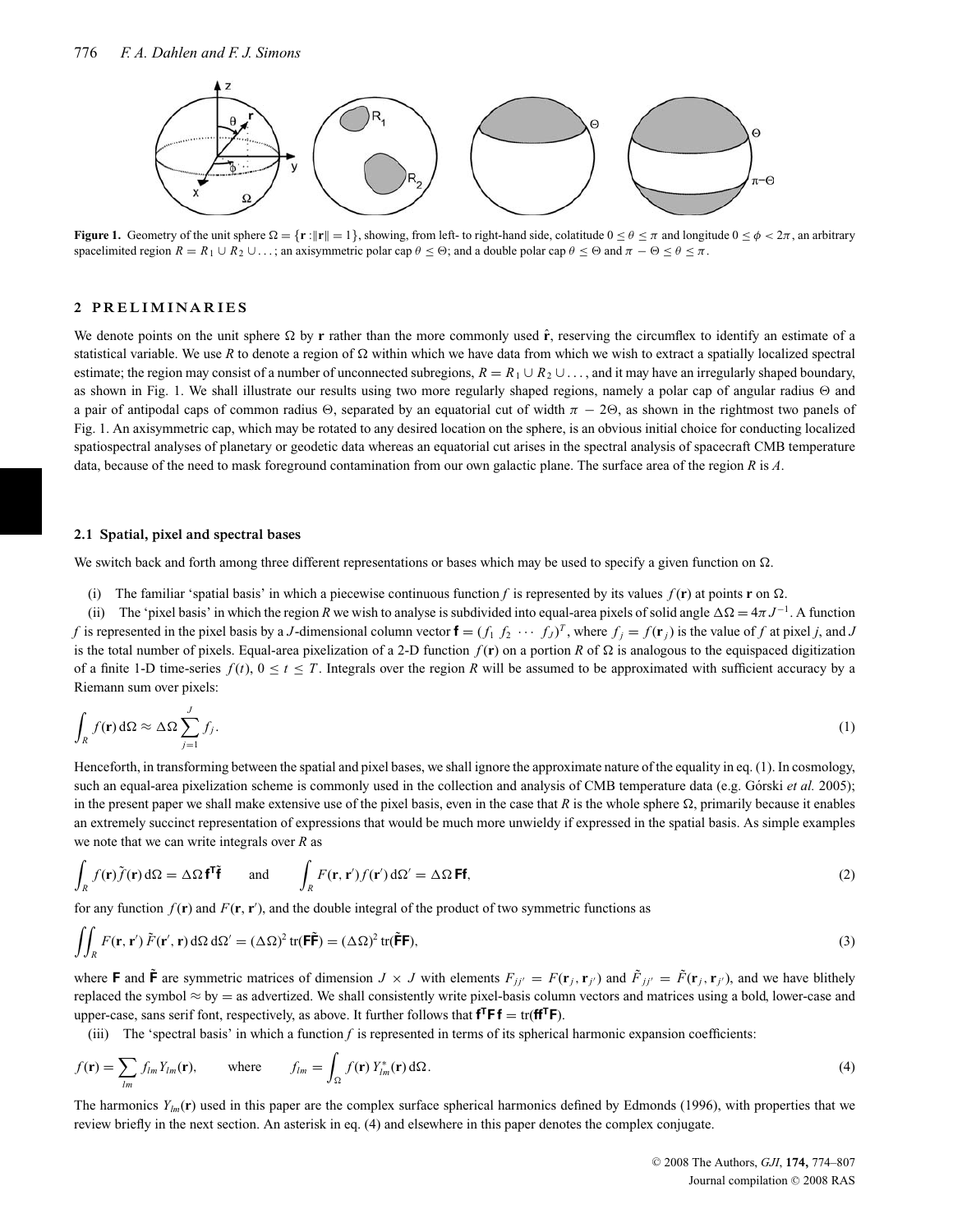**Figure 1.** Geometry of the unit sphere $\Omega = \{\mathbf{r} : \|\mathbf{r}\| = 1\}$, showing, from left- to right-hand side, colatitude $0 \le \theta \le \pi$ and longitude $0 \le \phi < 2\pi$, an arbitrary spacelimited region $R = R_1 \cup R_2 \cup \ldots$; an axisymmetric polar cap $\theta \le \Theta$; and a double polar cap $\theta \le \Theta$ and $\pi - \Theta \le \theta \le \pi$.

## 2 PRELIMINARIES

We denote points on the unit sphere $\Omega$ by $\mathbf{r}$ rather than the more commonly used $\hat{\mathbf{r}}$, reserving the circumflex to identify an estimate of a statistical variable. We use $R$ to denote a region of $\Omega$ within which we have data from which we wish to extract a spatially localized spectral estimate; the region may consist of a number of unconnected subregions, $R = R_1 \cup R_2 \cup \ldots$, and it may have an irregularly shaped boundary, as shown in Fig. 1. We shall illustrate our results using two more regularly shaped regions, namely a polar cap of angular radius $\Theta$ and a pair of antipodal caps of common radius $\Theta$, separated by an equatorial cut of width $\pi - 2\Theta$, as shown in the rightmost two panels of Fig. 1. An axisymmetric cap, which may be rotated to any desired location on the sphere, is an obvious initial choice for conducting localized spatiospectral analyses of planetary or geodetic data whereas an equatorial cut arises in the spectral analysis of spacecraft CMB temperature data, because of the need to mask foreground contamination from our own galactic plane. The surface area of the region $R$ is $A$.

### 2.1 Spatial, pixel and spectral bases

We switch back and forth among three different representations or bases which may be used to specify a given function on $\Omega$.

(i) The familiar 'spatial basis' in which a piecewise continuous function $f$ is represented by its values $f(\mathbf{r})$ at points $\mathbf{r}$ on $\Omega$.

(ii) The 'pixel basis' in which the region $R$ we wish to analyse is subdivided into equal-area pixels of solid angle $\Delta\Omega = 4\pi J^{-1}$. A function $f$ is represented in the pixel basis by a $J$-dimensional column vector $\mathsf{f} = (f_1\ f_2\ \cdots\ f_J)^T$, where $f_j = f(\mathbf{r}_j)$ is the value of $f$ at pixel $j$, and $J$ is the total number of pixels. Equal-area pixelization of a 2-D function $f(\mathbf{r})$ on a portion $R$ of $\Omega$ is analogous to the equispaced digitization of a finite 1-D time-series $f(t)$, $0 \le t \le T$. Integrals over the region $R$ will be assumed to be approximated with sufficient accuracy by a Riemann sum over pixels:

$$\int_R f(\mathbf{r})\, d\Omega \approx \Delta\Omega \sum_{j=1}^{J} f_j. \tag{1}$$

Henceforth, in transforming between the spatial and pixel bases, we shall ignore the approximate nature of the equality in eq. (1). In cosmology, such an equal-area pixelization scheme is commonly used in the collection and analysis of CMB temperature data (e.g. Górski *et al.* 2005); in the present paper we shall make extensive use of the pixel basis, even in the case that $R$ is the whole sphere $\Omega$, primarily because it enables an extremely succinct representation of expressions that would be much more unwieldy if expressed in the spatial basis. As simple examples we note that we can write integrals over $R$ as

$$\int_R f(\mathbf{r})\tilde{f}(\mathbf{r})\, d\Omega = \Delta\Omega\, \mathsf{f}^{\mathsf{T}}\tilde{\mathsf{f}} \qquad \text{and} \qquad \int_R F(\mathbf{r}, \mathbf{r}') f(\mathbf{r}')\, d\Omega' = \Delta\Omega\, \mathsf{F}\mathsf{f}, \tag{2}$$

for any function $f(\mathbf{r})$ and $F(\mathbf{r}, \mathbf{r}')$, and the double integral of the product of two symmetric functions as

$$\iint_R F(\mathbf{r}, \mathbf{r}')\, \tilde{F}(\mathbf{r}', \mathbf{r})\, d\Omega\, d\Omega' = (\Delta\Omega)^2\, \mathrm{tr}(\mathsf{F}\tilde{\mathsf{F}}) = (\Delta\Omega)^2\, \mathrm{tr}(\tilde{\mathsf{F}}\mathsf{F}), \tag{3}$$

where $\mathsf{F}$ and $\tilde{\mathsf{F}}$ are symmetric matrices of dimension $J \times J$ with elements $F_{jj'} = F(\mathbf{r}_j, \mathbf{r}_{j'})$ and $\tilde{F}_{jj'} = \tilde{F}(\mathbf{r}_j, \mathbf{r}_{j'})$, and we have blithely replaced the symbol $\approx$ by $=$ as advertized. We shall consistently write pixel-basis column vectors and matrices using a bold, lower-case and upper-case, sans serif font, respectively, as above. It further follows that $\mathsf{f}^{\mathsf{T}}\mathsf{F}\,\mathsf{f} = \mathrm{tr}(\mathsf{f}\mathsf{f}^{\mathsf{T}}\mathsf{F})$.

(iii) The 'spectral basis' in which a function $f$ is represented in terms of its spherical harmonic expansion coefficients:

$$f(\mathbf{r}) = \sum_{lm} f_{lm} Y_{lm}(\mathbf{r}), \qquad \text{where} \qquad f_{lm} = \int_\Omega f(\mathbf{r})\, Y_{lm}^*(\mathbf{r})\, d\Omega. \tag{4}$$

The harmonics $Y_{lm}(\mathbf{r})$ used in this paper are the complex surface spherical harmonics defined by Edmonds (1996), with properties that we review briefly in the next section. An asterisk in eq. (4) and elsewhere in this paper denotes the complex conjugate.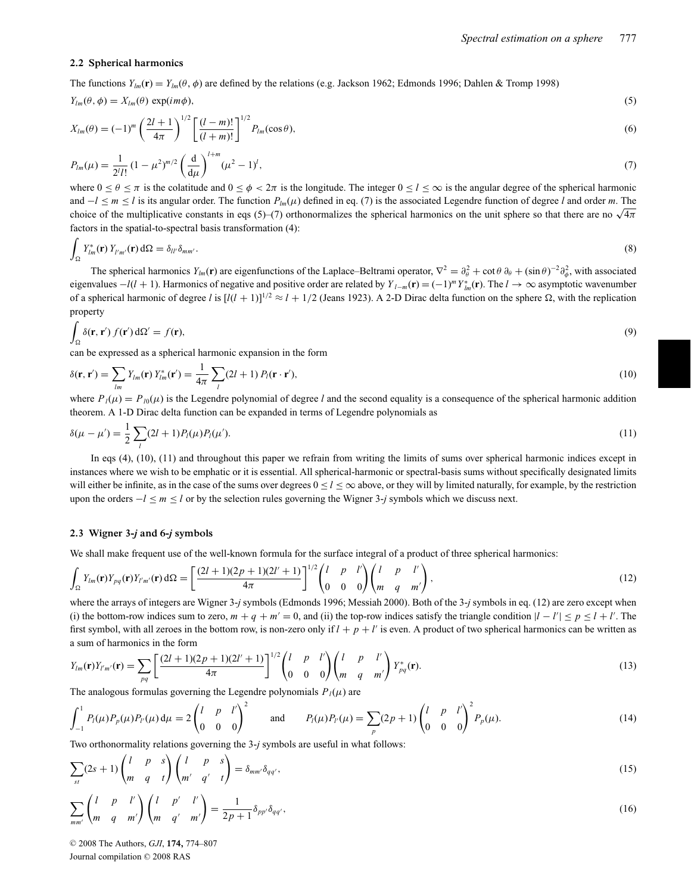### 2.2 Spherical harmonics

The functions $Y_{lm}(\mathbf{r}) = Y_{lm}(\theta, \phi)$ are defined by the relations (e.g. Jackson 1962; Edmonds 1996; Dahlen & Tromp 1998)

$$Y_{lm}(\theta, \phi) = X_{lm}(\theta)\,\exp(im\phi), \tag{5}$$

$$X_{lm}(\theta) = (-1)^m \left(\frac{2l+1}{4\pi}\right)^{1/2} \left[\frac{(l-m)!}{(l+m)!}\right]^{1/2} P_{lm}(\cos\theta), \tag{6}$$

$$P_{lm}(\mu) = \frac{1}{2^l l!}\,(1-\mu^2)^{m/2} \left(\frac{\mathrm{d}}{\mathrm{d}\mu}\right)^{l+m} (\mu^2 - 1)^l, \tag{7}$$

where $0 \le \theta \le \pi$ is the colatitude and $0 \le \phi < 2\pi$ is the longitude. The integer $0 \le l \le \infty$ is the angular degree of the spherical harmonic and $-l \le m \le l$ is its angular order. The function $P_{lm}(\mu)$ defined in eq. (7) is the associated Legendre function of degree $l$ and order $m$. The choice of the multiplicative constants in eqs (5)–(7) orthonormalizes the spherical harmonics on the unit sphere so that there are no $\sqrt{4\pi}$ factors in the spatial-to-spectral basis transformation (4):

$$\int_\Omega Y^*_{lm}(\mathbf{r})\, Y_{l'm'}(\mathbf{r})\,\mathrm{d}\Omega = \delta_{ll'}\delta_{mm'}. \tag{8}$$

The spherical harmonics $Y_{lm}(\mathbf{r})$ are eigenfunctions of the Laplace–Beltrami operator, $\nabla^2 = \partial^2_\theta + \cot\theta\,\partial_\theta + (\sin\theta)^{-2}\partial^2_\phi$, with associated eigenvalues $-l(l+1)$. Harmonics of negative and positive order are related by $Y_{l\,-m}(\mathbf{r}) = (-1)^m Y^*_{lm}(\mathbf{r})$. The $l \to \infty$ asymptotic wavenumber of a spherical harmonic of degree $l$ is $[l(l+1)]^{1/2} \approx l + 1/2$ (Jeans 1923). A 2-D Dirac delta function on the sphere $\Omega$, with the replication property

$$\int_\Omega \delta(\mathbf{r}, \mathbf{r}')\, f(\mathbf{r}')\,\mathrm{d}\Omega' = f(\mathbf{r}), \tag{9}$$

can be expressed as a spherical harmonic expansion in the form

$$\delta(\mathbf{r}, \mathbf{r}') = \sum_{lm} Y_{lm}(\mathbf{r})\, Y^*_{lm}(\mathbf{r}') = \frac{1}{4\pi}\sum_l (2l+1)\, P_l(\mathbf{r}\cdot\mathbf{r}'), \tag{10}$$

where $P_l(\mu) = P_{l0}(\mu)$ is the Legendre polynomial of degree $l$ and the second equality is a consequence of the spherical harmonic addition theorem. A 1-D Dirac delta function can be expanded in terms of Legendre polynomials as

$$\delta(\mu - \mu') = \frac{1}{2}\sum_l (2l+1) P_l(\mu) P_l(\mu'). \tag{11}$$

In eqs (4), (10), (11) and throughout this paper we refrain from writing the limits of sums over spherical harmonic indices except in instances where we wish to be emphatic or it is essential. All spherical-harmonic or spectral-basis sums without specifically designated limits will either be infinite, as in the case of the sums over degrees $0 \le l \le \infty$ above, or they will by limited naturally, for example, by the restriction upon the orders $-l \le m \le l$ or by the selection rules governing the Wigner 3-*j* symbols which we discuss next.

### 2.3 Wigner 3-*j* and 6-*j* symbols

We shall make frequent use of the well-known formula for the surface integral of a product of three spherical harmonics:

$$\int_\Omega Y_{lm}(\mathbf{r}) Y_{pq}(\mathbf{r}) Y_{l'm'}(\mathbf{r})\,\mathrm{d}\Omega = \left[\frac{(2l+1)(2p+1)(2l'+1)}{4\pi}\right]^{1/2} \begin{pmatrix} l & p & l' \\ 0 & 0 & 0 \end{pmatrix} \begin{pmatrix} l & p & l' \\ m & q & m' \end{pmatrix}, \tag{12}$$

where the arrays of integers are Wigner 3-*j* symbols (Edmonds 1996; Messiah 2000). Both of the 3-*j* symbols in eq. (12) are zero except when (i) the bottom-row indices sum to zero, $m + q + m' = 0$, and (ii) the top-row indices satisfy the triangle condition $|l - l'| \le p \le l + l'$. The first symbol, with all zeroes in the bottom row, is non-zero only if $l + p + l'$ is even. A product of two spherical harmonics can be written as a sum of harmonics in the form

$$Y_{lm}(\mathbf{r}) Y_{l'm'}(\mathbf{r}) = \sum_{pq} \left[\frac{(2l+1)(2p+1)(2l'+1)}{4\pi}\right]^{1/2} \begin{pmatrix} l & p & l' \\ 0 & 0 & 0 \end{pmatrix} \begin{pmatrix} l & p & l' \\ m & q & m' \end{pmatrix} Y^*_{pq}(\mathbf{r}). \tag{13}$$

The analogous formulas governing the Legendre polynomials $P_l(\mu)$ are

$$\int_{-1}^{1} P_l(\mu) P_p(\mu) P_{l'}(\mu)\,\mathrm{d}\mu = 2\begin{pmatrix} l & p & l' \\ 0 & 0 & 0 \end{pmatrix}^2 \quad \text{and} \quad P_l(\mu) P_{l'}(\mu) = \sum_p (2p+1) \begin{pmatrix} l & p & l' \\ 0 & 0 & 0 \end{pmatrix}^2 P_p(\mu). \tag{14}$$

Two orthonormality relations governing the 3-*j* symbols are useful in what follows:

$$\sum_{st} (2s+1) \begin{pmatrix} l & p & s \\ m & q & t \end{pmatrix} \begin{pmatrix} l & p & s \\ m' & q' & t \end{pmatrix} = \delta_{mm'}\delta_{qq'}, \tag{15}$$

$$\sum_{mm'} \begin{pmatrix} l & p & l' \\ m & q & m' \end{pmatrix} \begin{pmatrix} l & p' & l' \\ m & q' & m' \end{pmatrix} = \frac{1}{2p+1}\delta_{pp'}\delta_{qq'}, \tag{16}$$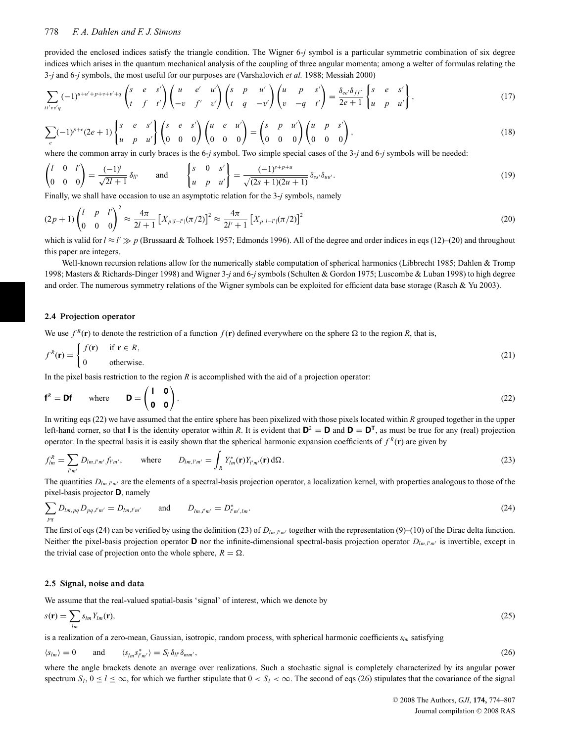provided the enclosed indices satisfy the triangle condition. The Wigner 6-$j$ symbol is a particular symmetric combination of six degree indices which arises in the quantum mechanical analysis of the coupling of three angular momenta; among a welter of formulas relating the 3-$j$ and 6-$j$ symbols, the most useful for our purposes are (Varshalovich *et al.* 1988; Messiah 2000)

$$\sum_{tt'vv'q} (-1)^{u+u'+p+v+v'+q} \begin{pmatrix} s & e & s' \\ t & f & t' \end{pmatrix} \begin{pmatrix} u & e' & u' \\ -v & f' & v' \end{pmatrix} \begin{pmatrix} s & p & u' \\ t & q & -v' \end{pmatrix} \begin{pmatrix} u & p & s' \\ v & -q & t' \end{pmatrix} = \frac{\delta_{ee'}\delta_{ff'}}{2e+1} \begin{Bmatrix} s & e & s' \\ u & p & u' \end{Bmatrix}, \tag{17}$$

$$\sum_{e} (-1)^{p+e}(2e+1) \begin{Bmatrix} s & e & s' \\ u & p & u' \end{Bmatrix} \begin{pmatrix} s & e & s' \\ 0 & 0 & 0 \end{pmatrix} \begin{pmatrix} u & e & u' \\ 0 & 0 & 0 \end{pmatrix} = \begin{pmatrix} s & p & u' \\ 0 & 0 & 0 \end{pmatrix} \begin{pmatrix} u & p & s' \\ 0 & 0 & 0 \end{pmatrix}, \tag{18}$$

where the common array in curly braces is the 6-$j$ symbol. Two simple special cases of the 3-$j$ and 6-$j$ symbols will be needed:

$$\begin{pmatrix} l & 0 & l' \\ 0 & 0 & 0 \end{pmatrix} = \frac{(-1)^l}{\sqrt{2l+1}}\,\delta_{ll'} \qquad \text{and} \qquad \begin{Bmatrix} s & 0 & s' \\ u & p & u' \end{Bmatrix} = \frac{(-1)^{s+p+u}}{\sqrt{(2s+1)(2u+1)}}\,\delta_{ss'}\delta_{uu'}. \tag{19}$$

Finally, we shall have occasion to use an asymptotic relation for the 3-$j$ symbols, namely

$$(2p+1)\begin{pmatrix} l & p & l' \\ 0 & 0 & 0 \end{pmatrix}^2 \approx \frac{4\pi}{2l+1}\left[X_{p\,|l-l'|}(\pi/2)\right]^2 \approx \frac{4\pi}{2l'+1}\left[X_{p\,|l-l'|}(\pi/2)\right]^2 \tag{20}$$

which is valid for $l \approx l' \gg p$ (Brussaard & Tolhoek 1957; Edmonds 1996). All of the degree and order indices in eqs (12)–(20) and throughout this paper are integers.

Well-known recursion relations allow for the numerically stable computation of spherical harmonics (Libbrecht 1985; Dahlen & Tromp 1998; Masters & Richards-Dinger 1998) and Wigner 3-$j$ and 6-$j$ symbols (Schulten & Gordon 1975; Luscombe & Luban 1998) to high degree and order. The numerous symmetry relations of the Wigner symbols can be exploited for efficient data base storage (Rasch & Yu 2003).

### 2.4 Projection operator

We use $f^R(\mathbf{r})$ to denote the restriction of a function $f(\mathbf{r})$ defined everywhere on the sphere $\Omega$ to the region $R$, that is,

$$f^R(\mathbf{r}) = \begin{cases} f(\mathbf{r}) & \text{if } \mathbf{r} \in R, \\ 0 & \text{otherwise.} \end{cases} \tag{21}$$

In the pixel basis restriction to the region $R$ is accomplished with the aid of a projection operator:

$$\mathbf{f}^R = \mathbf{D}\mathbf{f} \qquad \text{where} \qquad \mathbf{D} = \begin{pmatrix} \mathbf{I} & \mathbf{0} \\ \mathbf{0} & \mathbf{0} \end{pmatrix}. \tag{22}$$

In writing eqs (22) we have assumed that the entire sphere has been pixelized with those pixels located within $R$ grouped together in the upper left-hand corner, so that $\mathbf{I}$ is the identity operator within $R$. It is evident that $\mathbf{D}^2 = \mathbf{D}$ and $\mathbf{D} = \mathbf{D}^{\mathsf{T}}$, as must be true for any (real) projection operator. In the spectral basis it is easily shown that the spherical harmonic expansion coefficients of $f^R(\mathbf{r})$ are given by

$$f^R_{lm} = \sum_{l'm'} D_{lm,l'm'}\, f_{l'm'}, \qquad \text{where} \qquad D_{lm,l'm'} = \int_R Y^*_{lm}(\mathbf{r}) Y_{l'm'}(\mathbf{r})\, d\Omega. \tag{23}$$

The quantities $D_{lm,l'm'}$ are the elements of a spectral-basis projection operator, a localization kernel, with properties analogous to those of the pixel-basis projector $\mathbf{D}$, namely

$$\sum_{pq} D_{lm,pq} D_{pq,l'm'} = D_{lm,l'm'} \qquad \text{and} \qquad D_{lm,l'm'} = D^*_{l'm',lm}. \tag{24}$$

The first of eqs (24) can be verified by using the definition (23) of $D_{lm,l'm'}$ together with the representation (9)–(10) of the Dirac delta function. Neither the pixel-basis projection operator $\mathbf{D}$ nor the infinite-dimensional spectral-basis projection operator $D_{lm,l'm'}$ is invertible, except in the trivial case of projection onto the whole sphere, $R = \Omega$.

### 2.5 Signal, noise and data

We assume that the real-valued spatial-basis 'signal' of interest, which we denote by

$$s(\mathbf{r}) = \sum_{lm} s_{lm} Y_{lm}(\mathbf{r}), \tag{25}$$

is a realization of a zero-mean, Gaussian, isotropic, random process, with spherical harmonic coefficients $s_{lm}$ satisfying

$$\langle s_{lm} \rangle = 0 \qquad \text{and} \qquad \langle s_{lm} s^*_{l'm'} \rangle = S_l\, \delta_{ll'}\delta_{mm'}, \tag{26}$$

where the angle brackets denote an average over realizations. Such a stochastic signal is completely characterized by its angular power spectrum $S_l$, $0 \le l \le \infty$, for which we further stipulate that $0 < S_l < \infty$. The second of eqs (26) stipulates that the covariance of the signal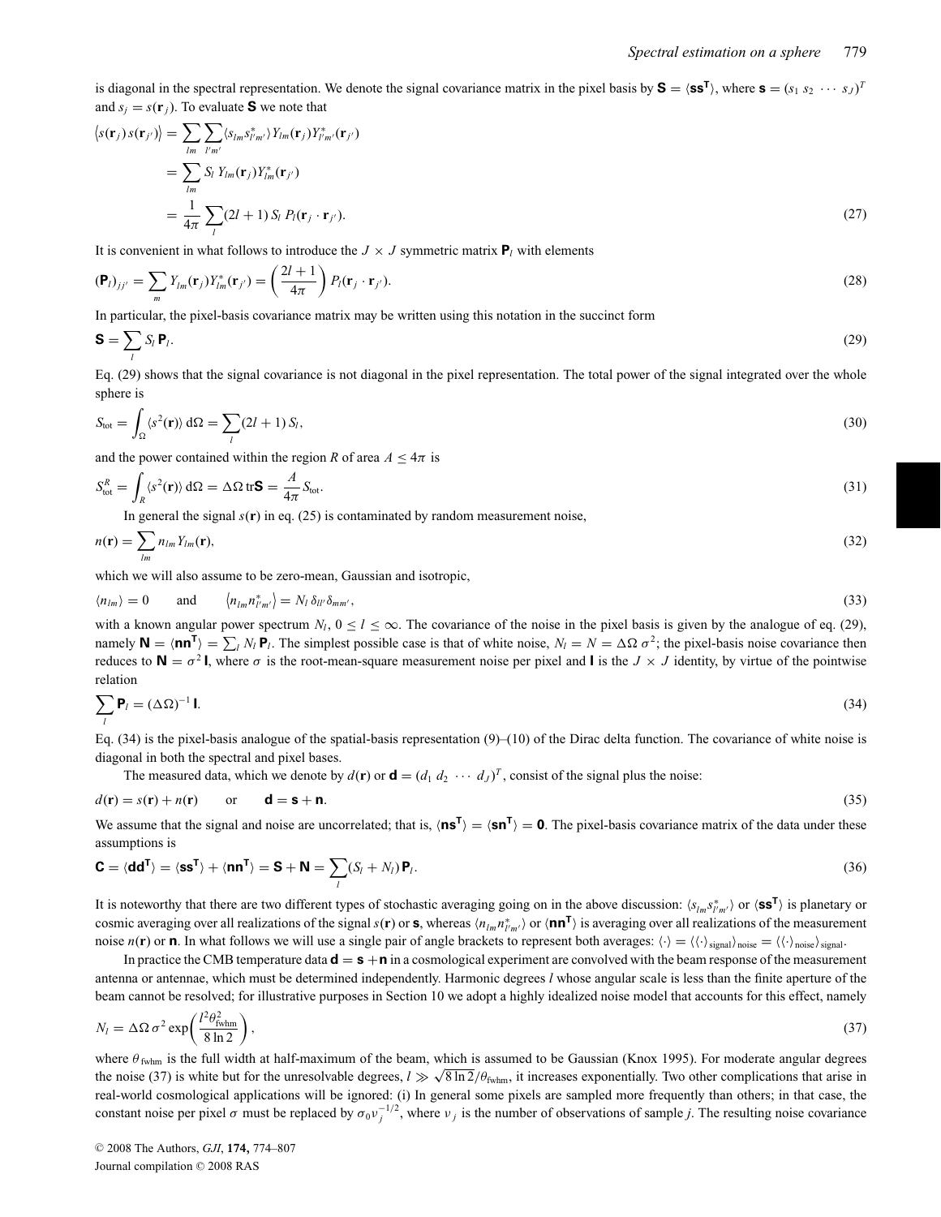is diagonal in the spectral representation. We denote the signal covariance matrix in the pixel basis by $\mathbf{S} = \langle \mathbf{s}\mathbf{s}^\mathsf{T} \rangle$, where $\mathbf{s} = (s_1\ s_2\ \cdots\ s_J)^T$ and $s_j = s(\mathbf{r}_j)$. To evaluate $\mathbf{S}$ we note that

$$
\begin{aligned}
\langle s(\mathbf{r}_j)\, s(\mathbf{r}_{j'}) \rangle &= \sum_{lm} \sum_{l'm'} \langle s_{lm} s^*_{l'm'} \rangle Y_{lm}(\mathbf{r}_j) Y^*_{l'm'}(\mathbf{r}_{j'}) \\
&= \sum_{lm} S_l\, Y_{lm}(\mathbf{r}_j) Y^*_{lm}(\mathbf{r}_{j'}) \\
&= \frac{1}{4\pi} \sum_l (2l+1)\, S_l\, P_l(\mathbf{r}_j \cdot \mathbf{r}_{j'}).
\end{aligned}
\tag{27}
$$

It is convenient in what follows to introduce the $J \times J$ symmetric matrix $\mathbf{P}_l$ with elements

$$
(\mathbf{P}_l)_{jj'} = \sum_m Y_{lm}(\mathbf{r}_j) Y^*_{lm}(\mathbf{r}_{j'}) = \left( \frac{2l+1}{4\pi} \right) P_l(\mathbf{r}_j \cdot \mathbf{r}_{j'}). \tag{28}
$$

In particular, the pixel-basis covariance matrix may be written using this notation in the succinct form

$$
\mathbf{S} = \sum_l S_l\, \mathbf{P}_l. \tag{29}
$$

Eq. (29) shows that the signal covariance is not diagonal in the pixel representation. The total power of the signal integrated over the whole sphere is

$$
S_{\text{tot}} = \int_\Omega \langle s^2(\mathbf{r}) \rangle \, d\Omega = \sum_l (2l+1)\, S_l, \tag{30}
$$

and the power contained within the region $R$ of area $A \le 4\pi$ is

$$
S^R_{\text{tot}} = \int_R \langle s^2(\mathbf{r}) \rangle \, d\Omega = \Delta\Omega\, \text{tr}\mathbf{S} = \frac{A}{4\pi} S_{\text{tot}}. \tag{31}
$$

In general the signal $s(\mathbf{r})$ in eq. (25) is contaminated by random measurement noise,

$$
n(\mathbf{r}) = \sum_{lm} n_{lm} Y_{lm}(\mathbf{r}), \tag{32}
$$

which we will also assume to be zero-mean, Gaussian and isotropic,

$$
\langle n_{lm} \rangle = 0 \qquad \text{and} \qquad \langle n_{lm} n^*_{l'm'} \rangle = N_l\, \delta_{ll'} \delta_{mm'}, \tag{33}
$$

with a known angular power spectrum $N_l$, $0 \le l \le \infty$. The covariance of the noise in the pixel basis is given by the analogue of eq. (29), namely $\mathbf{N} = \langle \mathbf{n}\mathbf{n}^\mathsf{T} \rangle = \sum_l N_l\, \mathbf{P}_l$. The simplest possible case is that of white noise, $N_l = N = \Delta\Omega\, \sigma^2$; the pixel-basis noise covariance then reduces to $\mathbf{N} = \sigma^2\, \mathbf{I}$, where $\sigma$ is the root-mean-square measurement noise per pixel and $\mathbf{I}$ is the $J \times J$ identity, by virtue of the pointwise relation

$$
\sum_l \mathbf{P}_l = (\Delta\Omega)^{-1}\, \mathbf{I}. \tag{34}
$$

Eq. (34) is the pixel-basis analogue of the spatial-basis representation (9)–(10) of the Dirac delta function. The covariance of white noise is diagonal in both the spectral and pixel bases.

The measured data, which we denote by $d(\mathbf{r})$ or $\mathbf{d} = (d_1\ d_2\ \cdots\ d_J)^T$, consist of the signal plus the noise:

$$
d(\mathbf{r}) = s(\mathbf{r}) + n(\mathbf{r}) \qquad \text{or} \qquad \mathbf{d} = \mathbf{s} + \mathbf{n}. \tag{35}
$$

We assume that the signal and noise are uncorrelated; that is, $\langle \mathbf{n}\mathbf{s}^\mathsf{T} \rangle = \langle \mathbf{s}\mathbf{n}^\mathsf{T} \rangle = \mathbf{0}$. The pixel-basis covariance matrix of the data under these assumptions is

$$
\mathbf{C} = \langle \mathbf{d}\mathbf{d}^\mathsf{T} \rangle = \langle \mathbf{s}\mathbf{s}^\mathsf{T} \rangle + \langle \mathbf{n}\mathbf{n}^\mathsf{T} \rangle = \mathbf{S} + \mathbf{N} = \sum_l (S_l + N_l)\, \mathbf{P}_l. \tag{36}
$$

It is noteworthy that there are two different types of stochastic averaging going on in the above discussion: $\langle s_{lm} s^*_{l'm'} \rangle$ or $\langle \mathbf{s}\mathbf{s}^\mathsf{T} \rangle$ is planetary or cosmic averaging over all realizations of the signal $s(\mathbf{r})$ or $\mathbf{s}$, whereas $\langle n_{lm} n^*_{l'm'} \rangle$ or $\langle \mathbf{n}\mathbf{n}^\mathsf{T} \rangle$ is averaging over all realizations of the measurement noise $n(\mathbf{r})$ or $\mathbf{n}$. In what follows we will use a single pair of angle brackets to represent both averages: $\langle \cdot \rangle = \langle \langle \cdot \rangle_{\text{signal}} \rangle_{\text{noise}} = \langle \langle \cdot \rangle_{\text{noise}} \rangle_{\text{signal}}$.

In practice the CMB temperature data $\mathbf{d} = \mathbf{s} + \mathbf{n}$ in a cosmological experiment are convolved with the beam response of the measurement antenna or antennae, which must be determined independently. Harmonic degrees $l$ whose angular scale is less than the finite aperture of the beam cannot be resolved; for illustrative purposes in Section 10 we adopt a highly idealized noise model that accounts for this effect, namely

$$
N_l = \Delta\Omega\, \sigma^2 \exp\!\left( \frac{l^2 \theta^2_{\text{fwhm}}}{8 \ln 2} \right), \tag{37}
$$

where $\theta_{\text{fwhm}}$ is the full width at half-maximum of the beam, which is assumed to be Gaussian (Knox 1995). For moderate angular degrees the noise (37) is white but for the unresolvable degrees, $l \gg \sqrt{8 \ln 2}/\theta_{\text{fwhm}}$, it increases exponentially. Two other complications that arise in real-world cosmological applications will be ignored: (i) In general some pixels are sampled more frequently than others; in that case, the constant noise per pixel $\sigma$ must be replaced by $\sigma_0 \nu_j^{-1/2}$, where $\nu_j$ is the number of observations of sample $j$. The resulting noise covariance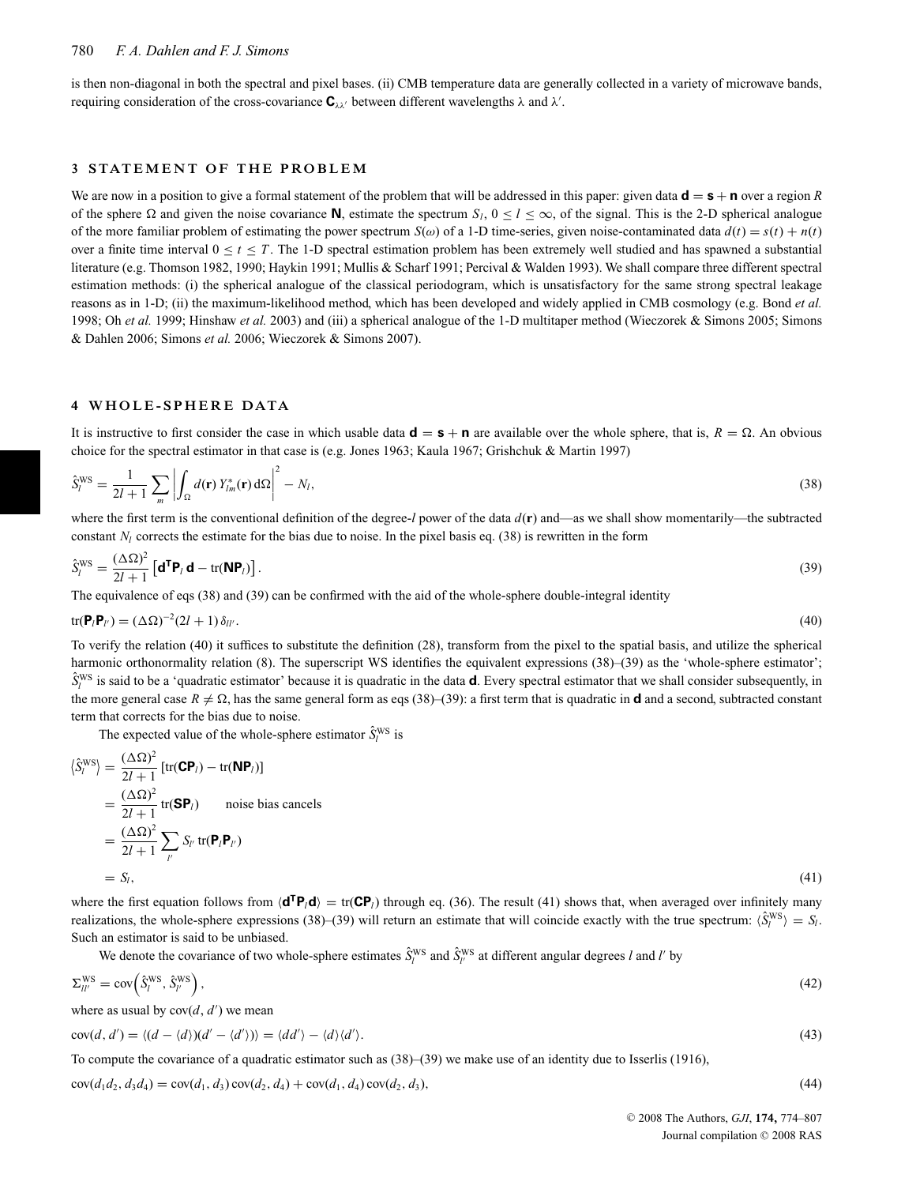is then non-diagonal in both the spectral and pixel bases. (ii) CMB temperature data are generally collected in a variety of microwave bands, requiring consideration of the cross-covariance $\mathbf{C}_{\lambda\lambda'}$ between different wavelengths $\lambda$ and $\lambda'$.

## 3 STATEMENT OF THE PROBLEM

We are now in a position to give a formal statement of the problem that will be addressed in this paper: given data $\mathbf{d} = \mathbf{s} + \mathbf{n}$ over a region $R$ of the sphere $\Omega$ and given the noise covariance $\mathbf{N}$, estimate the spectrum $S_l$, $0 \le l \le \infty$, of the signal. This is the 2-D spherical analogue of the more familiar problem of estimating the power spectrum $S(\omega)$ of a 1-D time-series, given noise-contaminated data $d(t) = s(t) + n(t)$ over a finite time interval $0 \le t \le T$. The 1-D spectral estimation problem has been extremely well studied and has spawned a substantial literature (e.g. Thomson 1982, 1990; Haykin 1991; Mullis & Scharf 1991; Percival & Walden 1993). We shall compare three different spectral estimation methods: (i) the spherical analogue of the classical periodogram, which is unsatisfactory for the same strong spectral leakage reasons as in 1-D; (ii) the maximum-likelihood method, which has been developed and widely applied in CMB cosmology (e.g. Bond *et al.* 1998; Oh *et al.* 1999; Hinshaw *et al.* 2003) and (iii) a spherical analogue of the 1-D multitaper method (Wieczorek & Simons 2005; Simons & Dahlen 2006; Simons *et al.* 2006; Wieczorek & Simons 2007).

## 4 WHOLE-SPHERE DATA

It is instructive to first consider the case in which usable data $\mathbf{d} = \mathbf{s} + \mathbf{n}$ are available over the whole sphere, that is, $R = \Omega$. An obvious choice for the spectral estimator in that case is (e.g. Jones 1963; Kaula 1967; Grishchuk & Martin 1997)

$$\hat{S}_l^{\mathrm{WS}} = \frac{1}{2l+1} \sum_m \left| \int_\Omega d(\mathbf{r})\, Y_{lm}^*(\mathbf{r})\, d\Omega \right|^2 - N_l, \tag{38}$$

where the first term is the conventional definition of the degree-$l$ power of the data $d(\mathbf{r})$ and—as we shall show momentarily—the subtracted constant $N_l$ corrects the estimate for the bias due to noise. In the pixel basis eq. (38) is rewritten in the form

$$\hat{S}_l^{\mathrm{WS}} = \frac{(\Delta\Omega)^2}{2l+1} \left[ \mathbf{d}^{\mathsf{T}} \mathbf{P}_l\, \mathbf{d} - \mathrm{tr}(\mathbf{N}\mathbf{P}_l) \right]. \tag{39}$$

The equivalence of eqs (38) and (39) can be confirmed with the aid of the whole-sphere double-integral identity

$$\mathrm{tr}(\mathbf{P}_l \mathbf{P}_{l'}) = (\Delta\Omega)^{-2}(2l+1)\, \delta_{ll'}. \tag{40}$$

To verify the relation (40) it suffices to substitute the definition (28), transform from the pixel to the spatial basis, and utilize the spherical harmonic orthonormality relation (8). The superscript WS identifies the equivalent expressions (38)–(39) as the 'whole-sphere estimator'; $\hat{S}_l^{\mathrm{WS}}$ is said to be a 'quadratic estimator' because it is quadratic in the data $\mathbf{d}$. Every spectral estimator that we shall consider subsequently, in the more general case $R \neq \Omega$, has the same general form as eqs (38)–(39): a first term that is quadratic in $\mathbf{d}$ and a second, subtracted constant term that corrects for the bias due to noise.

The expected value of the whole-sphere estimator $\hat{S}_l^{\mathrm{WS}}$ is

$$\begin{aligned}
\langle \hat{S}_l^{\mathrm{WS}} \rangle &= \frac{(\Delta\Omega)^2}{2l+1} \left[ \mathrm{tr}(\mathbf{C}\mathbf{P}_l) - \mathrm{tr}(\mathbf{N}\mathbf{P}_l) \right] \\
&= \frac{(\Delta\Omega)^2}{2l+1}\, \mathrm{tr}(\mathbf{S}\mathbf{P}_l) \qquad \text{noise bias cancels} \\
&= \frac{(\Delta\Omega)^2}{2l+1} \sum_{l'} S_{l'}\, \mathrm{tr}(\mathbf{P}_l \mathbf{P}_{l'}) \\
&= S_l,
\end{aligned} \tag{41}$$

where the first equation follows from $\langle \mathbf{d}^{\mathsf{T}} \mathbf{P}_l \mathbf{d} \rangle = \mathrm{tr}(\mathbf{C}\mathbf{P}_l)$ through eq. (36). The result (41) shows that, when averaged over infinitely many realizations, the whole-sphere expressions (38)–(39) will return an estimate that will coincide exactly with the true spectrum: $\langle \hat{S}_l^{\mathrm{WS}} \rangle = S_l$. Such an estimator is said to be unbiased.

We denote the covariance of two whole-sphere estimates $\hat{S}_l^{\mathrm{WS}}$ and $\hat{S}_{l'}^{\mathrm{WS}}$ at different angular degrees $l$ and $l'$ by

$$\Sigma_{ll'}^{\mathrm{WS}} = \mathrm{cov}\left( \hat{S}_l^{\mathrm{WS}}, \hat{S}_{l'}^{\mathrm{WS}} \right), \tag{42}$$

where as usual by $\mathrm{cov}(d, d')$ we mean

$$\mathrm{cov}(d, d') = \langle (d - \langle d \rangle)(d' - \langle d' \rangle) \rangle = \langle d d' \rangle - \langle d \rangle \langle d' \rangle. \tag{43}$$

To compute the covariance of a quadratic estimator such as (38)–(39) we make use of an identity due to Isserlis (1916),

$$\mathrm{cov}(d_1 d_2, d_3 d_4) = \mathrm{cov}(d_1, d_3)\, \mathrm{cov}(d_2, d_4) + \mathrm{cov}(d_1, d_4)\, \mathrm{cov}(d_2, d_3), \tag{44}$$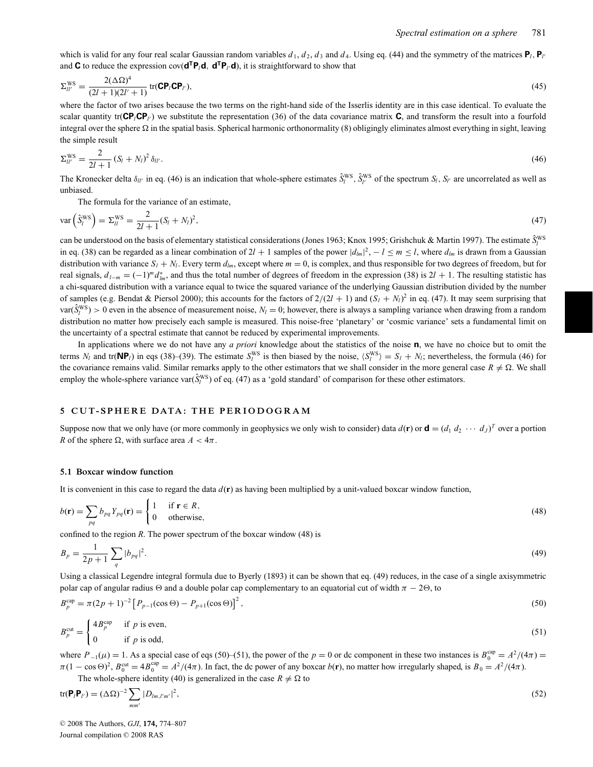which is valid for any four real scalar Gaussian random variables $d_1$, $d_2$, $d_3$ and $d_4$. Using eq. (44) and the symmetry of the matrices $\mathbf{P}_l$, $\mathbf{P}_{l'}$ and $\mathbf{C}$ to reduce the expression $\mathrm{cov}(\mathbf{d}^{\mathsf{T}}\mathbf{P}_l\mathbf{d},\ \mathbf{d}^{\mathsf{T}}\mathbf{P}_{l'}\mathbf{d})$, it is straightforward to show that

$$\Sigma_{ll'}^{\mathrm{WS}} = \frac{2(\Delta\Omega)^4}{(2l+1)(2l'+1)}\,\mathrm{tr}(\mathbf{C}\mathbf{P}_l\mathbf{C}\mathbf{P}_{l'}), \tag{45}$$

where the factor of two arises because the two terms on the right-hand side of the Isserlis identity are in this case identical. To evaluate the scalar quantity $\mathrm{tr}(\mathbf{C}\mathbf{P}_l\mathbf{C}\mathbf{P}_{l'})$ we substitute the representation (36) of the data covariance matrix $\mathbf{C}$, and transform the result into a fourfold integral over the sphere $\Omega$ in the spatial basis. Spherical harmonic orthonormality (8) obligingly eliminates almost everything in sight, leaving the simple result

$$\Sigma_{ll'}^{\mathrm{WS}} = \frac{2}{2l+1}\,(S_l + N_l)^2\,\delta_{ll'}. \tag{46}$$

The Kronecker delta $\delta_{ll'}$ in eq. (46) is an indication that whole-sphere estimates $\hat{S}_l^{\mathrm{WS}}$, $\hat{S}_{l'}^{\mathrm{WS}}$ of the spectrum $S_l$, $S_{l'}$ are uncorrelated as well as unbiased.

The formula for the variance of an estimate,

$$\mathrm{var}\left(\hat{S}_l^{\mathrm{WS}}\right) = \Sigma_{ll}^{\mathrm{WS}} = \frac{2}{2l+1}(S_l + N_l)^2, \tag{47}$$

can be understood on the basis of elementary statistical considerations (Jones 1963; Knox 1995; Grishchuk & Martin 1997). The estimate $\hat{S}_l^{\mathrm{WS}}$ in eq. (38) can be regarded as a linear combination of $2l+1$ samples of the power $|d_{lm}|^2$, $-l \le m \le l$, where $d_{lm}$ is drawn from a Gaussian distribution with variance $S_l + N_l$. Every term $d_{lm}$, except where $m = 0$, is complex, and thus responsible for two degrees of freedom, but for real signals, $d_{l\,-m} = (-1)^m d_{lm}^*$, and thus the total number of degrees of freedom in the expression (38) is $2l+1$. The resulting statistic has a chi-squared distribution with a variance equal to twice the squared variance of the underlying Gaussian distribution divided by the number of samples (e.g. Bendat & Piersol 2000); this accounts for the factors of $2/(2l+1)$ and $(S_l + N_l)^2$ in eq. (47). It may seem surprising that $\mathrm{var}(\hat{S}_l^{\mathrm{WS}}) > 0$ even in the absence of measurement noise, $N_l = 0$; however, there is always a sampling variance when drawing from a random distribution no matter how precisely each sample is measured. This noise-free 'planetary' or 'cosmic variance' sets a fundamental limit on the uncertainty of a spectral estimate that cannot be reduced by experimental improvements.

In applications where we do not have any *a priori* knowledge about the statistics of the noise $\mathbf{n}$, we have no choice but to omit the terms $N_l$ and $\mathrm{tr}(\mathbf{N}\mathbf{P}_l)$ in eqs (38)–(39). The estimate $S_l^{\mathrm{WS}}$ is then biased by the noise, $\langle S_l^{\mathrm{WS}}\rangle = S_l + N_l$; nevertheless, the formula (46) for the covariance remains valid. Similar remarks apply to the other estimators that we shall consider in the more general case $R \neq \Omega$. We shall employ the whole-sphere variance $\mathrm{var}(\hat{S}_l^{\mathrm{WS}})$ of eq. (47) as a 'gold standard' of comparison for these other estimators.

## 5 CUT-SPHERE DATA: THE PERIODOGRAM

Suppose now that we only have (or more commonly in geophysics we only wish to consider) data $d(\mathbf{r})$ or $\mathbf{d} = (d_1\ d_2\ \cdots\ d_J)^T$ over a portion $R$ of the sphere $\Omega$, with surface area $A < 4\pi$.

### 5.1 Boxcar window function

It is convenient in this case to regard the data $d(\mathbf{r})$ as having been multiplied by a unit-valued boxcar window function,

$$b(\mathbf{r}) = \sum_{pq} b_{pq} Y_{pq}(\mathbf{r}) = \begin{cases} 1 & \text{if } \mathbf{r} \in R, \\ 0 & \text{otherwise,} \end{cases} \tag{48}$$

confined to the region $R$. The power spectrum of the boxcar window (48) is

$$B_p = \frac{1}{2p+1}\sum_q |b_{pq}|^2. \tag{49}$$

Using a classical Legendre integral formula due to Byerly (1893) it can be shown that eq. (49) reduces, in the case of a single axisymmetric polar cap of angular radius $\Theta$ and a double polar cap complementary to an equatorial cut of width $\pi - 2\Theta$, to

$$B_p^{\mathrm{cap}} = \pi(2p+1)^{-2}\left[P_{p-1}(\cos\Theta) - P_{p+1}(\cos\Theta)\right]^2, \tag{50}$$

$$B_p^{\mathrm{cut}} = \begin{cases} 4B_p^{\mathrm{cap}} & \text{if } p \text{ is even,} \\ 0 & \text{if } p \text{ is odd,} \end{cases} \tag{51}$$

where $P_{-1}(\mu) = 1$. As a special case of eqs (50)–(51), the power of the $p = 0$ or dc component in these two instances is $B_0^{\mathrm{cap}} = A^2/(4\pi) = \pi(1-\cos\Theta)^2$, $B_0^{\mathrm{cut}} = 4B_0^{\mathrm{cap}} = A^2/(4\pi)$. In fact, the dc power of any boxcar $b(\mathbf{r})$, no matter how irregularly shaped, is $B_0 = A^2/(4\pi)$.

The whole-sphere identity (40) is generalized in the case $R \neq \Omega$ to

$$\mathrm{tr}(\mathbf{P}_l\mathbf{P}_{l'}) = (\Delta\Omega)^{-2}\sum_{mm'}|D_{lm,l'm'}|^2, \tag{52}$$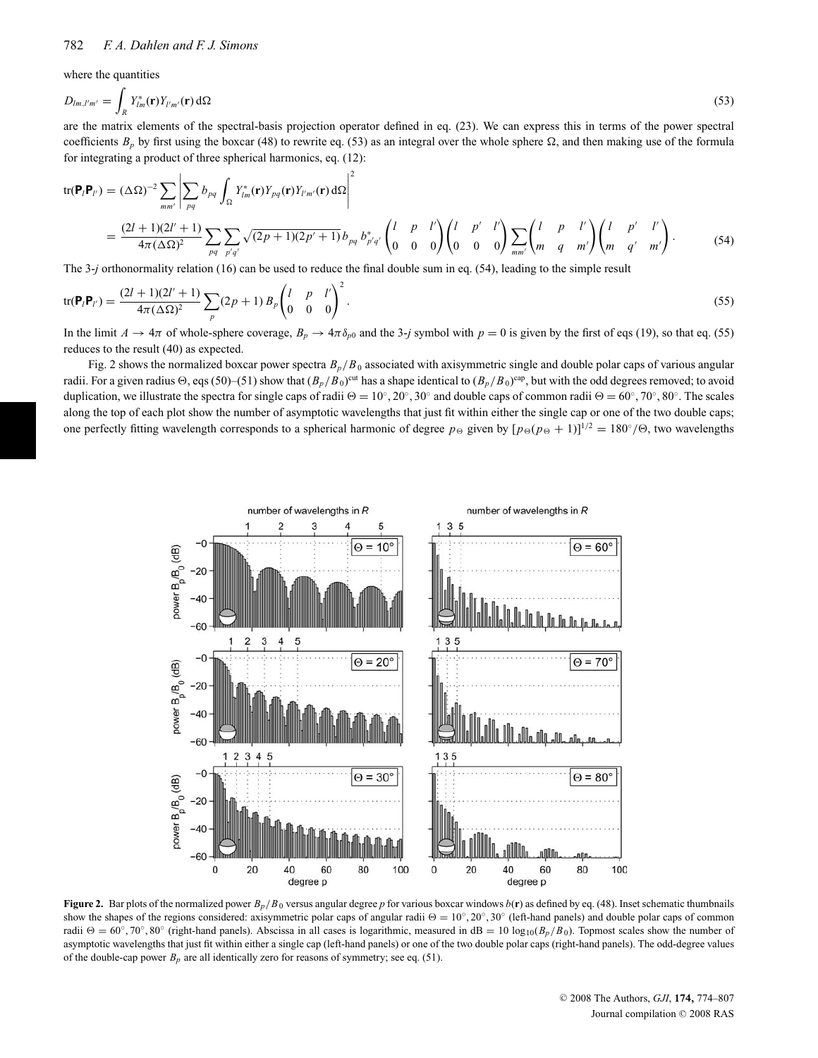where the quantities

$$D_{lm,l'm'} = \int_R Y^*_{lm}(\mathbf{r}) Y_{l'm'}(\mathbf{r})\, d\Omega \tag{53}$$

are the matrix elements of the spectral-basis projection operator defined in eq. (23). We can express this in terms of the power spectral coefficients $B_p$ by first using the boxcar (48) to rewrite eq. (53) as an integral over the whole sphere $\Omega$, and then making use of the formula for integrating a product of three spherical harmonics, eq. (12):

$$\begin{aligned}
\mathrm{tr}(\mathbf{P}_l \mathbf{P}_{l'}) &= (\Delta\Omega)^{-2} \sum_{mm'} \left| \sum_{pq} b_{pq} \int_\Omega Y^*_{lm}(\mathbf{r}) Y_{pq}(\mathbf{r}) Y_{l'm'}(\mathbf{r})\, d\Omega \right|^2 \\
&= \frac{(2l+1)(2l'+1)}{4\pi(\Delta\Omega)^2} \sum_{pq} \sum_{p'q'} \sqrt{(2p+1)(2p'+1)}\, b_{pq}\, b^*_{p'q'} \begin{pmatrix} l & p & l' \\ 0 & 0 & 0 \end{pmatrix} \begin{pmatrix} l & p' & l' \\ 0 & 0 & 0 \end{pmatrix} \sum_{mm'} \begin{pmatrix} l & p & l' \\ m & q & m' \end{pmatrix} \begin{pmatrix} l & p' & l' \\ m & q' & m' \end{pmatrix}.
\end{aligned} \tag{54}$$

The 3-$j$ orthonormality relation (16) can be used to reduce the final double sum in eq. (54), leading to the simple result

$$\mathrm{tr}(\mathbf{P}_l \mathbf{P}_{l'}) = \frac{(2l+1)(2l'+1)}{4\pi(\Delta\Omega)^2} \sum_p (2p+1)\, B_p \begin{pmatrix} l & p & l' \\ 0 & 0 & 0 \end{pmatrix}^2. \tag{55}$$

In the limit $A \to 4\pi$ of whole-sphere coverage, $B_p \to 4\pi\delta_{p0}$ and the 3-$j$ symbol with $p = 0$ is given by the first of eqs (19), so that eq. (55) reduces to the result (40) as expected.

Fig. 2 shows the normalized boxcar power spectra $B_p/B_0$ associated with axisymmetric single and double polar caps of various angular radii. For a given radius $\Theta$, eqs (50)–(51) show that $(B_p/B_0)^{\mathrm{cut}}$ has a shape identical to $(B_p/B_0)^{\mathrm{cap}}$, but with the odd degrees removed; to avoid duplication, we illustrate the spectra for single caps of radii $\Theta = 10^\circ, 20^\circ, 30^\circ$ and double caps of common radii $\Theta = 60^\circ, 70^\circ, 80^\circ$. The scales along the top of each plot show the number of asymptotic wavelengths that just fit within either the single cap or one of the two double caps; one perfectly fitting wavelength corresponds to a spherical harmonic of degree $p_\Theta$ given by $[p_\Theta(p_\Theta + 1)]^{1/2} = 180^\circ/\Theta$, two wavelengths

**Figure 2.** Bar plots of the normalized power $B_p/B_0$ versus angular degree $p$ for various boxcar windows $b(\mathbf{r})$ as defined by eq. (48). Inset schematic thumbnails show the shapes of the regions considered: axisymmetric polar caps of angular radii $\Theta = 10^\circ, 20^\circ, 30^\circ$ (left-hand panels) and double polar caps of common radii $\Theta = 60^\circ, 70^\circ, 80^\circ$ (right-hand panels). Abscissa in all cases is logarithmic, measured in dB $= 10\log_{10}(B_p/B_0)$. Topmost scales show the number of asymptotic wavelengths that just fit within either a single cap (left-hand panels) or one of the two double polar caps (right-hand panels). The odd-degree values of the double-cap power $B_p$ are all identically zero for reasons of symmetry; see eq. (51).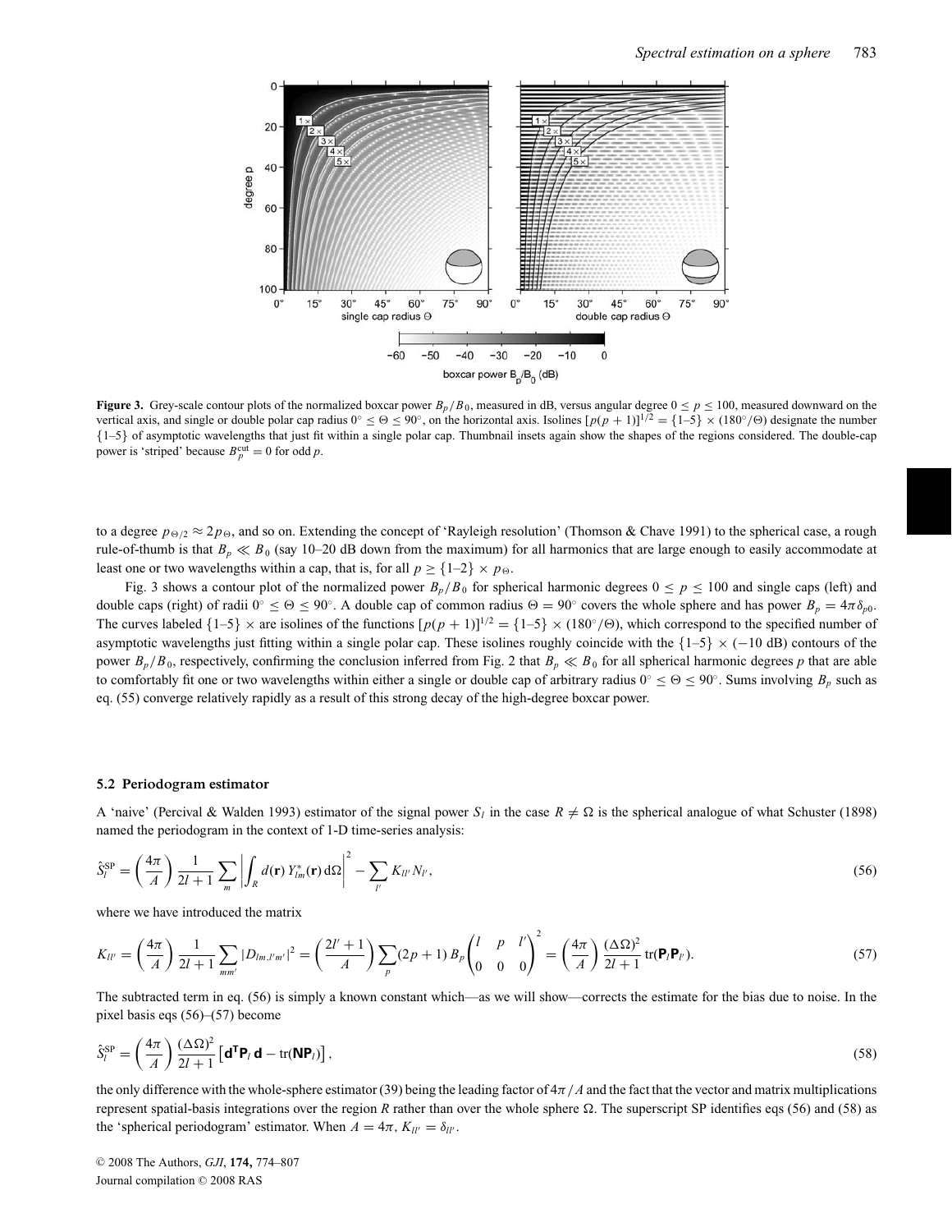**Figure 3.** Grey-scale contour plots of the normalized boxcar power $B_p/B_0$, measured in dB, versus angular degree $0 \le p \le 100$, measured downward on the vertical axis, and single or double polar cap radius $0^\circ \le \Theta \le 90^\circ$, on the horizontal axis. Isolines $[p(p+1)]^{1/2} = \{1\text{–}5\} \times (180^\circ/\Theta)$ designate the number $\{1\text{–}5\}$ of asymptotic wavelengths that just fit within a single polar cap. Thumbnail insets again show the shapes of the regions considered. The double-cap power is 'striped' because $B_p^{\rm cut} = 0$ for odd $p$.

to a degree $p_{\Theta/2} \approx 2p_\Theta$, and so on. Extending the concept of 'Rayleigh resolution' (Thomson & Chave 1991) to the spherical case, a rough rule-of-thumb is that $B_p \ll B_0$ (say 10–20 dB down from the maximum) for all harmonics that are large enough to easily accommodate at least one or two wavelengths within a cap, that is, for all $p \ge \{1\text{–}2\} \times p_\Theta$.

Fig. 3 shows a contour plot of the normalized power $B_p/B_0$ for spherical harmonic degrees $0 \le p \le 100$ and single caps (left) and double caps (right) of radii $0^\circ \le \Theta \le 90^\circ$. A double cap of common radius $\Theta = 90^\circ$ covers the whole sphere and has power $B_p = 4\pi\delta_{p0}$. The curves labeled $\{1\text{–}5\} \times$ are isolines of the functions $[p(p+1)]^{1/2} = \{1\text{–}5\} \times (180^\circ/\Theta)$, which correspond to the specified number of asymptotic wavelengths just fitting within a single polar cap. These isolines roughly coincide with the $\{1\text{–}5\} \times (-10\ \text{dB})$ contours of the power $B_p/B_0$, respectively, confirming the conclusion inferred from Fig. 2 that $B_p \ll B_0$ for all spherical harmonic degrees $p$ that are able to comfortably fit one or two wavelengths within either a single or double cap of arbitrary radius $0^\circ \le \Theta \le 90^\circ$. Sums involving $B_p$ such as eq. (55) converge relatively rapidly as a result of this strong decay of the high-degree boxcar power.

### 5.2 Periodogram estimator

A 'naive' (Percival & Walden 1993) estimator of the signal power $S_l$ in the case $R \ne \Omega$ is the spherical analogue of what Schuster (1898) named the periodogram in the context of 1-D time-series analysis:

$$\hat{S}_l^{\rm SP} = \left(\frac{4\pi}{A}\right) \frac{1}{2l+1} \sum_m \left| \int_R d(\mathbf{r})\, Y_{lm}^*(\mathbf{r})\, d\Omega \right|^2 - \sum_{l'} K_{ll'} N_{l'}, \tag{56}$$

where we have introduced the matrix

$$K_{ll'} = \left(\frac{4\pi}{A}\right) \frac{1}{2l+1} \sum_{mm'} |D_{lm,l'm'}|^2 = \left(\frac{2l'+1}{A}\right) \sum_p (2p+1)\, B_p \begin{pmatrix} l & p & l' \\ 0 & 0 & 0 \end{pmatrix}^2 = \left(\frac{4\pi}{A}\right) \frac{(\Delta\Omega)^2}{2l+1} \operatorname{tr}(\mathbf{P}_l \mathbf{P}_{l'}). \tag{57}$$

The subtracted term in eq. (56) is simply a known constant which—as we will show—corrects the estimate for the bias due to noise. In the pixel basis eqs (56)–(57) become

$$\hat{S}_l^{\rm SP} = \left(\frac{4\pi}{A}\right) \frac{(\Delta\Omega)^2}{2l+1} \left[ \mathbf{d}^{\mathsf{T}} \mathbf{P}_l\, \mathbf{d} - \operatorname{tr}(\mathbf{N}\mathbf{P}_l) \right], \tag{58}$$

the only difference with the whole-sphere estimator (39) being the leading factor of $4\pi/A$ and the fact that the vector and matrix multiplications represent spatial-basis integrations over the region $R$ rather than over the whole sphere $\Omega$. The superscript SP identifies eqs (56) and (58) as the 'spherical periodogram' estimator. When $A = 4\pi$, $K_{ll'} = \delta_{ll'}$.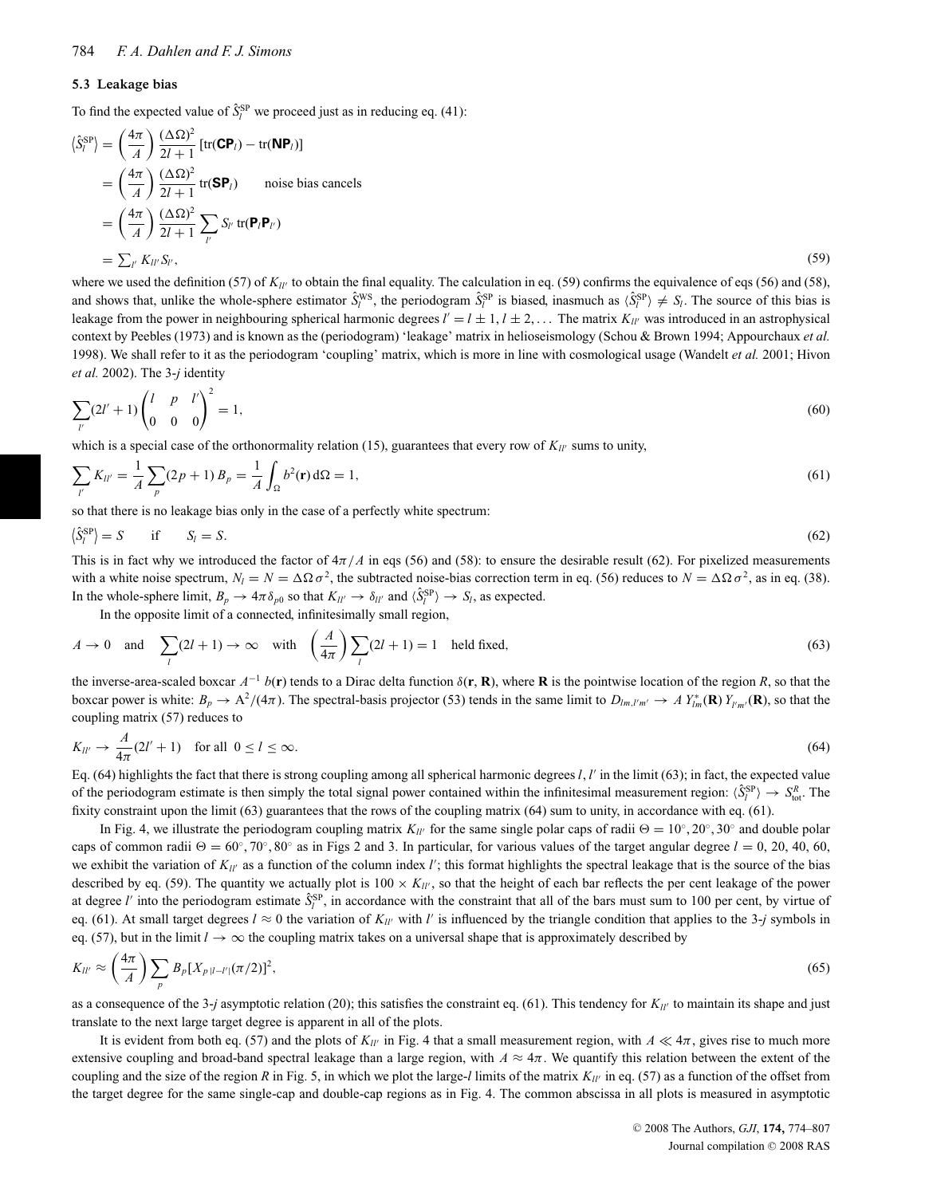### 5.3 Leakage bias

To find the expected value of $\hat{S}_l^{\mathrm{SP}}$ we proceed just as in reducing eq. (41):

$$
\begin{aligned}
\langle \hat{S}_l^{\mathrm{SP}} \rangle &= \left(\frac{4\pi}{A}\right) \frac{(\Delta\Omega)^2}{2l+1} \left[\mathrm{tr}(\mathbf{CP}_l) - \mathrm{tr}(\mathbf{NP}_l)\right] \\
&= \left(\frac{4\pi}{A}\right) \frac{(\Delta\Omega)^2}{2l+1} \mathrm{tr}(\mathbf{SP}_l) \qquad \text{noise bias cancels} \\
&= \left(\frac{4\pi}{A}\right) \frac{(\Delta\Omega)^2}{2l+1} \sum_{l'} S_{l'} \,\mathrm{tr}(\mathbf{P}_l \mathbf{P}_{l'}) \\
&= \textstyle\sum_{l'} K_{ll'} S_{l'},
\end{aligned}
\tag{59}
$$

where we used the definition (57) of $K_{ll'}$ to obtain the final equality. The calculation in eq. (59) confirms the equivalence of eqs (56) and (58), and shows that, unlike the whole-sphere estimator $\hat{S}_l^{\mathrm{WS}}$, the periodogram $\hat{S}_l^{\mathrm{SP}}$ is biased, inasmuch as $\langle \hat{S}_l^{\mathrm{SP}} \rangle \neq S_l$. The source of this bias is leakage from the power in neighbouring spherical harmonic degrees $l' = l \pm 1, l \pm 2, \ldots$ The matrix $K_{ll'}$ was introduced in an astrophysical context by Peebles (1973) and is known as the (periodogram) 'leakage' matrix in helioseismology (Schou & Brown 1994; Appourchaux *et al.* 1998). We shall refer to it as the periodogram 'coupling' matrix, which is more in line with cosmological usage (Wandelt *et al.* 2001; Hivon *et al.* 2002). The 3-$j$ identity

$$
\sum_{l'} (2l'+1) \begin{pmatrix} l & p & l' \\ 0 & 0 & 0 \end{pmatrix}^2 = 1,
\tag{60}
$$

which is a special case of the orthonormality relation (15), guarantees that every row of $K_{ll'}$ sums to unity,

$$
\sum_{l'} K_{ll'} = \frac{1}{A} \sum_p (2p+1)\, B_p = \frac{1}{A} \int_\Omega b^2(\mathbf{r})\, d\Omega = 1,
\tag{61}
$$

so that there is no leakage bias only in the case of a perfectly white spectrum:

$$
\langle \hat{S}_l^{\mathrm{SP}} \rangle = S \qquad \text{if} \qquad S_l = S.
\tag{62}
$$

This is in fact why we introduced the factor of $4\pi/A$ in eqs (56) and (58): to ensure the desirable result (62). For pixelized measurements with a white noise spectrum, $N_l = N = \Delta\Omega\,\sigma^2$, the subtracted noise-bias correction term in eq. (56) reduces to $N = \Delta\Omega\,\sigma^2$, as in eq. (38). In the whole-sphere limit, $B_p \to 4\pi\delta_{p0}$ so that $K_{ll'} \to \delta_{ll'}$ and $\langle \hat{S}_l^{\mathrm{SP}} \rangle \to S_l$, as expected.

In the opposite limit of a connected, infinitesimally small region,

$$
A \to 0 \quad \text{and} \quad \sum_l (2l+1) \to \infty \quad \text{with} \quad \left(\frac{A}{4\pi}\right) \sum_l (2l+1) = 1 \quad \text{held fixed},
\tag{63}
$$

the inverse-area-scaled boxcar $A^{-1}\, b(\mathbf{r})$ tends to a Dirac delta function $\delta(\mathbf{r}, \mathbf{R})$, where $\mathbf{R}$ is the pointwise location of the region $R$, so that the boxcar power is white: $B_p \to A^2/(4\pi)$. The spectral-basis projector (53) tends in the same limit to $D_{lm,l'm'} \to A\, Y_{lm}^*(\mathbf{R})\, Y_{l'm'}(\mathbf{R})$, so that the coupling matrix (57) reduces to

$$
K_{ll'} \to \frac{A}{4\pi}(2l'+1) \quad \text{for all} \;\; 0 \le l \le \infty.
\tag{64}
$$

Eq. (64) highlights the fact that there is strong coupling among all spherical harmonic degrees $l, l'$ in the limit (63); in fact, the expected value of the periodogram estimate is then simply the total signal power contained within the infinitesimal measurement region: $\langle \hat{S}_l^{\mathrm{SP}} \rangle \to S_{\mathrm{tot}}^R$. The fixity constraint upon the limit (63) guarantees that the rows of the coupling matrix (64) sum to unity, in accordance with eq. (61).

In Fig. 4, we illustrate the periodogram coupling matrix $K_{ll'}$ for the same single polar caps of radii $\Theta = 10^\circ, 20^\circ, 30^\circ$ and double polar caps of common radii $\Theta = 60^\circ, 70^\circ, 80^\circ$ as in Figs 2 and 3. In particular, for various values of the target angular degree $l = 0$, 20, 40, 60, we exhibit the variation of $K_{ll'}$ as a function of the column index $l'$; this format highlights the spectral leakage that is the source of the bias described by eq. (59). The quantity we actually plot is $100 \times K_{ll'}$, so that the height of each bar reflects the per cent leakage of the power at degree $l'$ into the periodogram estimate $\hat{S}_l^{\mathrm{SP}}$, in accordance with the constraint that all of the bars must sum to 100 per cent, by virtue of eq. (61). At small target degrees $l \approx 0$ the variation of $K_{ll'}$ with $l'$ is influenced by the triangle condition that applies to the 3-$j$ symbols in eq. (57), but in the limit $l \to \infty$ the coupling matrix takes on a universal shape that is approximately described by

$$
K_{ll'} \approx \left(\frac{4\pi}{A}\right) \sum_p B_p [X_{p\,|l-l'|}(\pi/2)]^2,
\tag{65}
$$

as a consequence of the 3-$j$ asymptotic relation (20); this satisfies the constraint eq. (61). This tendency for $K_{ll'}$ to maintain its shape and just translate to the next large target degree is apparent in all of the plots.

It is evident from both eq. (57) and the plots of $K_{ll'}$ in Fig. 4 that a small measurement region, with $A \ll 4\pi$, gives rise to much more extensive coupling and broad-band spectral leakage than a large region, with $A \approx 4\pi$. We quantify this relation between the extent of the coupling and the size of the region $R$ in Fig. 5, in which we plot the large-$l$ limits of the matrix $K_{ll'}$ in eq. (57) as a function of the offset from the target degree for the same single-cap and double-cap regions as in Fig. 4. The common abscissa in all plots is measured in asymptotic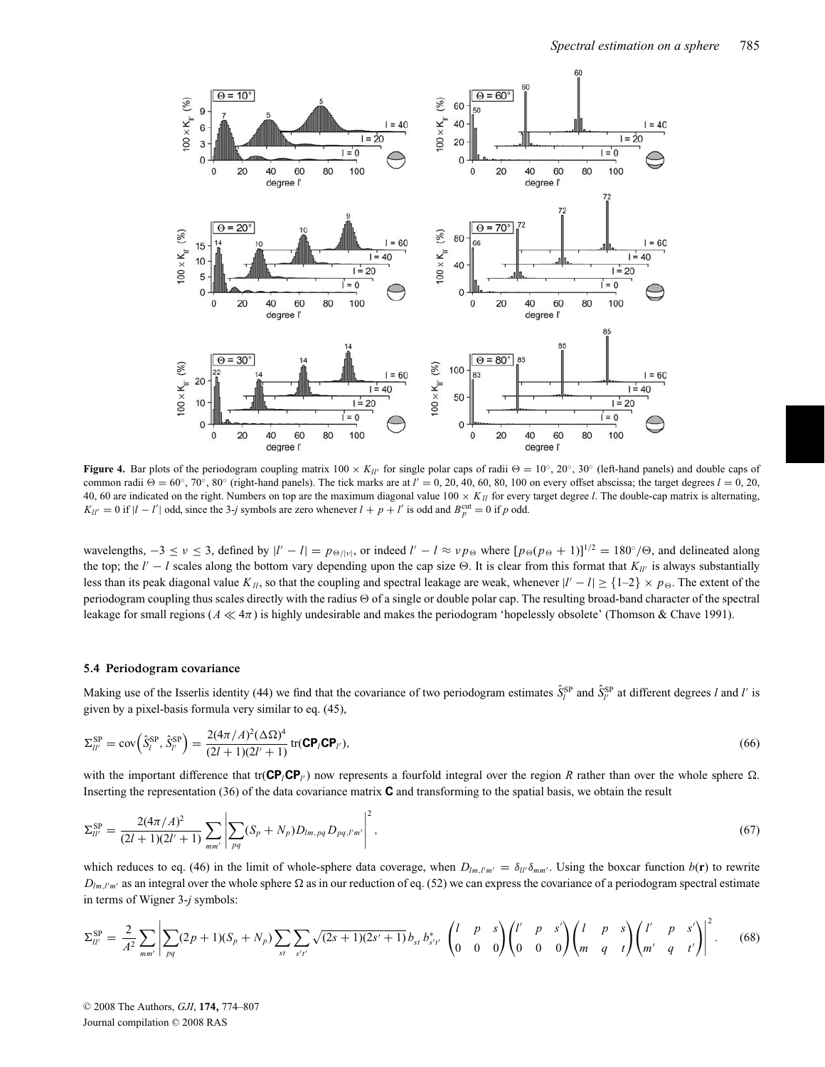**Figure 4.** Bar plots of the periodogram coupling matrix $100 \times K_{ll'}$ for single polar caps of radii $\Theta = 10°$, $20°$, $30°$ (left-hand panels) and double caps of common radii $\Theta = 60°$, $70°$, $80°$ (right-hand panels). The tick marks are at $l' = 0$, 20, 40, 60, 80, 100 on every offset abscissa; the target degrees $l = 0$, 20, 40, 60 are indicated on the right. Numbers on top are the maximum diagonal value $100 \times K_{ll}$ for every target degree $l$. The double-cap matrix is alternating, $K_{ll'} = 0$ if $|l - l'|$ odd, since the 3-$j$ symbols are zero whenever $l + p + l'$ is odd and $B_p^{\mathrm{cut}} = 0$ if $p$ odd.

wavelengths, $-3 \le \nu \le 3$, defined by $|l' - l| = p_{\Theta/|\nu|}$, or indeed $l' - l \approx \nu p_\Theta$ where $[p_\Theta(p_\Theta + 1)]^{1/2} = 180°/\Theta$, and delineated along the top; the $l' - l$ scales along the bottom vary depending upon the cap size $\Theta$. It is clear from this format that $K_{ll'}$ is always substantially less than its peak diagonal value $K_{ll}$, so that the coupling and spectral leakage are weak, whenever $|l' - l| \ge \{1\text{–}2\} \times p_\Theta$. The extent of the periodogram coupling thus scales directly with the radius $\Theta$ of a single or double polar cap. The resulting broad-band character of the spectral leakage for small regions ($A \ll 4\pi$) is highly undesirable and makes the periodogram 'hopelessly obsolete' (Thomson & Chave 1991).

### 5.4 Periodogram covariance

Making use of the Isserlis identity (44) we find that the covariance of two periodogram estimates $\hat{S}_l^{\mathrm{SP}}$ and $\hat{S}_{l'}^{\mathrm{SP}}$ at different degrees $l$ and $l'$ is given by a pixel-basis formula very similar to eq. (45),

$$\Sigma_{ll'}^{\mathrm{SP}} = \mathrm{cov}\left(\hat{S}_l^{\mathrm{SP}}, \hat{S}_{l'}^{\mathrm{SP}}\right) = \frac{2(4\pi/A)^2(\Delta\Omega)^4}{(2l+1)(2l'+1)}\,\mathrm{tr}(\mathbf{CP}_l\mathbf{CP}_{l'}), \tag{66}$$

with the important difference that $\mathrm{tr}(\mathbf{CP}_l\mathbf{CP}_{l'})$ now represents a fourfold integral over the region $R$ rather than over the whole sphere $\Omega$. Inserting the representation (36) of the data covariance matrix $\mathbf{C}$ and transforming to the spatial basis, we obtain the result

$$\Sigma_{ll'}^{\mathrm{SP}} = \frac{2(4\pi/A)^2}{(2l+1)(2l'+1)} \sum_{mm'} \left| \sum_{pq} (S_p + N_p) D_{lm,pq} D_{pq,l'm'} \right|^2, \tag{67}$$

which reduces to eq. (46) in the limit of whole-sphere data coverage, when $D_{lm,l'm'} = \delta_{ll'}\delta_{mm'}$. Using the boxcar function $b(\mathbf{r})$ to rewrite $D_{lm,l'm'}$ as an integral over the whole sphere $\Omega$ as in our reduction of eq. (52) we can express the covariance of a periodogram spectral estimate in terms of Wigner 3-$j$ symbols:

$$\Sigma_{ll'}^{\mathrm{SP}} = \frac{2}{A^2} \sum_{mm'} \left| \sum_{pq} (2p+1)(S_p + N_p) \sum_{st} \sum_{s't'} \sqrt{(2s+1)(2s'+1)}\, b_{st}\, b_{s't'}^* \begin{pmatrix} l & p & s \\ 0 & 0 & 0 \end{pmatrix} \begin{pmatrix} l' & p & s' \\ 0 & 0 & 0 \end{pmatrix} \begin{pmatrix} l & p & s \\ m & q & t \end{pmatrix} \begin{pmatrix} l' & p & s' \\ m' & q & t' \end{pmatrix} \right|^2. \tag{68}$$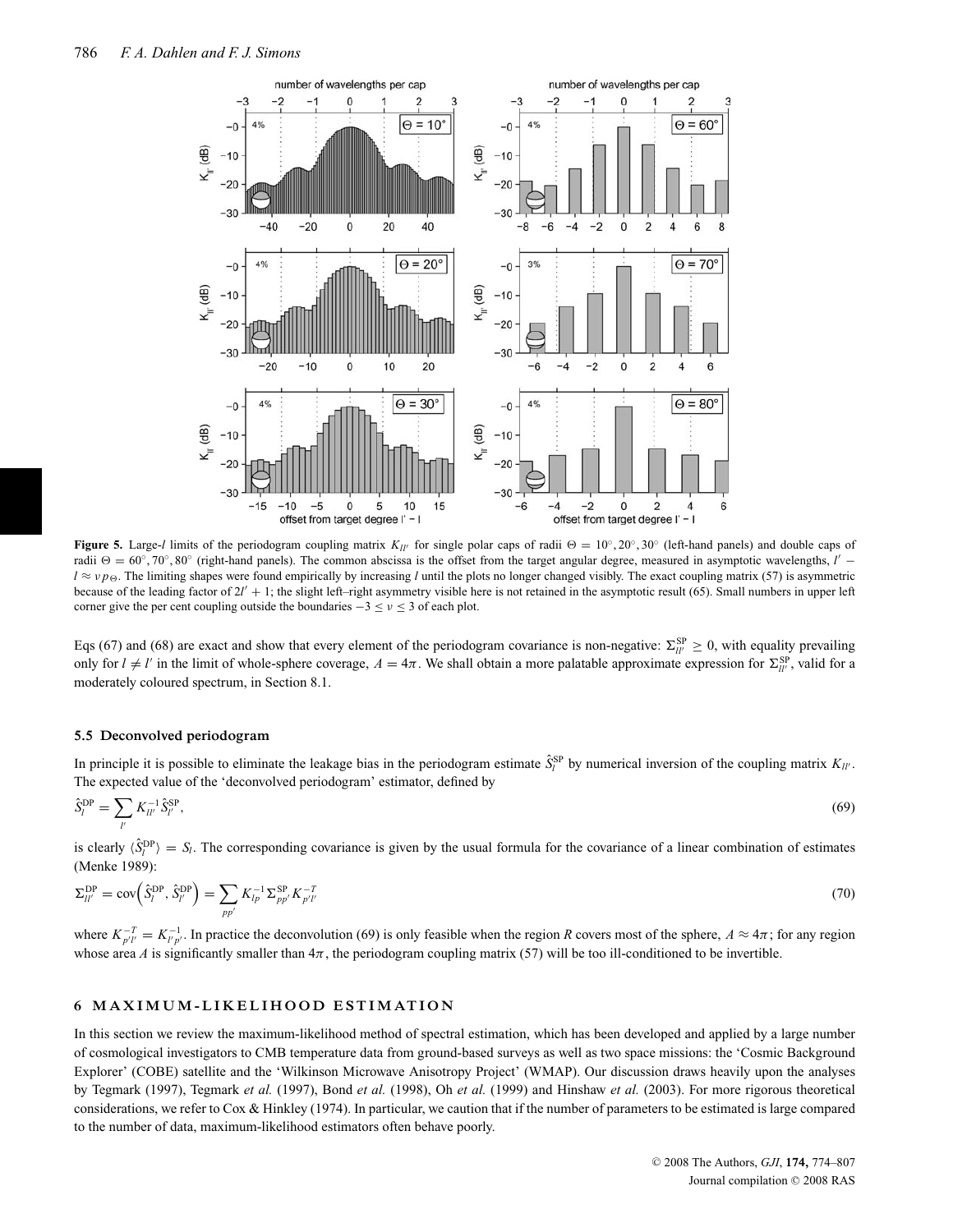**Figure 5.** Large-$l$ limits of the periodogram coupling matrix $K_{ll'}$ for single polar caps of radii $\Theta = 10^\circ, 20^\circ, 30^\circ$ (left-hand panels) and double caps of radii $\Theta = 60^\circ, 70^\circ, 80^\circ$ (right-hand panels). The common abscissa is the offset from the target angular degree, measured in asymptotic wavelengths, $l' - l \approx \nu p_\Theta$. The limiting shapes were found empirically by increasing $l$ until the plots no longer changed visibly. The exact coupling matrix (57) is asymmetric because of the leading factor of $2l' + 1$; the slight left–right asymmetry visible here is not retained in the asymptotic result (65). Small numbers in upper left corner give the per cent coupling outside the boundaries $-3 \le \nu \le 3$ of each plot.

Eqs (67) and (68) are exact and show that every element of the periodogram covariance is non-negative: $\Sigma^{\rm SP}_{ll'} \ge 0$, with equality prevailing only for $l \ne l'$ in the limit of whole-sphere coverage, $A = 4\pi$. We shall obtain a more palatable approximate expression for $\Sigma^{\rm SP}_{ll'}$, valid for a moderately coloured spectrum, in Section 8.1.

### 5.5 Deconvolved periodogram

In principle it is possible to eliminate the leakage bias in the periodogram estimate $\hat{S}^{\rm SP}_l$ by numerical inversion of the coupling matrix $K_{ll'}$. The expected value of the 'deconvolved periodogram' estimator, defined by

$$\hat{S}^{\rm DP}_l = \sum_{l'} K^{-1}_{ll'} \hat{S}^{\rm SP}_{l'}, \tag{69}$$

is clearly $\langle \hat{S}^{\rm DP}_l \rangle = S_l$. The corresponding covariance is given by the usual formula for the covariance of a linear combination of estimates (Menke 1989):

$$\Sigma^{\rm DP}_{ll'} = {\rm cov}\left(\hat{S}^{\rm DP}_l, \hat{S}^{\rm DP}_{l'}\right) = \sum_{pp'} K^{-1}_{lp} \Sigma^{\rm SP}_{pp'} K^{-T}_{p'l'} \tag{70}$$

where $K^{-T}_{p'l'} = K^{-1}_{l'p'}$. In practice the deconvolution (69) is only feasible when the region $R$ covers most of the sphere, $A \approx 4\pi$; for any region whose area $A$ is significantly smaller than $4\pi$, the periodogram coupling matrix (57) will be too ill-conditioned to be invertible.

## 6 MAXIMUM-LIKELIHOOD ESTIMATION

In this section we review the maximum-likelihood method of spectral estimation, which has been developed and applied by a large number of cosmological investigators to CMB temperature data from ground-based surveys as well as two space missions: the 'Cosmic Background Explorer' (COBE) satellite and the 'Wilkinson Microwave Anisotropy Project' (WMAP). Our discussion draws heavily upon the analyses by Tegmark (1997), Tegmark *et al.* (1997), Bond *et al.* (1998), Oh *et al.* (1999) and Hinshaw *et al.* (2003). For more rigorous theoretical considerations, we refer to Cox & Hinkley (1974). In particular, we caution that if the number of parameters to be estimated is large compared to the number of data, maximum-likelihood estimators often behave poorly.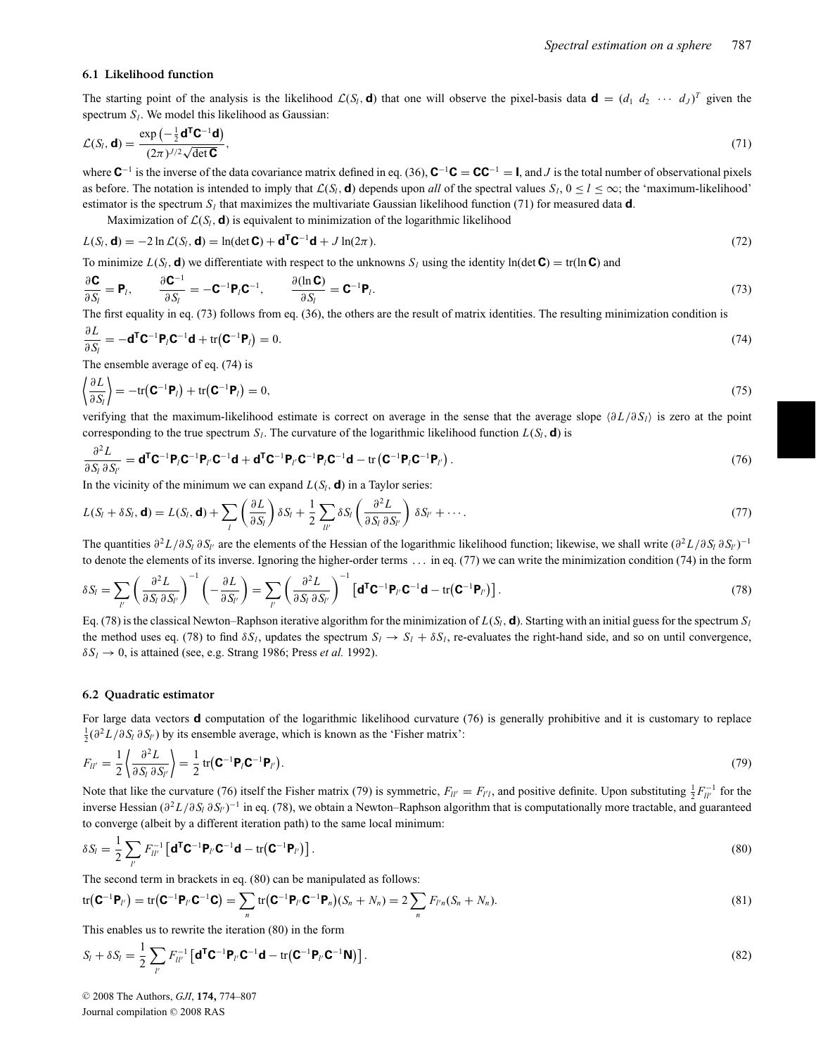### 6.1 Likelihood function

The starting point of the analysis is the likelihood $\mathcal{L}(S_l, \mathbf{d})$ that one will observe the pixel-basis data $\mathbf{d} = (d_1\ d_2\ \cdots\ d_J)^T$ given the spectrum $S_l$. We model this likelihood as Gaussian:

$$\mathcal{L}(S_l, \mathbf{d}) = \frac{\exp\left(-\frac{1}{2}\mathbf{d}^{\mathsf{T}}\mathbf{C}^{-1}\mathbf{d}\right)}{(2\pi)^{J/2}\sqrt{\det \mathbf{C}}}, \tag{71}$$

where $\mathbf{C}^{-1}$ is the inverse of the data covariance matrix defined in eq. (36), $\mathbf{C}^{-1}\mathbf{C} = \mathbf{C}\mathbf{C}^{-1} = \mathbf{I}$, and $J$ is the total number of observational pixels as before. The notation is intended to imply that $\mathcal{L}(S_l, \mathbf{d})$ depends upon *all* of the spectral values $S_l$, $0 \le l \le \infty$; the 'maximum-likelihood' estimator is the spectrum $S_l$ that maximizes the multivariate Gaussian likelihood function (71) for measured data $\mathbf{d}$.

Maximization of $\mathcal{L}(S_l, \mathbf{d})$ is equivalent to minimization of the logarithmic likelihood

$$L(S_l, \mathbf{d}) = -2\ln \mathcal{L}(S_l, \mathbf{d}) = \ln(\det \mathbf{C}) + \mathbf{d}^{\mathsf{T}}\mathbf{C}^{-1}\mathbf{d} + J\ln(2\pi). \tag{72}$$

To minimize $L(S_l, \mathbf{d})$ we differentiate with respect to the unknowns $S_l$ using the identity $\ln(\det \mathbf{C}) = \mathrm{tr}(\ln \mathbf{C})$ and

$$\frac{\partial \mathbf{C}}{\partial S_l} = \mathbf{P}_l, \qquad \frac{\partial \mathbf{C}^{-1}}{\partial S_l} = -\mathbf{C}^{-1}\mathbf{P}_l\mathbf{C}^{-1}, \qquad \frac{\partial(\ln \mathbf{C})}{\partial S_l} = \mathbf{C}^{-1}\mathbf{P}_l. \tag{73}$$

The first equality in eq. (73) follows from eq. (36), the others are the result of matrix identities. The resulting minimization condition is

$$\frac{\partial L}{\partial S_l} = -\mathbf{d}^{\mathsf{T}}\mathbf{C}^{-1}\mathbf{P}_l\mathbf{C}^{-1}\mathbf{d} + \mathrm{tr}\left(\mathbf{C}^{-1}\mathbf{P}_l\right) = 0. \tag{74}$$

The ensemble average of eq. (74) is

$$\left\langle \frac{\partial L}{\partial S_l} \right\rangle = -\mathrm{tr}\left(\mathbf{C}^{-1}\mathbf{P}_l\right) + \mathrm{tr}\left(\mathbf{C}^{-1}\mathbf{P}_l\right) = 0, \tag{75}$$

verifying that the maximum-likelihood estimate is correct on average in the sense that the average slope $\langle \partial L/\partial S_l \rangle$ is zero at the point corresponding to the true spectrum $S_l$. The curvature of the logarithmic likelihood function $L(S_l, \mathbf{d})$ is

$$\frac{\partial^2 L}{\partial S_l\, \partial S_{l'}} = \mathbf{d}^{\mathsf{T}}\mathbf{C}^{-1}\mathbf{P}_l\mathbf{C}^{-1}\mathbf{P}_{l'}\mathbf{C}^{-1}\mathbf{d} + \mathbf{d}^{\mathsf{T}}\mathbf{C}^{-1}\mathbf{P}_{l'}\mathbf{C}^{-1}\mathbf{P}_l\mathbf{C}^{-1}\mathbf{d} - \mathrm{tr}\left(\mathbf{C}^{-1}\mathbf{P}_l\mathbf{C}^{-1}\mathbf{P}_{l'}\right). \tag{76}$$

In the vicinity of the minimum we can expand $L(S_l, \mathbf{d})$ in a Taylor series:

$$L(S_l + \delta S_l, \mathbf{d}) = L(S_l, \mathbf{d}) + \sum_l \left(\frac{\partial L}{\partial S_l}\right)\delta S_l + \frac{1}{2}\sum_{ll'} \delta S_l \left(\frac{\partial^2 L}{\partial S_l\, \partial S_{l'}}\right)\delta S_{l'} + \cdots. \tag{77}$$

The quantities $\partial^2 L/\partial S_l\, \partial S_{l'}$ are the elements of the Hessian of the logarithmic likelihood function; likewise, we shall write $(\partial^2 L/\partial S_l\, \partial S_{l'})^{-1}$ to denote the elements of its inverse. Ignoring the higher-order terms $\ldots$ in eq. (77) we can write the minimization condition (74) in the form

$$\delta S_l = \sum_{l'} \left(\frac{\partial^2 L}{\partial S_l\, \partial S_{l'}}\right)^{-1}\left(-\frac{\partial L}{\partial S_{l'}}\right) = \sum_{l'} \left(\frac{\partial^2 L}{\partial S_l\, \partial S_{l'}}\right)^{-1}\left[\mathbf{d}^{\mathsf{T}}\mathbf{C}^{-1}\mathbf{P}_{l'}\mathbf{C}^{-1}\mathbf{d} - \mathrm{tr}\left(\mathbf{C}^{-1}\mathbf{P}_{l'}\right)\right]. \tag{78}$$

Eq. (78) is the classical Newton–Raphson iterative algorithm for the minimization of $L(S_l, \mathbf{d})$. Starting with an initial guess for the spectrum $S_l$ the method uses eq. (78) to find $\delta S_l$, updates the spectrum $S_l \to S_l + \delta S_l$, re-evaluates the right-hand side, and so on until convergence, $\delta S_l \to 0$, is attained (see, e.g. Strang 1986; Press *et al.* 1992).

### 6.2 Quadratic estimator

For large data vectors $\mathbf{d}$ computation of the logarithmic likelihood curvature (76) is generally prohibitive and it is customary to replace $\frac{1}{2}(\partial^2 L/\partial S_l\, \partial S_{l'})$ by its ensemble average, which is known as the 'Fisher matrix':

$$F_{ll'} = \frac{1}{2}\left\langle \frac{\partial^2 L}{\partial S_l\, \partial S_{l'}} \right\rangle = \frac{1}{2}\,\mathrm{tr}\left(\mathbf{C}^{-1}\mathbf{P}_l\mathbf{C}^{-1}\mathbf{P}_{l'}\right). \tag{79}$$

Note that like the curvature (76) itself the Fisher matrix (79) is symmetric, $F_{ll'} = F_{l'l}$, and positive definite. Upon substituting $\frac{1}{2}F_{ll'}^{-1}$ for the inverse Hessian $(\partial^2 L/\partial S_l\, \partial S_{l'})^{-1}$ in eq. (78), we obtain a Newton–Raphson algorithm that is computationally more tractable, and guaranteed to converge (albeit by a different iteration path) to the same local minimum:

$$\delta S_l = \frac{1}{2}\sum_{l'} F_{ll'}^{-1}\left[\mathbf{d}^{\mathsf{T}}\mathbf{C}^{-1}\mathbf{P}_{l'}\mathbf{C}^{-1}\mathbf{d} - \mathrm{tr}\left(\mathbf{C}^{-1}\mathbf{P}_{l'}\right)\right]. \tag{80}$$

The second term in brackets in eq. (80) can be manipulated as follows:

$$\mathrm{tr}\left(\mathbf{C}^{-1}\mathbf{P}_{l'}\right) = \mathrm{tr}\left(\mathbf{C}^{-1}\mathbf{P}_{l'}\mathbf{C}^{-1}\mathbf{C}\right) = \sum_n \mathrm{tr}\left(\mathbf{C}^{-1}\mathbf{P}_{l'}\mathbf{C}^{-1}\mathbf{P}_n\right)(S_n + N_n) = 2\sum_n F_{l'n}(S_n + N_n). \tag{81}$$

This enables us to rewrite the iteration (80) in the form

$$S_l + \delta S_l = \frac{1}{2}\sum_{l'} F_{ll'}^{-1}\left[\mathbf{d}^{\mathsf{T}}\mathbf{C}^{-1}\mathbf{P}_{l'}\mathbf{C}^{-1}\mathbf{d} - \mathrm{tr}\left(\mathbf{C}^{-1}\mathbf{P}_{l'}\mathbf{C}^{-1}\mathbf{N}\right)\right]. \tag{82}$$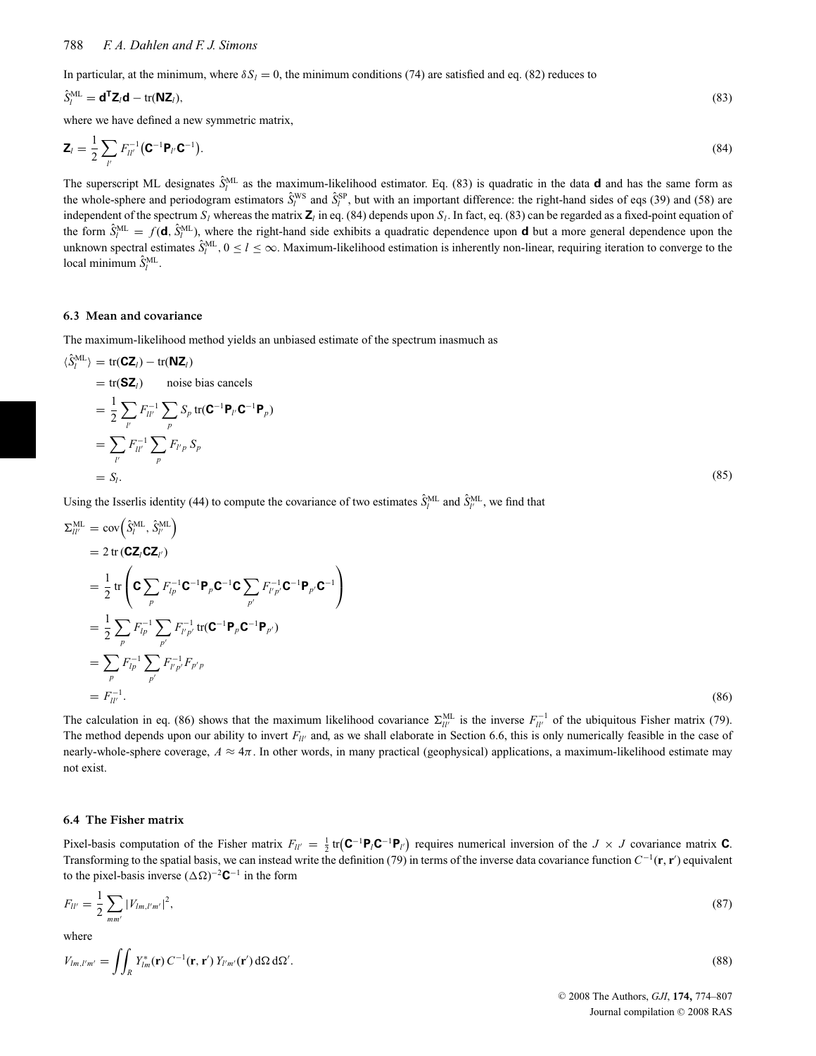In particular, at the minimum, where $\delta S_l = 0$, the minimum conditions (74) are satisfied and eq. (82) reduces to

$$\hat{S}_l^{\mathrm{ML}} = \mathbf{d}^{\mathsf{T}}\mathbf{Z}_l\mathbf{d} - \mathrm{tr}(\mathbf{N}\mathbf{Z}_l), \tag{83}$$

where we have defined a new symmetric matrix,

$$\mathbf{Z}_l = \frac{1}{2}\sum_{l'} F_{ll'}^{-1}\left(\mathbf{C}^{-1}\mathbf{P}_{l'}\mathbf{C}^{-1}\right). \tag{84}$$

The superscript ML designates $\hat{S}_l^{\mathrm{ML}}$ as the maximum-likelihood estimator. Eq. (83) is quadratic in the data $\mathbf{d}$ and has the same form as the whole-sphere and periodogram estimators $\hat{S}_l^{\mathrm{WS}}$ and $\hat{S}_l^{\mathrm{SP}}$, but with an important difference: the right-hand sides of eqs (39) and (58) are independent of the spectrum $S_l$ whereas the matrix $\mathbf{Z}_l$ in eq. (84) depends upon $S_l$. In fact, eq. (83) can be regarded as a fixed-point equation of the form $\hat{S}_l^{\mathrm{ML}} = f(\mathbf{d}, \hat{S}_l^{\mathrm{ML}})$, where the right-hand side exhibits a quadratic dependence upon $\mathbf{d}$ but a more general dependence upon the unknown spectral estimates $\hat{S}_l^{\mathrm{ML}}$, $0 \le l \le \infty$. Maximum-likelihood estimation is inherently non-linear, requiring iteration to converge to the local minimum $\hat{S}_l^{\mathrm{ML}}$.

### 6.3 Mean and covariance

The maximum-likelihood method yields an unbiased estimate of the spectrum inasmuch as

$$\begin{aligned}
\langle \hat{S}_l^{\mathrm{ML}} \rangle &= \mathrm{tr}(\mathbf{C}\mathbf{Z}_l) - \mathrm{tr}(\mathbf{N}\mathbf{Z}_l) \\
&= \mathrm{tr}(\mathbf{S}\mathbf{Z}_l) \qquad \text{noise bias cancels} \\
&= \frac{1}{2}\sum_{l'} F_{ll'}^{-1}\sum_{p} S_p\, \mathrm{tr}(\mathbf{C}^{-1}\mathbf{P}_{l'}\mathbf{C}^{-1}\mathbf{P}_p) \\
&= \sum_{l'} F_{ll'}^{-1}\sum_{p} F_{l'p}\, S_p \\
&= S_l.
\end{aligned} \tag{85}$$

Using the Isserlis identity (44) to compute the covariance of two estimates $\hat{S}_l^{\mathrm{ML}}$ and $\hat{S}_{l'}^{\mathrm{ML}}$, we find that

$$\begin{aligned}
\Sigma_{ll'}^{\mathrm{ML}} &= \mathrm{cov}\left(\hat{S}_l^{\mathrm{ML}}, \hat{S}_{l'}^{\mathrm{ML}}\right) \\
&= 2\,\mathrm{tr}\,(\mathbf{C}\mathbf{Z}_l\mathbf{C}\mathbf{Z}_{l'}) \\
&= \frac{1}{2}\,\mathrm{tr}\left(\mathbf{C}\sum_{p} F_{lp}^{-1}\mathbf{C}^{-1}\mathbf{P}_p\mathbf{C}^{-1}\mathbf{C}\sum_{p'} F_{l'p'}^{-1}\mathbf{C}^{-1}\mathbf{P}_{p'}\mathbf{C}^{-1}\right) \\
&= \frac{1}{2}\sum_{p} F_{lp}^{-1}\sum_{p'} F_{l'p'}^{-1}\,\mathrm{tr}(\mathbf{C}^{-1}\mathbf{P}_p\mathbf{C}^{-1}\mathbf{P}_{p'}) \\
&= \sum_{p} F_{lp}^{-1}\sum_{p'} F_{l'p'}^{-1}F_{p'p} \\
&= F_{ll'}^{-1}.
\end{aligned} \tag{86}$$

The calculation in eq. (86) shows that the maximum likelihood covariance $\Sigma_{ll'}^{\mathrm{ML}}$ is the inverse $F_{ll'}^{-1}$ of the ubiquitous Fisher matrix (79). The method depends upon our ability to invert $F_{ll'}$ and, as we shall elaborate in Section 6.6, this is only numerically feasible in the case of nearly-whole-sphere coverage, $A \approx 4\pi$. In other words, in many practical (geophysical) applications, a maximum-likelihood estimate may not exist.

### 6.4 The Fisher matrix

Pixel-basis computation of the Fisher matrix $F_{ll'} = \frac{1}{2}\,\mathrm{tr}\left(\mathbf{C}^{-1}\mathbf{P}_l\mathbf{C}^{-1}\mathbf{P}_{l'}\right)$ requires numerical inversion of the $J \times J$ covariance matrix $\mathbf{C}$. Transforming to the spatial basis, we can instead write the definition (79) in terms of the inverse data covariance function $C^{-1}(\mathbf{r}, \mathbf{r}')$ equivalent to the pixel-basis inverse $(\Delta\Omega)^{-2}\mathbf{C}^{-1}$ in the form

$$F_{ll'} = \frac{1}{2}\sum_{mm'} |V_{lm,l'm'}|^2, \tag{87}$$

where

$$V_{lm,l'm'} = \iint_R Y_{lm}^*(\mathbf{r})\, C^{-1}(\mathbf{r}, \mathbf{r}')\, Y_{l'm'}(\mathbf{r}')\, d\Omega\, d\Omega'. \tag{88}$$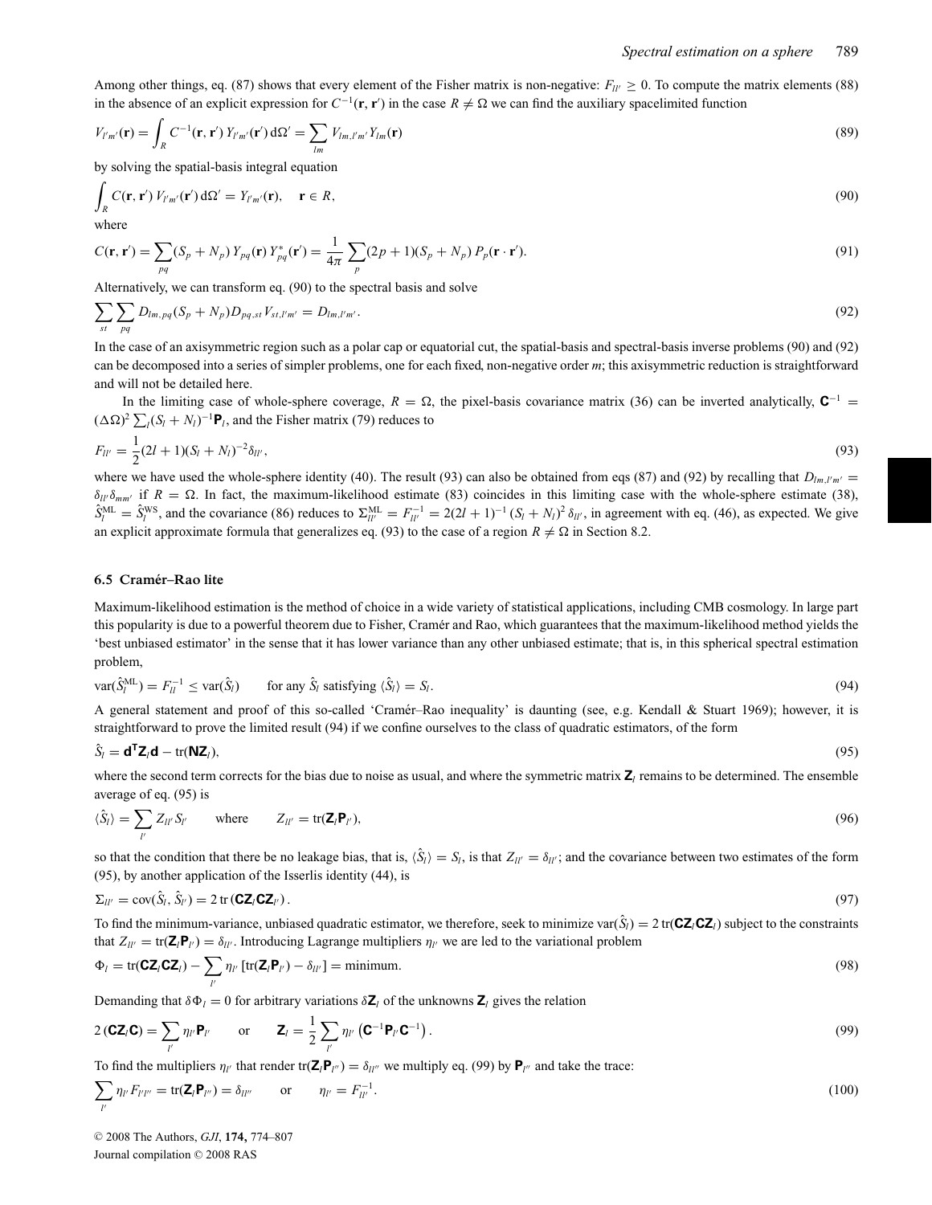Among other things, eq. (87) shows that every element of the Fisher matrix is non-negative: $F_{ll'} \geq 0$. To compute the matrix elements (88) in the absence of an explicit expression for $C^{-1}(\mathbf{r}, \mathbf{r}')$ in the case $R \neq \Omega$ we can find the auxiliary spacelimited function

$$V_{l'm'}(\mathbf{r}) = \int_R C^{-1}(\mathbf{r}, \mathbf{r}')\, Y_{l'm'}(\mathbf{r}')\, d\Omega' = \sum_{lm} V_{lm,l'm'}\, Y_{lm}(\mathbf{r}) \tag{89}$$

by solving the spatial-basis integral equation

$$\int_R C(\mathbf{r}, \mathbf{r}')\, V_{l'm'}(\mathbf{r}')\, d\Omega' = Y_{l'm'}(\mathbf{r}), \quad \mathbf{r} \in R, \tag{90}$$

where

$$C(\mathbf{r}, \mathbf{r}') = \sum_{pq} (S_p + N_p)\, Y_{pq}(\mathbf{r})\, Y^*_{pq}(\mathbf{r}') = \frac{1}{4\pi} \sum_p (2p+1)(S_p + N_p)\, P_p(\mathbf{r} \cdot \mathbf{r}'). \tag{91}$$

Alternatively, we can transform eq. (90) to the spectral basis and solve

$$\sum_{st} \sum_{pq} D_{lm,pq}(S_p + N_p) D_{pq,st} V_{st,l'm'} = D_{lm,l'm'}. \tag{92}$$

In the case of an axisymmetric region such as a polar cap or equatorial cut, the spatial-basis and spectral-basis inverse problems (90) and (92) can be decomposed into a series of simpler problems, one for each fixed, non-negative order $m$; this axisymmetric reduction is straightforward and will not be detailed here.

In the limiting case of whole-sphere coverage, $R = \Omega$, the pixel-basis covariance matrix (36) can be inverted analytically, $\mathbf{C}^{-1} = (\Delta\Omega)^2 \sum_l (S_l + N_l)^{-1} \mathbf{P}_l$, and the Fisher matrix (79) reduces to

$$F_{ll'} = \frac{1}{2}(2l+1)(S_l + N_l)^{-2} \delta_{ll'}, \tag{93}$$

where we have used the whole-sphere identity (40). The result (93) can also be obtained from eqs (87) and (92) by recalling that $D_{lm,l'm'} = \delta_{ll'}\delta_{mm'}$ if $R = \Omega$. In fact, the maximum-likelihood estimate (83) coincides in this limiting case with the whole-sphere estimate (38), $\hat{S}_l^{\mathrm{ML}} = \hat{S}_l^{\mathrm{WS}}$, and the covariance (86) reduces to $\Sigma_{ll'}^{\mathrm{ML}} = F_{ll'}^{-1} = 2(2l+1)^{-1}(S_l + N_l)^2 \delta_{ll'}$, in agreement with eq. (46), as expected. We give an explicit approximate formula that generalizes eq. (93) to the case of a region $R \neq \Omega$ in Section 8.2.

### 6.5 Cramér–Rao lite

Maximum-likelihood estimation is the method of choice in a wide variety of statistical applications, including CMB cosmology. In large part this popularity is due to a powerful theorem due to Fisher, Cramér and Rao, which guarantees that the maximum-likelihood method yields the 'best unbiased estimator' in the sense that it has lower variance than any other unbiased estimate; that is, in this spherical spectral estimation problem,

$$\mathrm{var}(\hat{S}_l^{\mathrm{ML}}) = F_{ll}^{-1} \leq \mathrm{var}(\hat{S}_l) \qquad \text{for any } \hat{S}_l \text{ satisfying } \langle \hat{S}_l \rangle = S_l. \tag{94}$$

A general statement and proof of this so-called 'Cramér–Rao inequality' is daunting (see, e.g. Kendall & Stuart 1969); however, it is straightforward to prove the limited result (94) if we confine ourselves to the class of quadratic estimators, of the form

$$\hat{S}_l = \mathbf{d}^{\mathsf{T}} \mathbf{Z}_l \mathbf{d} - \mathrm{tr}(\mathbf{N}\mathbf{Z}_l), \tag{95}$$

where the second term corrects for the bias due to noise as usual, and where the symmetric matrix $\mathbf{Z}_l$ remains to be determined. The ensemble average of eq. (95) is

$$\langle \hat{S}_l \rangle = \sum_{l'} Z_{ll'} S_{l'} \qquad \text{where} \qquad Z_{ll'} = \mathrm{tr}(\mathbf{Z}_l \mathbf{P}_{l'}), \tag{96}$$

so that the condition that there be no leakage bias, that is, $\langle \hat{S}_l \rangle = S_l$, is that $Z_{ll'} = \delta_{ll'}$; and the covariance between two estimates of the form (95), by another application of the Isserlis identity (44), is

$$\Sigma_{ll'} = \mathrm{cov}(\hat{S}_l, \hat{S}_{l'}) = 2\, \mathrm{tr}\,(\mathbf{C}\mathbf{Z}_l \mathbf{C}\mathbf{Z}_{l'}). \tag{97}$$

To find the minimum-variance, unbiased quadratic estimator, we therefore, seek to minimize $\mathrm{var}(\hat{S}_l) = 2\,\mathrm{tr}(\mathbf{C}\mathbf{Z}_l\mathbf{C}\mathbf{Z}_l)$ subject to the constraints that $Z_{ll'} = \mathrm{tr}(\mathbf{Z}_l \mathbf{P}_{l'}) = \delta_{ll'}$. Introducing Lagrange multipliers $\eta_{l'}$ we are led to the variational problem

$$\Phi_l = \mathrm{tr}(\mathbf{C}\mathbf{Z}_l\mathbf{C}\mathbf{Z}_l) - \sum_{l'} \eta_{l'}\, [\mathrm{tr}(\mathbf{Z}_l \mathbf{P}_{l'}) - \delta_{ll'}] = \text{minimum}. \tag{98}$$

Demanding that $\delta\Phi_l = 0$ for arbitrary variations $\delta\mathbf{Z}_l$ of the unknowns $\mathbf{Z}_l$ gives the relation

$$2\,(\mathbf{C}\mathbf{Z}_l\mathbf{C}) = \sum_{l'} \eta_{l'} \mathbf{P}_{l'} \qquad \text{or} \qquad \mathbf{Z}_l = \frac{1}{2} \sum_{l'} \eta_{l'} \left( \mathbf{C}^{-1} \mathbf{P}_{l'} \mathbf{C}^{-1} \right). \tag{99}$$

To find the multipliers $\eta_{l'}$ that render $\mathrm{tr}(\mathbf{Z}_l \mathbf{P}_{l''}) = \delta_{ll''}$ we multiply eq. (99) by $\mathbf{P}_{l''}$ and take the trace:

$$\sum_{l'} \eta_{l'} F_{l'l''} = \mathrm{tr}(\mathbf{Z}_l \mathbf{P}_{l''}) = \delta_{ll''} \qquad \text{or} \qquad \eta_{l'} = F_{ll'}^{-1}. \tag{100}$$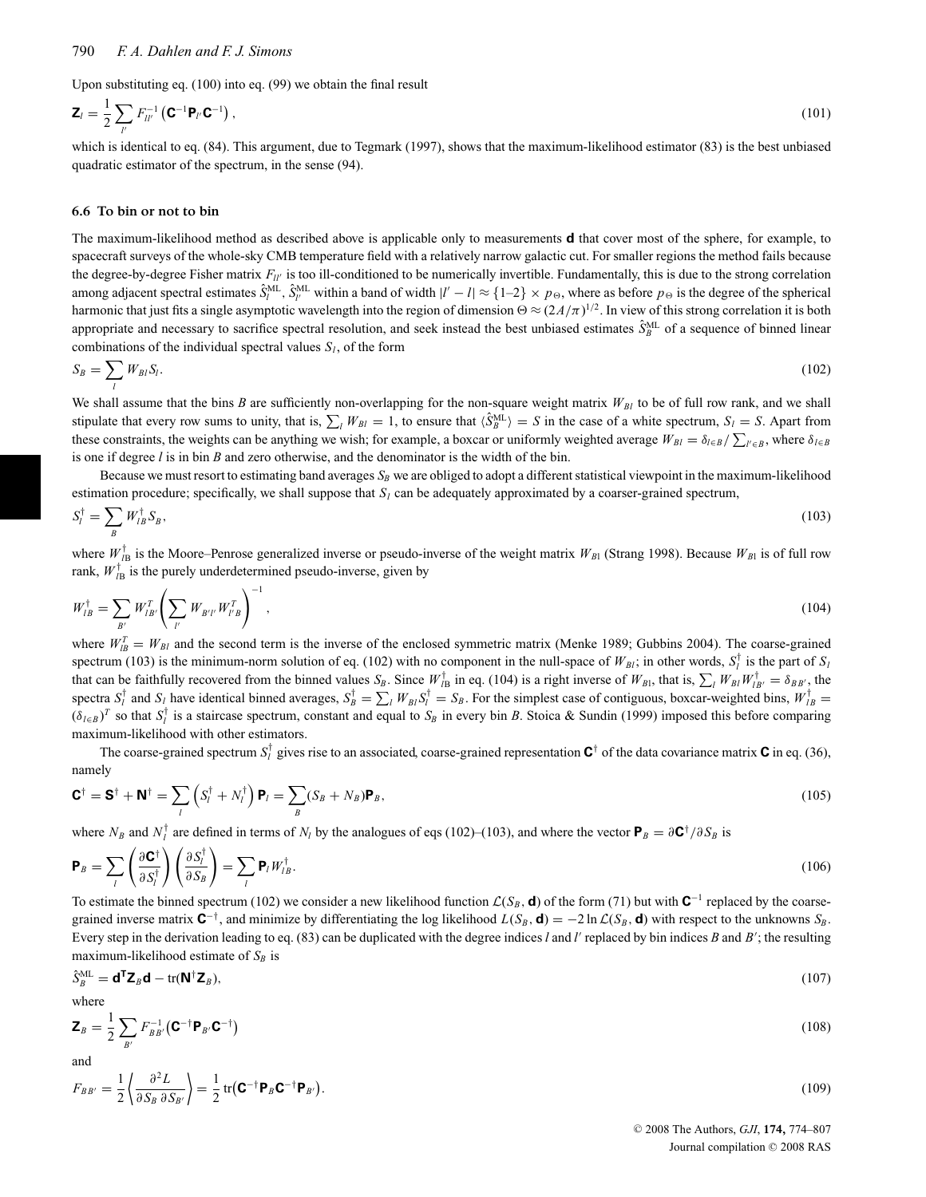Upon substituting eq. (100) into eq. (99) we obtain the final result

$$\mathbf{Z}_l = \frac{1}{2}\sum_{l'} F^{-1}_{ll'}\left(\mathbf{C}^{-1}\mathbf{P}_{l'}\mathbf{C}^{-1}\right), \tag{101}$$

which is identical to eq. (84). This argument, due to Tegmark (1997), shows that the maximum-likelihood estimator (83) is the best unbiased quadratic estimator of the spectrum, in the sense (94).

### 6.6 To bin or not to bin

The maximum-likelihood method as described above is applicable only to measurements $\mathbf{d}$ that cover most of the sphere, for example, to spacecraft surveys of the whole-sky CMB temperature field with a relatively narrow galactic cut. For smaller regions the method fails because the degree-by-degree Fisher matrix $F_{ll'}$ is too ill-conditioned to be numerically invertible. Fundamentally, this is due to the strong correlation among adjacent spectral estimates $\hat{S}^{\mathrm{ML}}_l$, $\hat{S}^{\mathrm{ML}}_{l'}$ within a band of width $|l'-l| \approx \{1\text{–}2\} \times p_\Theta$, where as before $p_\Theta$ is the degree of the spherical harmonic that just fits a single asymptotic wavelength into the region of dimension $\Theta \approx (2A/\pi)^{1/2}$. In view of this strong correlation it is both appropriate and necessary to sacrifice spectral resolution, and seek instead the best unbiased estimates $\hat{S}^{\mathrm{ML}}_B$ of a sequence of binned linear combinations of the individual spectral values $S_l$, of the form

$$S_B = \sum_l W_{Bl} S_l. \tag{102}$$

We shall assume that the bins $B$ are sufficiently non-overlapping for the non-square weight matrix $W_{Bl}$ to be of full row rank, and we shall stipulate that every row sums to unity, that is, $\sum_l W_{Bl} = 1$, to ensure that $\langle \hat{S}^{\mathrm{ML}}_B \rangle = S$ in the case of a white spectrum, $S_l = S$. Apart from these constraints, the weights can be anything we wish; for example, a boxcar or uniformly weighted average $W_{Bl} = \delta_{l\in B}/\sum_{l'\in B}$, where $\delta_{l\in B}$ is one if degree $l$ is in bin $B$ and zero otherwise, and the denominator is the width of the bin.

Because we must resort to estimating band averages $S_B$ we are obliged to adopt a different statistical viewpoint in the maximum-likelihood estimation procedure; specifically, we shall suppose that $S_l$ can be adequately approximated by a coarser-grained spectrum,

$$S^\dagger_l = \sum_B W^\dagger_{lB} S_B, \tag{103}$$

where $W^\dagger_{l\mathrm{B}}$ is the Moore–Penrose generalized inverse or pseudo-inverse of the weight matrix $W_{\mathrm{B}l}$ (Strang 1998). Because $W_{\mathrm{B}l}$ is of full row rank, $W^\dagger_{l\mathrm{B}}$ is the purely underdetermined pseudo-inverse, given by

$$W^\dagger_{lB} = \sum_{B'} W^T_{lB'}\left(\sum_{l'} W_{B'l'} W^T_{l'B}\right)^{-1}, \tag{104}$$

where $W^T_{lB} = W_{Bl}$ and the second term is the inverse of the enclosed symmetric matrix (Menke 1989; Gubbins 2004). The coarse-grained spectrum (103) is the minimum-norm solution of eq. (102) with no component in the null-space of $W_{Bl}$; in other words, $S^\dagger_l$ is the part of $S_l$ that can be faithfully recovered from the binned values $S_B$. Since $W^\dagger_{l\mathrm{B}}$ in eq. (104) is a right inverse of $W_{\mathrm{B}l}$, that is, $\sum_l W_{Bl}W^\dagger_{lB'} = \delta_{BB'}$, the spectra $S^\dagger_l$ and $S_l$ have identical binned averages, $S^\dagger_B = \sum_l W_{Bl} S^\dagger_l = S_B$. For the simplest case of contiguous, boxcar-weighted bins, $W^\dagger_{lB} = (\delta_{l\in B})^T$ so that $S^\dagger_l$ is a staircase spectrum, constant and equal to $S_B$ in every bin $B$. Stoica & Sundin (1999) imposed this before comparing maximum-likelihood with other estimators.

The coarse-grained spectrum $S^\dagger_l$ gives rise to an associated, coarse-grained representation $\mathbf{C}^\dagger$ of the data covariance matrix $\mathbf{C}$ in eq. (36), namely

$$\mathbf{C}^\dagger = \mathbf{S}^\dagger + \mathbf{N}^\dagger = \sum_l \left(S^\dagger_l + N^\dagger_l\right)\mathbf{P}_l = \sum_B (S_B + N_B)\mathbf{P}_B, \tag{105}$$

where $N_B$ and $N^\dagger_l$ are defined in terms of $N_l$ by the analogues of eqs (102)–(103), and where the vector $\mathbf{P}_B = \partial\mathbf{C}^\dagger/\partial S_B$ is

$$\mathbf{P}_B = \sum_l \left(\frac{\partial \mathbf{C}^\dagger}{\partial S^\dagger_l}\right)\left(\frac{\partial S^\dagger_l}{\partial S_B}\right) = \sum_l \mathbf{P}_l W^\dagger_{lB}. \tag{106}$$

To estimate the binned spectrum (102) we consider a new likelihood function $\mathcal{L}(S_B, \mathbf{d})$ of the form (71) but with $\mathbf{C}^{-1}$ replaced by the coarse-grained inverse matrix $\mathbf{C}^{-\dagger}$, and minimize by differentiating the log likelihood $L(S_B, \mathbf{d}) = -2\ln\mathcal{L}(S_B, \mathbf{d})$ with respect to the unknowns $S_B$. Every step in the derivation leading to eq. (83) can be duplicated with the degree indices $l$ and $l'$ replaced by bin indices $B$ and $B'$; the resulting maximum-likelihood estimate of $S_B$ is

$$\hat{S}^{\mathrm{ML}}_B = \mathbf{d}^{\mathsf{T}}\mathbf{Z}_B\mathbf{d} - \mathrm{tr}(\mathbf{N}^\dagger\mathbf{Z}_B), \tag{107}$$

where

$$\mathbf{Z}_B = \frac{1}{2}\sum_{B'} F^{-1}_{BB'}\left(\mathbf{C}^{-\dagger}\mathbf{P}_{B'}\mathbf{C}^{-\dagger}\right) \tag{108}$$

and

$$F_{BB'} = \frac{1}{2}\left\langle \frac{\partial^2 L}{\partial S_B\,\partial S_{B'}}\right\rangle = \frac{1}{2}\,\mathrm{tr}\left(\mathbf{C}^{-\dagger}\mathbf{P}_B\mathbf{C}^{-\dagger}\mathbf{P}_{B'}\right). \tag{109}$$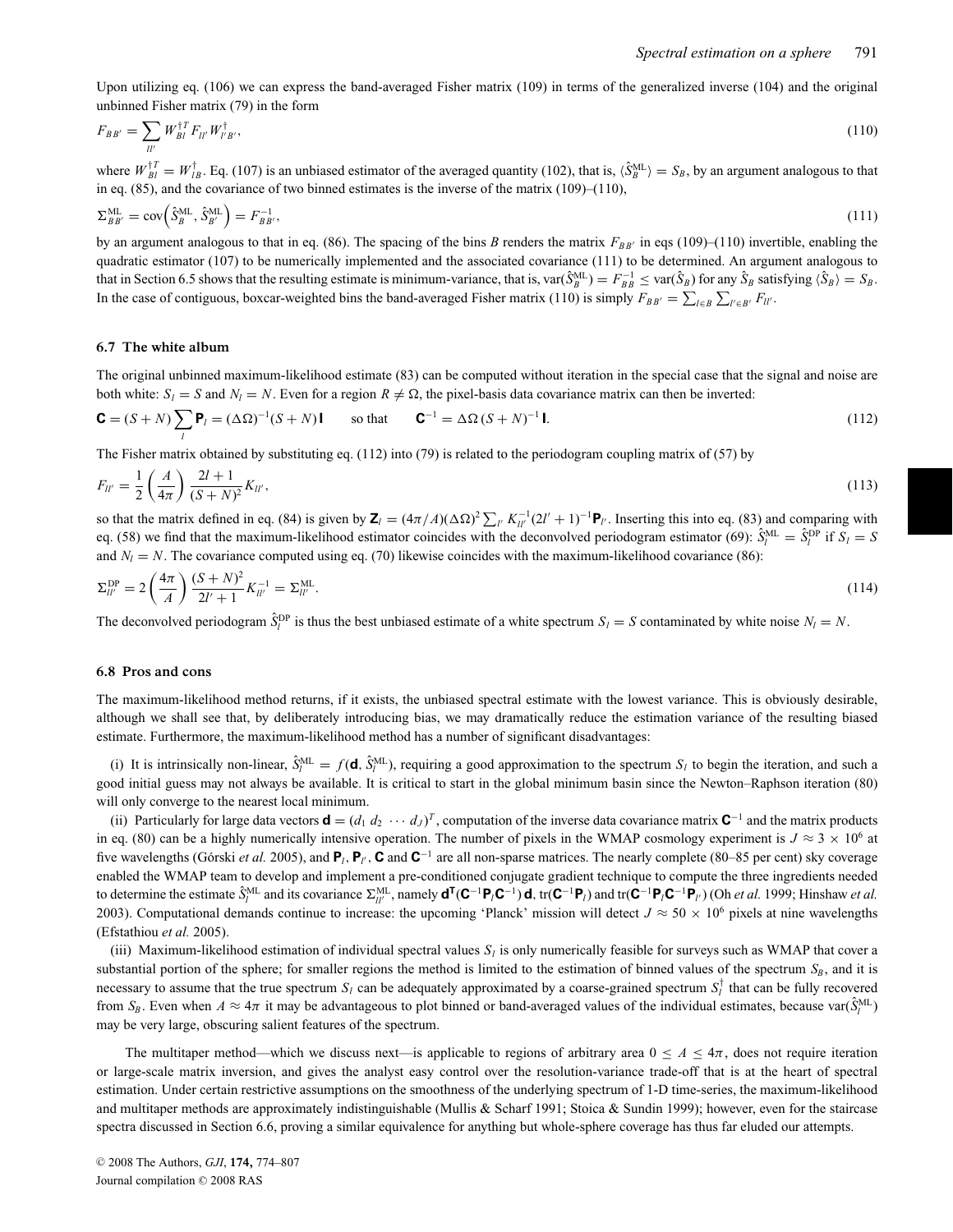Upon utilizing eq. (106) we can express the band-averaged Fisher matrix (109) in terms of the generalized inverse (104) and the original unbinned Fisher matrix (79) in the form

$$F_{BB'} = \sum_{ll'} W^{\dagger T}_{Bl} F_{ll'} W^{\dagger}_{l'B'}, \tag{110}$$

where $W^{\dagger T}_{Bl} = W^{\dagger}_{lB}$. Eq. (107) is an unbiased estimator of the averaged quantity (102), that is, $\langle \hat{S}^{\mathrm{ML}}_B \rangle = S_B$, by an argument analogous to that in eq. (85), and the covariance of two binned estimates is the inverse of the matrix (109)–(110),

$$\Sigma^{\mathrm{ML}}_{BB'} = \mathrm{cov}\left(\hat{S}^{\mathrm{ML}}_B, \hat{S}^{\mathrm{ML}}_{B'}\right) = F^{-1}_{BB'}, \tag{111}$$

by an argument analogous to that in eq. (86). The spacing of the bins $B$ renders the matrix $F_{BB'}$ in eqs (109)–(110) invertible, enabling the quadratic estimator (107) to be numerically implemented and the associated covariance (111) to be determined. An argument analogous to that in Section 6.5 shows that the resulting estimate is minimum-variance, that is, $\mathrm{var}(\hat{S}^{\mathrm{ML}}_B) = F^{-1}_{BB} \le \mathrm{var}(\hat{S}_B)$ for any $\hat{S}_B$ satisfying $\langle \hat{S}_B \rangle = S_B$. In the case of contiguous, boxcar-weighted bins the band-averaged Fisher matrix (110) is simply $F_{BB'} = \sum_{l \in B} \sum_{l' \in B'} F_{ll'}$.

### 6.7 The white album

The original unbinned maximum-likelihood estimate (83) can be computed without iteration in the special case that the signal and noise are both white: $S_l = S$ and $N_l = N$. Even for a region $R \ne \Omega$, the pixel-basis data covariance matrix can then be inverted:

$$\mathbf{C} = (S+N) \sum_l \mathbf{P}_l = (\Delta\Omega)^{-1} (S+N)\,\mathbf{I} \qquad \text{so that} \qquad \mathbf{C}^{-1} = \Delta\Omega\,(S+N)^{-1}\,\mathbf{I}. \tag{112}$$

The Fisher matrix obtained by substituting eq. (112) into (79) is related to the periodogram coupling matrix of (57) by

$$F_{ll'} = \frac{1}{2}\left(\frac{A}{4\pi}\right) \frac{2l+1}{(S+N)^2} K_{ll'}, \tag{113}$$

so that the matrix defined in eq. (84) is given by $\mathbf{Z}_l = (4\pi/A)(\Delta\Omega)^2 \sum_{l'} K^{-1}_{ll'} (2l'+1)^{-1} \mathbf{P}_{l'}$. Inserting this into eq. (83) and comparing with eq. (58) we find that the maximum-likelihood estimator coincides with the deconvolved periodogram estimator (69): $\hat{S}^{\mathrm{ML}}_l = \hat{S}^{\mathrm{DP}}_l$ if $S_l = S$ and $N_l = N$. The covariance computed using eq. (70) likewise coincides with the maximum-likelihood covariance (86):

$$\Sigma^{\mathrm{DP}}_{ll'} = 2\left(\frac{4\pi}{A}\right) \frac{(S+N)^2}{2l'+1} K^{-1}_{ll'} = \Sigma^{\mathrm{ML}}_{ll'}. \tag{114}$$

The deconvolved periodogram $\hat{S}^{\mathrm{DP}}_l$ is thus the best unbiased estimate of a white spectrum $S_l = S$ contaminated by white noise $N_l = N$.

### 6.8 Pros and cons

The maximum-likelihood method returns, if it exists, the unbiased spectral estimate with the lowest variance. This is obviously desirable, although we shall see that, by deliberately introducing bias, we may dramatically reduce the estimation variance of the resulting biased estimate. Furthermore, the maximum-likelihood method has a number of significant disadvantages:

(i) It is intrinsically non-linear, $\hat{S}^{\mathrm{ML}}_l = f(\mathbf{d}, \hat{S}^{\mathrm{ML}}_l)$, requiring a good approximation to the spectrum $S_l$ to begin the iteration, and such a good initial guess may not always be available. It is critical to start in the global minimum basin since the Newton–Raphson iteration (80) will only converge to the nearest local minimum.

(ii) Particularly for large data vectors $\mathbf{d} = (d_1\ d_2\ \cdots\ d_J)^T$, computation of the inverse data covariance matrix $\mathbf{C}^{-1}$ and the matrix products in eq. (80) can be a highly numerically intensive operation. The number of pixels in the WMAP cosmology experiment is $J \approx 3 \times 10^6$ at five wavelengths (Górski *et al.* 2005), and $\mathbf{P}_l$, $\mathbf{P}_{l'}$, $\mathbf{C}$ and $\mathbf{C}^{-1}$ are all non-sparse matrices. The nearly complete (80–85 per cent) sky coverage enabled the WMAP team to develop and implement a pre-conditioned conjugate gradient technique to compute the three ingredients needed to determine the estimate $\hat{S}^{\mathrm{ML}}_l$ and its covariance $\Sigma^{\mathrm{ML}}_{ll'}$, namely $\mathbf{d}^{\mathbf{T}}(\mathbf{C}^{-1}\mathbf{P}_l\mathbf{C}^{-1})\,\mathbf{d}$, $\mathrm{tr}(\mathbf{C}^{-1}\mathbf{P}_l)$ and $\mathrm{tr}(\mathbf{C}^{-1}\mathbf{P}_l\mathbf{C}^{-1}\mathbf{P}_{l'})$ (Oh *et al.* 1999; Hinshaw *et al.* 2003). Computational demands continue to increase: the upcoming 'Planck' mission will detect $J \approx 50 \times 10^6$ pixels at nine wavelengths (Efstathiou *et al.* 2005).

(iii) Maximum-likelihood estimation of individual spectral values $S_l$ is only numerically feasible for surveys such as WMAP that cover a substantial portion of the sphere; for smaller regions the method is limited to the estimation of binned values of the spectrum $S_B$, and it is necessary to assume that the true spectrum $S_l$ can be adequately approximated by a coarse-grained spectrum $S^{\dagger}_l$ that can be fully recovered from $S_B$. Even when $A \approx 4\pi$ it may be advantageous to plot binned or band-averaged values of the individual estimates, because $\mathrm{var}(\hat{S}^{\mathrm{ML}}_l)$ may be very large, obscuring salient features of the spectrum.

The multitaper method—which we discuss next—is applicable to regions of arbitrary area $0 \le A \le 4\pi$, does not require iteration or large-scale matrix inversion, and gives the analyst easy control over the resolution-variance trade-off that is at the heart of spectral estimation. Under certain restrictive assumptions on the smoothness of the underlying spectrum of 1-D time-series, the maximum-likelihood and multitaper methods are approximately indistinguishable (Mullis & Scharf 1991; Stoica & Sundin 1999); however, even for the staircase spectra discussed in Section 6.6, proving a similar equivalence for anything but whole-sphere coverage has thus far eluded our attempts.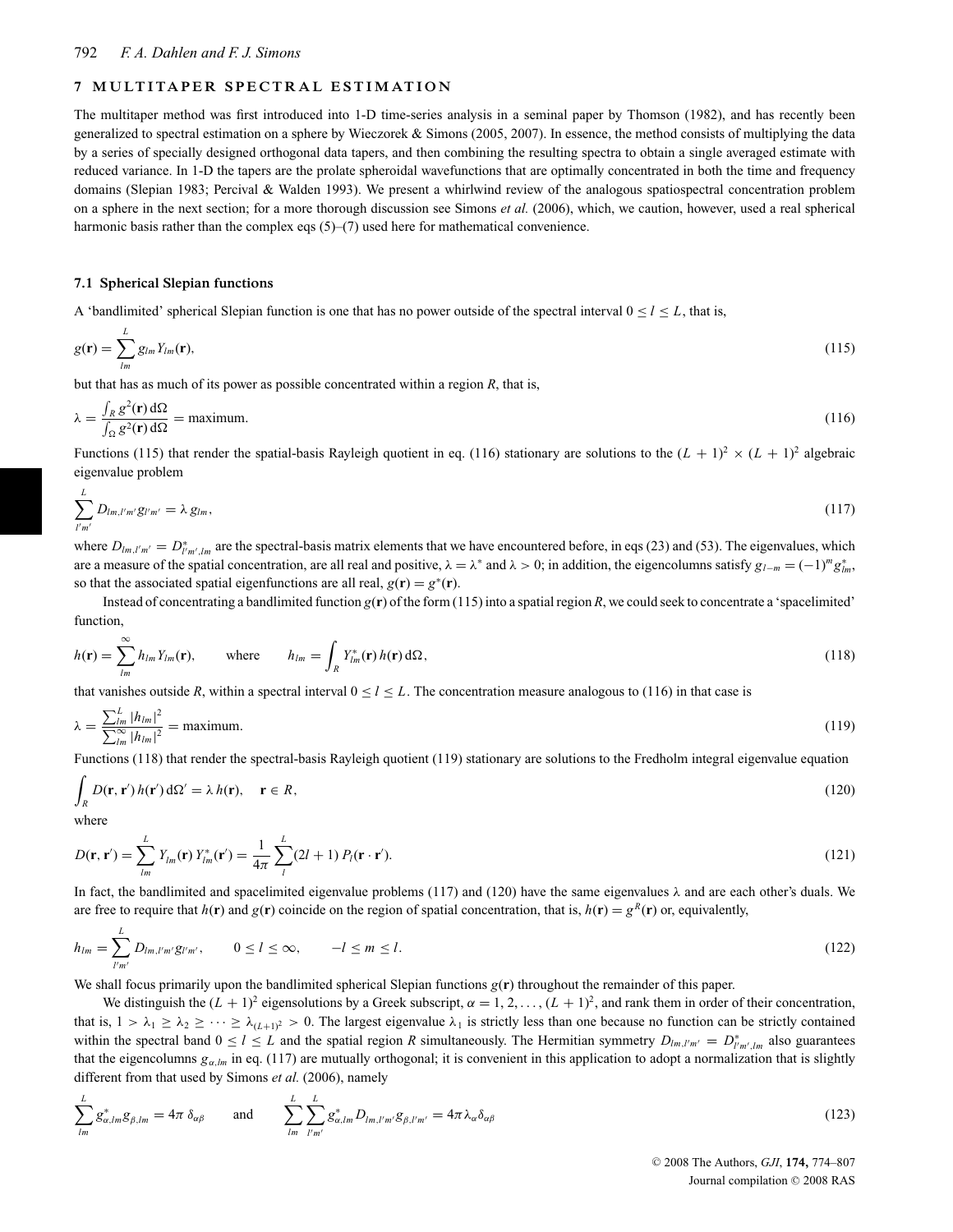## 7 MULTITAPER SPECTRAL ESTIMATION

The multitaper method was first introduced into 1-D time-series analysis in a seminal paper by Thomson (1982), and has recently been generalized to spectral estimation on a sphere by Wieczorek & Simons (2005, 2007). In essence, the method consists of multiplying the data by a series of specially designed orthogonal data tapers, and then combining the resulting spectra to obtain a single averaged estimate with reduced variance. In 1-D the tapers are the prolate spheroidal wavefunctions that are optimally concentrated in both the time and frequency domains (Slepian 1983; Percival & Walden 1993). We present a whirlwind review of the analogous spatiospectral concentration problem on a sphere in the next section; for a more thorough discussion see Simons *et al.* (2006), which, we caution, however, used a real spherical harmonic basis rather than the complex eqs (5)–(7) used here for mathematical convenience.

### 7.1 Spherical Slepian functions

A 'bandlimited' spherical Slepian function is one that has no power outside of the spectral interval $0 \leq l \leq L$, that is,

$$g(\mathbf{r}) = \sum_{lm}^{L} g_{lm} Y_{lm}(\mathbf{r}), \tag{115}$$

but that has as much of its power as possible concentrated within a region $R$, that is,

$$\lambda = \frac{\int_R g^2(\mathbf{r})\, d\Omega}{\int_\Omega g^2(\mathbf{r})\, d\Omega} = \text{maximum}. \tag{116}$$

Functions (115) that render the spatial-basis Rayleigh quotient in eq. (116) stationary are solutions to the $(L+1)^2 \times (L+1)^2$ algebraic eigenvalue problem

$$\sum_{l'm'}^{L} D_{lm,l'm'} g_{l'm'} = \lambda\, g_{lm}, \tag{117}$$

where $D_{lm,l'm'} = D^*_{l'm',lm}$ are the spectral-basis matrix elements that we have encountered before, in eqs (23) and (53). The eigenvalues, which are a measure of the spatial concentration, are all real and positive, $\lambda = \lambda^*$ and $\lambda > 0$; in addition, the eigencolumns satisfy $g_{l\,-m} = (-1)^m g^*_{lm}$, so that the associated spatial eigenfunctions are all real, $g(\mathbf{r}) = g^*(\mathbf{r})$.

Instead of concentrating a bandlimited function $g(\mathbf{r})$ of the form (115) into a spatial region $R$, we could seek to concentrate a 'spacelimited' function,

$$h(\mathbf{r}) = \sum_{lm}^{\infty} h_{lm} Y_{lm}(\mathbf{r}), \qquad \text{where} \qquad h_{lm} = \int_R Y^*_{lm}(\mathbf{r})\, h(\mathbf{r})\, d\Omega, \tag{118}$$

that vanishes outside $R$, within a spectral interval $0 \leq l \leq L$. The concentration measure analogous to (116) in that case is

$$\lambda = \frac{\sum_{lm}^{L} |h_{lm}|^2}{\sum_{lm}^{\infty} |h_{lm}|^2} = \text{maximum}. \tag{119}$$

Functions (118) that render the spectral-basis Rayleigh quotient (119) stationary are solutions to the Fredholm integral eigenvalue equation

$$\int_R D(\mathbf{r}, \mathbf{r}')\, h(\mathbf{r}')\, d\Omega' = \lambda\, h(\mathbf{r}), \quad \mathbf{r} \in R, \tag{120}$$

where

$$D(\mathbf{r}, \mathbf{r}') = \sum_{lm}^{L} Y_{lm}(\mathbf{r})\, Y^*_{lm}(\mathbf{r}') = \frac{1}{4\pi} \sum_{l}^{L} (2l+1)\, P_l(\mathbf{r} \cdot \mathbf{r}'). \tag{121}$$

In fact, the bandlimited and spacelimited eigenvalue problems (117) and (120) have the same eigenvalues $\lambda$ and are each other's duals. We are free to require that $h(\mathbf{r})$ and $g(\mathbf{r})$ coincide on the region of spatial concentration, that is, $h(\mathbf{r}) = g^R(\mathbf{r})$ or, equivalently,

$$h_{lm} = \sum_{l'm'}^{L} D_{lm,l'm'} g_{l'm'}, \qquad 0 \leq l \leq \infty, \qquad -l \leq m \leq l. \tag{122}$$

We shall focus primarily upon the bandlimited spherical Slepian functions $g(\mathbf{r})$ throughout the remainder of this paper.

We distinguish the $(L+1)^2$ eigensolutions by a Greek subscript, $\alpha = 1, 2, \ldots, (L+1)^2$, and rank them in order of their concentration, that is, $1 > \lambda_1 \geq \lambda_2 \geq \cdots \geq \lambda_{(L+1)^2} > 0$. The largest eigenvalue $\lambda_1$ is strictly less than one because no function can be strictly contained within the spectral band $0 \leq l \leq L$ and the spatial region $R$ simultaneously. The Hermitian symmetry $D_{lm,l'm'} = D^*_{l'm',lm}$ also guarantees that the eigencolumns $g_{\alpha,lm}$ in eq. (117) are mutually orthogonal; it is convenient in this application to adopt a normalization that is slightly different from that used by Simons *et al.* (2006), namely

$$\sum_{lm}^{L} g^*_{\alpha,lm} g_{\beta,lm} = 4\pi\, \delta_{\alpha\beta} \qquad \text{and} \qquad \sum_{lm}^{L} \sum_{l'm'}^{L} g^*_{\alpha,lm} D_{lm,l'm'} g_{\beta,l'm'} = 4\pi\, \lambda_\alpha \delta_{\alpha\beta} \tag{123}$$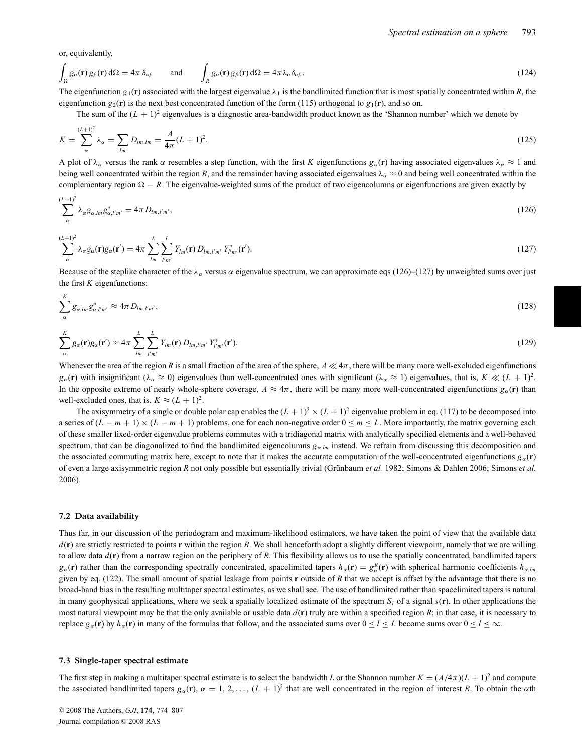or, equivalently,

$$\int_\Omega g_\alpha(\mathbf{r})\, g_\beta(\mathbf{r})\, d\Omega = 4\pi\, \delta_{\alpha\beta} \qquad \text{and} \qquad \int_R g_\alpha(\mathbf{r})\, g_\beta(\mathbf{r})\, d\Omega = 4\pi\, \lambda_\alpha \delta_{\alpha\beta}. \tag{124}$$

The eigenfunction $g_1(\mathbf{r})$ associated with the largest eigenvalue $\lambda_1$ is the bandlimited function that is most spatially concentrated within $R$, the eigenfunction $g_2(\mathbf{r})$ is the next best concentrated function of the form (115) orthogonal to $g_1(\mathbf{r})$, and so on.

The sum of the $(L+1)^2$ eigenvalues is a diagnostic area-bandwidth product known as the 'Shannon number' which we denote by

$$K = \sum_{\alpha}^{(L+1)^2} \lambda_\alpha = \sum_{lm} D_{lm,lm} = \frac{A}{4\pi}(L+1)^2. \tag{125}$$

A plot of $\lambda_\alpha$ versus the rank $\alpha$ resembles a step function, with the first $K$ eigenfunctions $g_\alpha(\mathbf{r})$ having associated eigenvalues $\lambda_\alpha \approx 1$ and being well concentrated within the region $R$, and the remainder having associated eigenvalues $\lambda_\alpha \approx 0$ and being well concentrated within the complementary region $\Omega - R$. The eigenvalue-weighted sums of the product of two eigencolumns or eigenfunctions are given exactly by

$$\sum_{\alpha}^{(L+1)^2} \lambda_\alpha g_{\alpha,lm} g^*_{\alpha,l'm'} = 4\pi\, D_{lm,l'm'}, \tag{126}$$

$$\sum_{\alpha}^{(L+1)^2} \lambda_\alpha g_\alpha(\mathbf{r}) g_\alpha(\mathbf{r}') = 4\pi \sum_{lm}^{L} \sum_{l'm'}^{L} Y_{lm}(\mathbf{r})\, D_{lm,l'm'}\, Y^*_{l'm'}(\mathbf{r}'). \tag{127}$$

Because of the steplike character of the $\lambda_\alpha$ versus $\alpha$ eigenvalue spectrum, we can approximate eqs (126)–(127) by unweighted sums over just the first $K$ eigenfunctions:

$$\sum_{\alpha}^{K} g_{\alpha,lm} g^*_{\alpha,l'm'} \approx 4\pi\, D_{lm,l'm'}, \tag{128}$$

$$\sum_{\alpha}^{K} g_\alpha(\mathbf{r}) g_\alpha(\mathbf{r}') \approx 4\pi \sum_{lm}^{L} \sum_{l'm'}^{L} Y_{lm}(\mathbf{r})\, D_{lm,l'm'}\, Y^*_{l'm'}(\mathbf{r}'). \tag{129}$$

Whenever the area of the region $R$ is a small fraction of the area of the sphere, $A \ll 4\pi$, there will be many more well-excluded eigenfunctions $g_\alpha(\mathbf{r})$ with insignificant ($\lambda_\alpha \approx 0$) eigenvalues than well-concentrated ones with significant ($\lambda_\alpha \approx 1$) eigenvalues, that is, $K \ll (L+1)^2$. In the opposite extreme of nearly whole-sphere coverage, $A \approx 4\pi$, there will be many more well-concentrated eigenfunctions $g_\alpha(\mathbf{r})$ than well-excluded ones, that is, $K \approx (L+1)^2$.

The axisymmetry of a single or double polar cap enables the $(L+1)^2 \times (L+1)^2$ eigenvalue problem in eq. (117) to be decomposed into a series of $(L-m+1) \times (L-m+1)$ problems, one for each non-negative order $0 \le m \le L$. More importantly, the matrix governing each of these smaller fixed-order eigenvalue problems commutes with a tridiagonal matrix with analytically specified elements and a well-behaved spectrum, that can be diagonalized to find the bandlimited eigencolumns $g_{\alpha,lm}$ instead. We refrain from discussing this decomposition and the associated commuting matrix here, except to note that it makes the accurate computation of the well-concentrated eigenfunctions $g_\alpha(\mathbf{r})$ of even a large axisymmetric region $R$ not only possible but essentially trivial (Grünbaum *et al.* 1982; Simons & Dahlen 2006; Simons *et al.* 2006).

### 7.2 Data availability

Thus far, in our discussion of the periodogram and maximum-likelihood estimators, we have taken the point of view that the available data $d(\mathbf{r})$ are strictly restricted to points $\mathbf{r}$ within the region $R$. We shall henceforth adopt a slightly different viewpoint, namely that we are willing to allow data $d(\mathbf{r})$ from a narrow region on the periphery of $R$. This flexibility allows us to use the spatially concentrated, bandlimited tapers $g_\alpha(\mathbf{r})$ rather than the corresponding spectrally concentrated, spacelimited tapers $h_\alpha(\mathbf{r}) = g^R_\alpha(\mathbf{r})$ with spherical harmonic coefficients $h_{\alpha,lm}$ given by eq. (122). The small amount of spatial leakage from points $\mathbf{r}$ outside of $R$ that we accept is offset by the advantage that there is no broad-band bias in the resulting multitaper spectral estimates, as we shall see. The use of bandlimited rather than spacelimited tapers is natural in many geophysical applications, where we seek a spatially localized estimate of the spectrum $S_l$ of a signal $s(\mathbf{r})$. In other applications the most natural viewpoint may be that the only available or usable data $d(\mathbf{r})$ truly are within a specified region $R$; in that case, it is necessary to replace $g_\alpha(\mathbf{r})$ by $h_\alpha(\mathbf{r})$ in many of the formulas that follow, and the associated sums over $0 \le l \le L$ become sums over $0 \le l \le \infty$.

### 7.3 Single-taper spectral estimate

The first step in making a multitaper spectral estimate is to select the bandwidth $L$ or the Shannon number $K = (A/4\pi)(L+1)^2$ and compute the associated bandlimited tapers $g_\alpha(\mathbf{r})$, $\alpha = 1, 2, \ldots, (L+1)^2$ that are well concentrated in the region of interest $R$. To obtain the $\alpha$th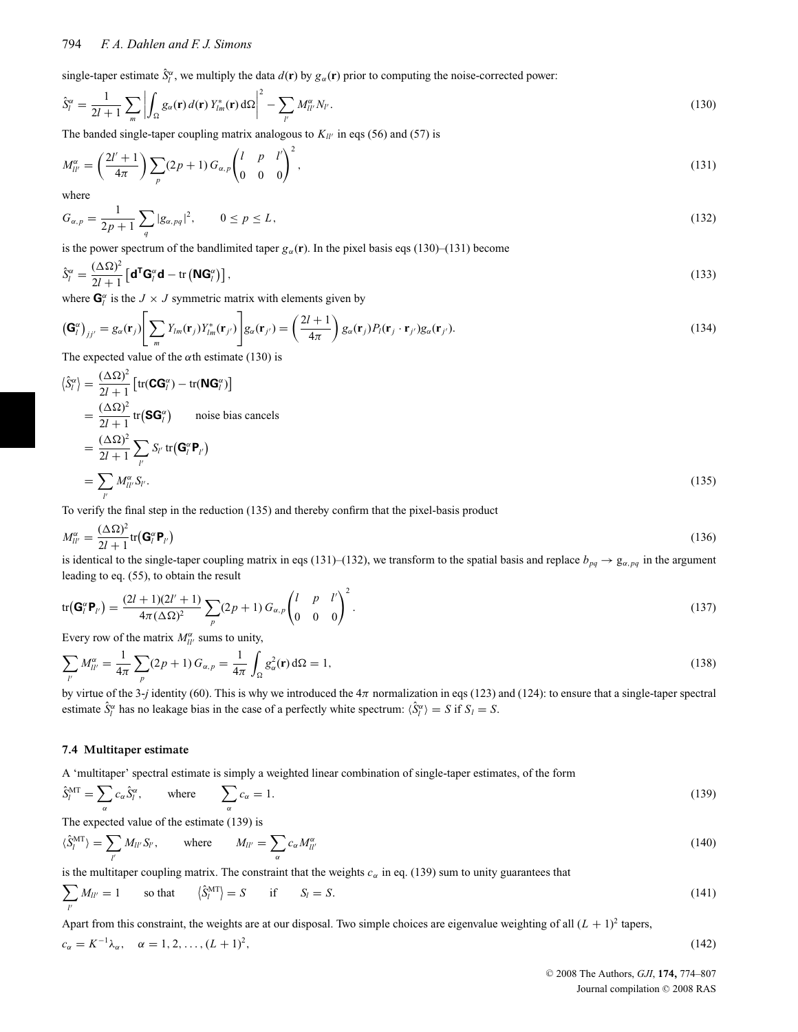single-taper estimate $\hat{S}_l^\alpha$, we multiply the data $d(\mathbf{r})$ by $g_\alpha(\mathbf{r})$ prior to computing the noise-corrected power:

$$\hat{S}_l^\alpha = \frac{1}{2l+1}\sum_m \left| \int_\Omega g_\alpha(\mathbf{r})\, d(\mathbf{r})\, Y_{lm}^*(\mathbf{r})\, d\Omega \right|^2 - \sum_{l'} M_{ll'}^\alpha N_{l'}. \tag{130}$$

The banded single-taper coupling matrix analogous to $K_{ll'}$ in eqs (56) and (57) is

$$M_{ll'}^\alpha = \left(\frac{2l'+1}{4\pi}\right)\sum_p (2p+1)\, G_{\alpha,p} \begin{pmatrix} l & p & l' \\ 0 & 0 & 0 \end{pmatrix}^2, \tag{131}$$

where

$$G_{\alpha,p} = \frac{1}{2p+1}\sum_q |g_{\alpha,pq}|^2, \qquad 0 \le p \le L, \tag{132}$$

is the power spectrum of the bandlimited taper $g_\alpha(\mathbf{r})$. In the pixel basis eqs (130)–(131) become

$$\hat{S}_l^\alpha = \frac{(\Delta\Omega)^2}{2l+1}\left[\mathbf{d}^\mathsf{T}\mathbf{G}_l^\alpha \mathbf{d} - \mathrm{tr}\left(\mathbf{N}\mathbf{G}_l^\alpha\right)\right], \tag{133}$$

where $\mathbf{G}_l^\alpha$ is the $J \times J$ symmetric matrix with elements given by

$$\left(\mathbf{G}_l^\alpha\right)_{jj'} = g_\alpha(\mathbf{r}_j)\left[\sum_m Y_{lm}(\mathbf{r}_j) Y_{lm}^*(\mathbf{r}_{j'})\right] g_\alpha(\mathbf{r}_{j'}) = \left(\frac{2l+1}{4\pi}\right) g_\alpha(\mathbf{r}_j) P_l(\mathbf{r}_j \cdot \mathbf{r}_{j'}) g_\alpha(\mathbf{r}_{j'}). \tag{134}$$

The expected value of the $\alpha$th estimate (130) is

$$\begin{aligned}
\langle \hat{S}_l^\alpha \rangle &= \frac{(\Delta\Omega)^2}{2l+1}\left[\mathrm{tr}(\mathbf{C}\mathbf{G}_l^\alpha) - \mathrm{tr}(\mathbf{N}\mathbf{G}_l^\alpha)\right] \\
&= \frac{(\Delta\Omega)^2}{2l+1}\,\mathrm{tr}\left(\mathbf{S}\mathbf{G}_l^\alpha\right) \qquad \text{noise bias cancels} \\
&= \frac{(\Delta\Omega)^2}{2l+1}\sum_{l'} S_{l'}\,\mathrm{tr}\left(\mathbf{G}_l^\alpha \mathbf{P}_{l'}\right) \\
&= \sum_{l'} M_{ll'}^\alpha S_{l'}.
\end{aligned} \tag{135}$$

To verify the final step in the reduction (135) and thereby confirm that the pixel-basis product

$$M_{ll'}^\alpha = \frac{(\Delta\Omega)^2}{2l+1}\mathrm{tr}\left(\mathbf{G}_l^\alpha \mathbf{P}_{l'}\right) \tag{136}$$

is identical to the single-taper coupling matrix in eqs (131)–(132), we transform to the spatial basis and replace $b_{pq} \to g_{\alpha,pq}$ in the argument leading to eq. (55), to obtain the result

$$\mathrm{tr}\left(\mathbf{G}_l^\alpha \mathbf{P}_{l'}\right) = \frac{(2l+1)(2l'+1)}{4\pi(\Delta\Omega)^2}\sum_p (2p+1)\, G_{\alpha,p}\begin{pmatrix} l & p & l' \\ 0 & 0 & 0 \end{pmatrix}^2. \tag{137}$$

Every row of the matrix $M_{ll'}^\alpha$ sums to unity,

$$\sum_{l'} M_{ll'}^\alpha = \frac{1}{4\pi}\sum_p (2p+1)\, G_{\alpha,p} = \frac{1}{4\pi}\int_\Omega g_\alpha^2(\mathbf{r})\, d\Omega = 1, \tag{138}$$

by virtue of the 3-$j$ identity (60). This is why we introduced the $4\pi$ normalization in eqs (123) and (124): to ensure that a single-taper spectral estimate $\hat{S}_l^\alpha$ has no leakage bias in the case of a perfectly white spectrum: $\langle \hat{S}_l^\alpha \rangle = S$ if $S_l = S$.

### 7.4 Multitaper estimate

A 'multitaper' spectral estimate is simply a weighted linear combination of single-taper estimates, of the form

$$\hat{S}_l^{\mathrm{MT}} = \sum_\alpha c_\alpha \hat{S}_l^\alpha, \qquad \text{where} \qquad \sum_\alpha c_\alpha = 1. \tag{139}$$

The expected value of the estimate (139) is

$$\langle \hat{S}_l^{\mathrm{MT}} \rangle = \sum_{l'} M_{ll'} S_{l'}, \qquad \text{where} \qquad M_{ll'} = \sum_\alpha c_\alpha M_{ll'}^\alpha \tag{140}$$

is the multitaper coupling matrix. The constraint that the weights $c_\alpha$ in eq. (139) sum to unity guarantees that

$$\sum_{l'} M_{ll'} = 1 \qquad \text{so that} \qquad \langle \hat{S}_l^{\mathrm{MT}} \rangle = S \qquad \text{if} \qquad S_l = S. \tag{141}$$

Apart from this constraint, the weights are at our disposal. Two simple choices are eigenvalue weighting of all $(L+1)^2$ tapers,

$$c_\alpha = K^{-1}\lambda_\alpha, \quad \alpha = 1, 2, \ldots, (L+1)^2, \tag{142}$$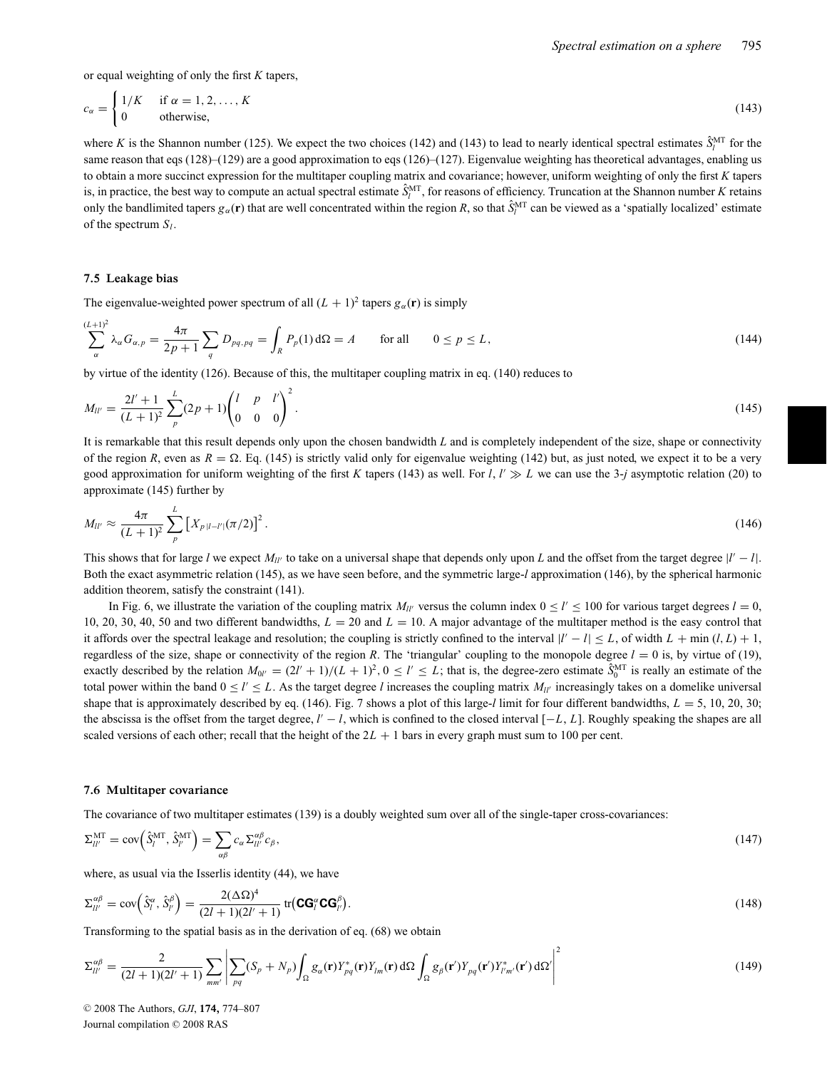or equal weighting of only the first $K$ tapers,

$$
c_\alpha = \begin{cases} 1/K & \text{if } \alpha = 1, 2, \ldots, K \\ 0 & \text{otherwise,} \end{cases} \tag{143}
$$

where $K$ is the Shannon number (125). We expect the two choices (142) and (143) to lead to nearly identical spectral estimates $\hat{S}_l^{\mathrm{MT}}$ for the same reason that eqs (128)–(129) are a good approximation to eqs (126)–(127). Eigenvalue weighting has theoretical advantages, enabling us to obtain a more succinct expression for the multitaper coupling matrix and covariance; however, uniform weighting of only the first $K$ tapers is, in practice, the best way to compute an actual spectral estimate $\hat{S}_l^{\mathrm{MT}}$, for reasons of efficiency. Truncation at the Shannon number $K$ retains only the bandlimited tapers $g_\alpha(\mathbf{r})$ that are well concentrated within the region $R$, so that $\hat{S}_l^{\mathrm{MT}}$ can be viewed as a 'spatially localized' estimate of the spectrum $S_l$.

### 7.5 Leakage bias

The eigenvalue-weighted power spectrum of all $(L+1)^2$ tapers $g_\alpha(\mathbf{r})$ is simply

$$
\sum_\alpha^{(L+1)^2} \lambda_\alpha G_{\alpha,p} = \frac{4\pi}{2p+1} \sum_q D_{pq,pq} = \int_R P_p(1)\, d\Omega = A \qquad \text{for all} \qquad 0 \le p \le L, \tag{144}
$$

by virtue of the identity (126). Because of this, the multitaper coupling matrix in eq. (140) reduces to

$$
M_{ll'} = \frac{2l'+1}{(L+1)^2} \sum_p^L (2p+1) \begin{pmatrix} l & p & l' \\ 0 & 0 & 0 \end{pmatrix}^2. \tag{145}
$$

It is remarkable that this result depends only upon the chosen bandwidth $L$ and is completely independent of the size, shape or connectivity of the region $R$, even as $R = \Omega$. Eq. (145) is strictly valid only for eigenvalue weighting (142) but, as just noted, we expect it to be a very good approximation for uniform weighting of the first $K$ tapers (143) as well. For $l, l' \gg L$ we can use the 3-$j$ asymptotic relation (20) to approximate (145) further by

$$
M_{ll'} \approx \frac{4\pi}{(L+1)^2} \sum_p^L \left[ X_{p\,|l-l'|}(\pi/2) \right]^2. \tag{146}
$$

This shows that for large $l$ we expect $M_{ll'}$ to take on a universal shape that depends only upon $L$ and the offset from the target degree $|l'-l|$. Both the exact asymmetric relation (145), as we have seen before, and the symmetric large-$l$ approximation (146), by the spherical harmonic addition theorem, satisfy the constraint (141).

In Fig. 6, we illustrate the variation of the coupling matrix $M_{ll'}$ versus the column index $0 \le l' \le 100$ for various target degrees $l = 0$, 10, 20, 30, 40, 50 and two different bandwidths, $L = 20$ and $L = 10$. A major advantage of the multitaper method is the easy control that it affords over the spectral leakage and resolution; the coupling is strictly confined to the interval $|l'-l| \le L$, of width $L + \min(l, L) + 1$, regardless of the size, shape or connectivity of the region $R$. The 'triangular' coupling to the monopole degree $l = 0$ is, by virtue of (19), exactly described by the relation $M_{0l'} = (2l'+1)/(L+1)^2$, $0 \le l' \le L$; that is, the degree-zero estimate $\hat{S}_0^{\mathrm{MT}}$ is really an estimate of the total power within the band $0 \le l' \le L$. As the target degree $l$ increases the coupling matrix $M_{ll'}$ increasingly takes on a domelike universal shape that is approximately described by eq. (146). Fig. 7 shows a plot of this large-$l$ limit for four different bandwidths, $L = 5$, 10, 20, 30; the abscissa is the offset from the target degree, $l'-l$, which is confined to the closed interval $[-L, L]$. Roughly speaking the shapes are all scaled versions of each other; recall that the height of the $2L+1$ bars in every graph must sum to 100 per cent.

### 7.6 Multitaper covariance

The covariance of two multitaper estimates (139) is a doubly weighted sum over all of the single-taper cross-covariances:

$$
\Sigma_{ll'}^{\mathrm{MT}} = \mathrm{cov}\left(\hat{S}_l^{\mathrm{MT}}, \hat{S}_{l'}^{\mathrm{MT}}\right) = \sum_{\alpha\beta} c_\alpha \Sigma_{ll'}^{\alpha\beta} c_\beta, \tag{147}
$$

where, as usual via the Isserlis identity (44), we have

$$
\Sigma_{ll'}^{\alpha\beta} = \mathrm{cov}\left(\hat{S}_l^\alpha, \hat{S}_{l'}^\beta\right) = \frac{2(\Delta\Omega)^4}{(2l+1)(2l'+1)} \,\mathrm{tr}\left(\mathbf{CG}_l^\alpha \mathbf{CG}_{l'}^\beta\right). \tag{148}
$$

Transforming to the spatial basis as in the derivation of eq. (68) we obtain

$$
\Sigma_{ll'}^{\alpha\beta} = \frac{2}{(2l+1)(2l'+1)} \sum_{mm'} \left| \sum_{pq} (S_p + N_p) \int_\Omega g_\alpha(\mathbf{r}) Y_{pq}^*(\mathbf{r}) Y_{lm}(\mathbf{r})\, d\Omega \int_\Omega g_\beta(\mathbf{r}') Y_{pq}(\mathbf{r}') Y_{l'm'}^*(\mathbf{r}')\, d\Omega' \right|^2 \tag{149}
$$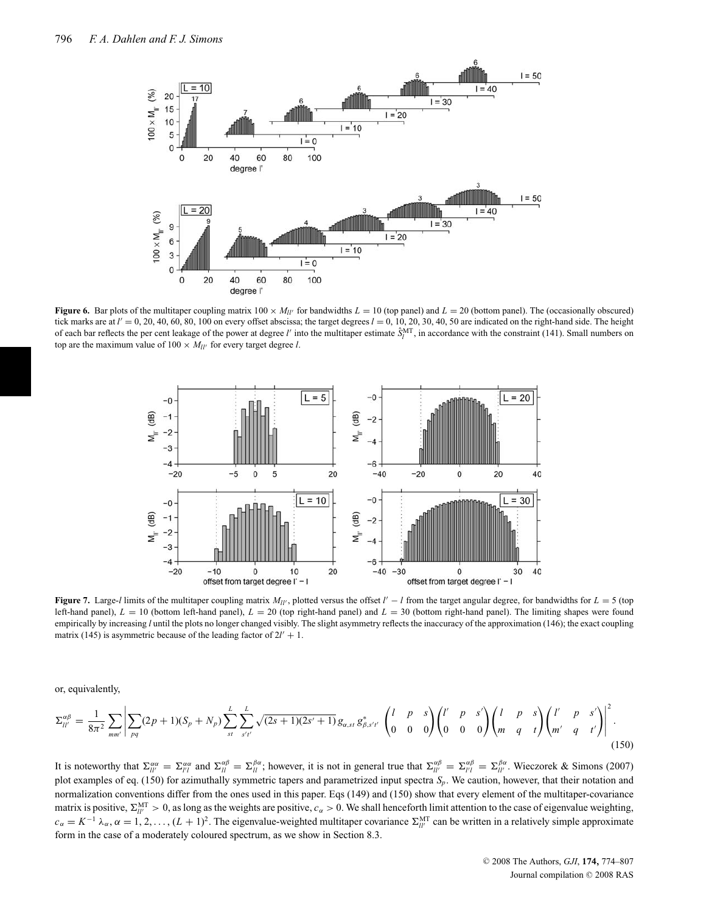**Figure 6.** Bar plots of the multitaper coupling matrix $100 \times M_{ll'}$ for bandwidths $L = 10$ (top panel) and $L = 20$ (bottom panel). The (occasionally obscured) tick marks are at $l' = 0, 20, 40, 60, 80, 100$ on every offset abscissa; the target degrees $l = 0, 10, 20, 30, 40, 50$ are indicated on the right-hand side. The height of each bar reflects the per cent leakage of the power at degree $l'$ into the multitaper estimate $\hat{S}_l^{\mathrm{MT}}$, in accordance with the constraint (141). Small numbers on top are the maximum value of $100 \times M_{ll'}$ for every target degree $l$.

**Figure 7.** Large-$l$ limits of the multitaper coupling matrix $M_{ll'}$, plotted versus the offset $l' - l$ from the target angular degree, for bandwidths for $L = 5$ (top left-hand panel), $L = 10$ (bottom left-hand panel), $L = 20$ (top right-hand panel) and $L = 30$ (bottom right-hand panel). The limiting shapes were found empirically by increasing $l$ until the plots no longer changed visibly. The slight asymmetry reflects the inaccuracy of the approximation (146); the exact coupling matrix (145) is asymmetric because of the leading factor of $2l' + 1$.

or, equivalently,

$$\Sigma_{ll'}^{\alpha\beta} = \frac{1}{8\pi^2} \sum_{mm'} \left| \sum_{pq} (2p+1)(S_p + N_p) \sum_{st}^{L} \sum_{s't'}^{L} \sqrt{(2s+1)(2s'+1)}\, g_{\alpha,st}\, g_{\beta,s't'}^{*} \begin{pmatrix} l & p & s \\ 0 & 0 & 0 \end{pmatrix} \begin{pmatrix} l' & p & s' \\ 0 & 0 & 0 \end{pmatrix} \begin{pmatrix} l & p & s \\ m & q & t \end{pmatrix} \begin{pmatrix} l' & p & s' \\ m' & q & t' \end{pmatrix} \right|^2 . \tag{150}$$

It is noteworthy that $\Sigma_{ll'}^{\alpha\alpha} = \Sigma_{l'l}^{\alpha\alpha}$ and $\Sigma_{ll}^{\alpha\beta} = \Sigma_{ll}^{\beta\alpha}$; however, it is not in general true that $\Sigma_{ll'}^{\alpha\beta} = \Sigma_{l'l}^{\alpha\beta} = \Sigma_{ll'}^{\beta\alpha}$. Wieczorek & Simons (2007) plot examples of eq. (150) for azimuthally symmetric tapers and parametrized input spectra $S_p$. We caution, however, that their notation and normalization conventions differ from the ones used in this paper. Eqs (149) and (150) show that every element of the multitaper-covariance matrix is positive, $\Sigma_{ll'}^{\mathrm{MT}} > 0$, as long as the weights are positive, $c_\alpha > 0$. We shall henceforth limit attention to the case of eigenvalue weighting, $c_\alpha = K^{-1}\lambda_\alpha$, $\alpha = 1, 2, \ldots, (L+1)^2$. The eigenvalue-weighted multitaper covariance $\Sigma_{ll'}^{\mathrm{MT}}$ can be written in a relatively simple approximate form in the case of a moderately coloured spectrum, as we show in Section 8.3.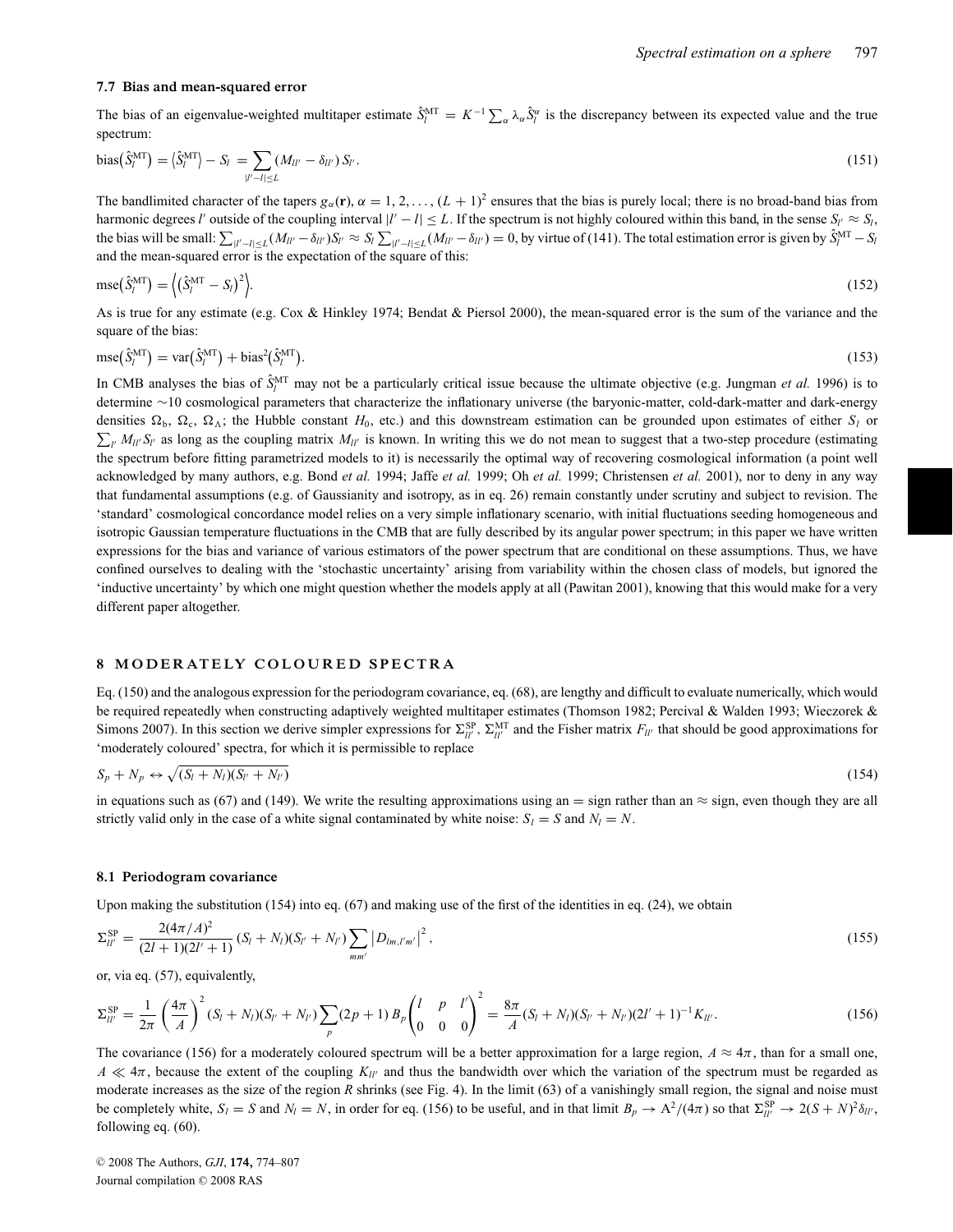### 7.7 Bias and mean-squared error

The bias of an eigenvalue-weighted multitaper estimate $\hat{S}_l^{\mathrm{MT}} = K^{-1}\sum_\alpha \lambda_\alpha \hat{S}_l^\alpha$ is the discrepancy between its expected value and the true spectrum:

$$\mathrm{bias}\big(\hat{S}_l^{\mathrm{MT}}\big) = \big\langle \hat{S}_l^{\mathrm{MT}} \big\rangle - S_l = \sum_{|l'-l|\le L} (M_{ll'} - \delta_{ll'})\, S_{l'}. \tag{151}$$

The bandlimited character of the tapers $g_\alpha(\mathbf{r}), \alpha = 1, 2, \ldots, (L+1)^2$ ensures that the bias is purely local; there is no broad-band bias from harmonic degrees $l'$ outside of the coupling interval $|l'-l| \le L$. If the spectrum is not highly coloured within this band, in the sense $S_{l'} \approx S_l$, the bias will be small: $\sum_{|l'-l|\le L}(M_{ll'} - \delta_{ll'})S_{l'} \approx S_l \sum_{|l'-l|\le L}(M_{ll'} - \delta_{ll'}) = 0$, by virtue of (141). The total estimation error is given by $\hat{S}_l^{\mathrm{MT}} - S_l$ and the mean-squared error is the expectation of the square of this:

$$\mathrm{mse}\big(\hat{S}_l^{\mathrm{MT}}\big) = \Big\langle \big(\hat{S}_l^{\mathrm{MT}} - S_l\big)^2 \Big\rangle. \tag{152}$$

As is true for any estimate (e.g. Cox & Hinkley 1974; Bendat & Piersol 2000), the mean-squared error is the sum of the variance and the square of the bias:

$$\mathrm{mse}\big(\hat{S}_l^{\mathrm{MT}}\big) = \mathrm{var}\big(\hat{S}_l^{\mathrm{MT}}\big) + \mathrm{bias}^2\big(\hat{S}_l^{\mathrm{MT}}\big). \tag{153}$$

In CMB analyses the bias of $\hat{S}_l^{\mathrm{MT}}$ may not be a particularly critical issue because the ultimate objective (e.g. Jungman *et al.* 1996) is to determine ∼10 cosmological parameters that characterize the inflationary universe (the baryonic-matter, cold-dark-matter and dark-energy densities $\Omega_\mathrm{b}$, $\Omega_\mathrm{c}$, $\Omega_\Lambda$; the Hubble constant $H_0$, etc.) and this downstream estimation can be grounded upon estimates of either $S_l$ or $\sum_{l'} M_{ll'} S_{l'}$ as long as the coupling matrix $M_{ll'}$ is known. In writing this we do not mean to suggest that a two-step procedure (estimating the spectrum before fitting parametrized models to it) is necessarily the optimal way of recovering cosmological information (a point well acknowledged by many authors, e.g. Bond *et al.* 1994; Jaffe *et al.* 1999; Oh *et al.* 1999; Christensen *et al.* 2001), nor to deny in any way that fundamental assumptions (e.g. of Gaussianity and isotropy, as in eq. 26) remain constantly under scrutiny and subject to revision. The 'standard' cosmological concordance model relies on a very simple inflationary scenario, with initial fluctuations seeding homogeneous and isotropic Gaussian temperature fluctuations in the CMB that are fully described by its angular power spectrum; in this paper we have written expressions for the bias and variance of various estimators of the power spectrum that are conditional on these assumptions. Thus, we have confined ourselves to dealing with the 'stochastic uncertainty' arising from variability within the chosen class of models, but ignored the 'inductive uncertainty' by which one might question whether the models apply at all (Pawitan 2001), knowing that this would make for a very different paper altogether.

## 8 MODERATELY COLOURED SPECTRA

Eq. (150) and the analogous expression for the periodogram covariance, eq. (68), are lengthy and difficult to evaluate numerically, which would be required repeatedly when constructing adaptively weighted multitaper estimates (Thomson 1982; Percival & Walden 1993; Wieczorek & Simons 2007). In this section we derive simpler expressions for $\Sigma_{ll'}^{\mathrm{SP}}$, $\Sigma_{ll'}^{\mathrm{MT}}$ and the Fisher matrix $F_{ll'}$ that should be good approximations for 'moderately coloured' spectra, for which it is permissible to replace

$$S_p + N_p \leftrightarrow \sqrt{(S_l + N_l)(S_{l'} + N_{l'})} \tag{154}$$

in equations such as (67) and (149). We write the resulting approximations using an $=$ sign rather than an $\approx$ sign, even though they are all strictly valid only in the case of a white signal contaminated by white noise: $S_l = S$ and $N_l = N$.

### 8.1 Periodogram covariance

Upon making the substitution (154) into eq. (67) and making use of the first of the identities in eq. (24), we obtain

$$\Sigma_{ll'}^{\mathrm{SP}} = \frac{2(4\pi/A)^2}{(2l+1)(2l'+1)}(S_l + N_l)(S_{l'} + N_{l'}) \sum_{mm'} \big|D_{lm,l'm'}\big|^2, \tag{155}$$

or, via eq. (57), equivalently,

$$\Sigma_{ll'}^{\mathrm{SP}} = \frac{1}{2\pi}\left(\frac{4\pi}{A}\right)^2 (S_l + N_l)(S_{l'} + N_{l'}) \sum_p (2p+1)\, B_p \begin{pmatrix} l & p & l' \\ 0 & 0 & 0 \end{pmatrix}^2 = \frac{8\pi}{A}(S_l + N_l)(S_{l'} + N_{l'})(2l'+1)^{-1} K_{ll'}. \tag{156}$$

The covariance (156) for a moderately coloured spectrum will be a better approximation for a large region, $A \approx 4\pi$, than for a small one, $A \ll 4\pi$, because the extent of the coupling $K_{ll'}$ and thus the bandwidth over which the variation of the spectrum must be regarded as moderate increases as the size of the region $R$ shrinks (see Fig. 4). In the limit (63) of a vanishingly small region, the signal and noise must be completely white, $S_l = S$ and $N_l = N$, in order for eq. (156) to be useful, and in that limit $B_p \to \mathrm{A}^2/(4\pi)$ so that $\Sigma_{ll'}^{\mathrm{SP}} \to 2(S+N)^2\delta_{ll'}$, following eq. (60).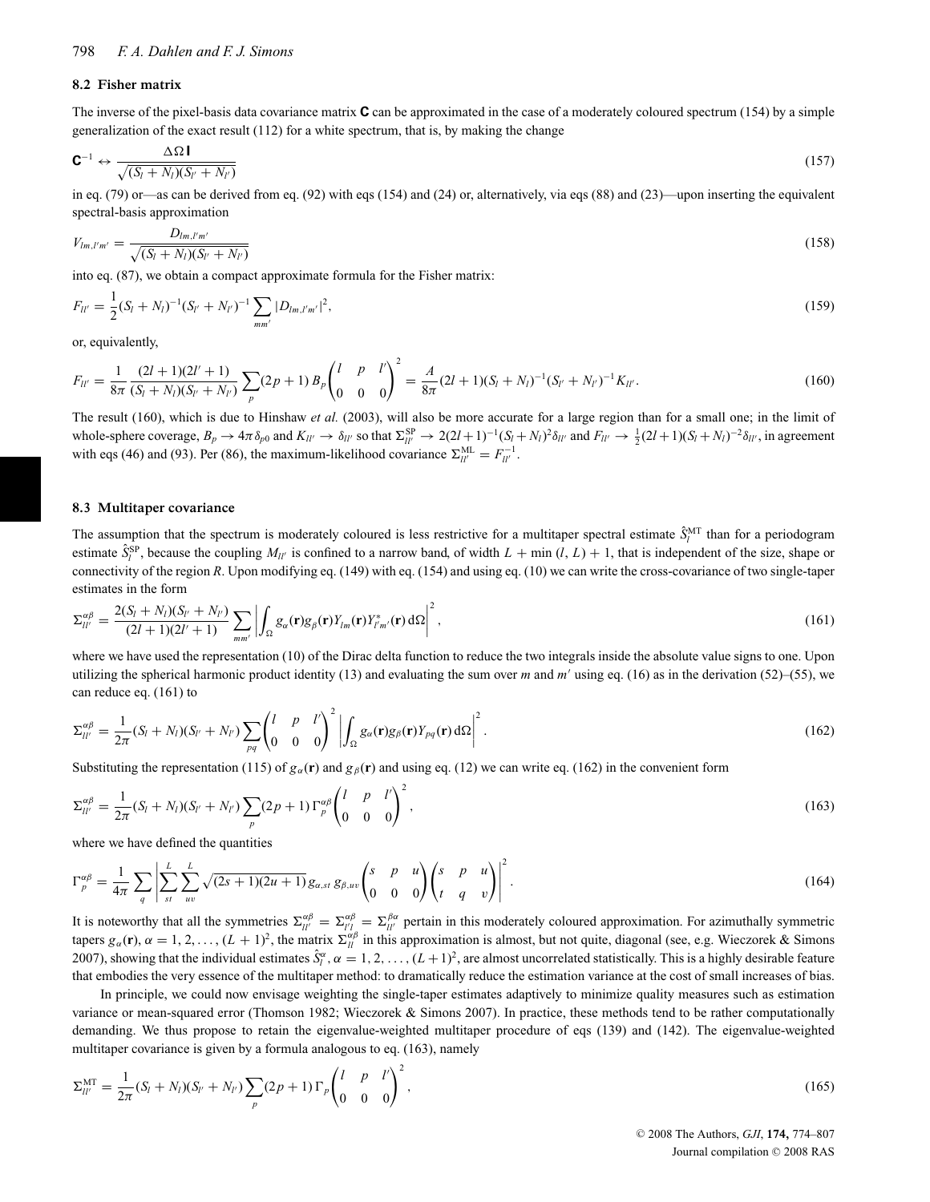### 8.2 Fisher matrix

The inverse of the pixel-basis data covariance matrix $\mathbf{C}$ can be approximated in the case of a moderately coloured spectrum (154) by a simple generalization of the exact result (112) for a white spectrum, that is, by making the change

$$\mathbf{C}^{-1} \leftrightarrow \frac{\Delta\Omega\,\mathbf{I}}{\sqrt{(S_l+N_l)(S_{l'}+N_{l'})}} \tag{157}$$

in eq. (79) or—as can be derived from eq. (92) with eqs (154) and (24) or, alternatively, via eqs (88) and (23)—upon inserting the equivalent spectral-basis approximation

$$V_{lm,l'm'} = \frac{D_{lm,l'm'}}{\sqrt{(S_l+N_l)(S_{l'}+N_{l'})}} \tag{158}$$

into eq. (87), we obtain a compact approximate formula for the Fisher matrix:

$$F_{ll'} = \frac{1}{2}(S_l+N_l)^{-1}(S_{l'}+N_{l'})^{-1}\sum_{mm'}|D_{lm,l'm'}|^2, \tag{159}$$

or, equivalently,

$$F_{ll'} = \frac{1}{8\pi}\frac{(2l+1)(2l'+1)}{(S_l+N_l)(S_{l'}+N_{l'})}\sum_p (2p+1)\,B_p\begin{pmatrix} l & p & l' \\ 0 & 0 & 0\end{pmatrix}^2 = \frac{A}{8\pi}(2l+1)(S_l+N_l)^{-1}(S_{l'}+N_{l'})^{-1}K_{ll'}. \tag{160}$$

The result (160), which is due to Hinshaw *et al.* (2003), will also be more accurate for a large region than for a small one; in the limit of whole-sphere coverage, $B_p \to 4\pi\delta_{p0}$ and $K_{ll'} \to \delta_{ll'}$ so that $\Sigma^{\mathrm{SP}}_{ll'} \to 2(2l+1)^{-1}(S_l+N_l)^2\delta_{ll'}$ and $F_{ll'} \to \frac{1}{2}(2l+1)(S_l+N_l)^{-2}\delta_{ll'}$, in agreement with eqs (46) and (93). Per (86), the maximum-likelihood covariance $\Sigma^{\mathrm{ML}}_{ll'} = F^{-1}_{ll'}$.

### 8.3 Multitaper covariance

The assumption that the spectrum is moderately coloured is less restrictive for a multitaper spectral estimate $\hat{S}^{\mathrm{MT}}_l$ than for a periodogram estimate $\hat{S}^{\mathrm{SP}}_l$, because the coupling $M_{ll'}$ is confined to a narrow band, of width $L + \min(l, L) + 1$, that is independent of the size, shape or connectivity of the region $R$. Upon modifying eq. (149) with eq. (154) and using eq. (10) we can write the cross-covariance of two single-taper estimates in the form

$$\Sigma^{\alpha\beta}_{ll'} = \frac{2(S_l+N_l)(S_{l'}+N_{l'})}{(2l+1)(2l'+1)}\sum_{mm'}\left|\int_\Omega g_\alpha(\mathbf{r})g_\beta(\mathbf{r})Y_{lm}(\mathbf{r})Y^*_{l'm'}(\mathbf{r})\,d\Omega\right|^2, \tag{161}$$

where we have used the representation (10) of the Dirac delta function to reduce the two integrals inside the absolute value signs to one. Upon utilizing the spherical harmonic product identity (13) and evaluating the sum over $m$ and $m'$ using eq. (16) as in the derivation (52)–(55), we can reduce eq. (161) to

$$\Sigma^{\alpha\beta}_{ll'} = \frac{1}{2\pi}(S_l+N_l)(S_{l'}+N_{l'})\sum_{pq}\begin{pmatrix} l & p & l' \\ 0 & 0 & 0\end{pmatrix}^2\left|\int_\Omega g_\alpha(\mathbf{r})g_\beta(\mathbf{r})Y_{pq}(\mathbf{r})\,d\Omega\right|^2. \tag{162}$$

Substituting the representation (115) of $g_\alpha(\mathbf{r})$ and $g_\beta(\mathbf{r})$ and using eq. (12) we can write eq. (162) in the convenient form

$$\Sigma^{\alpha\beta}_{ll'} = \frac{1}{2\pi}(S_l+N_l)(S_{l'}+N_{l'})\sum_p (2p+1)\,\Gamma^{\alpha\beta}_p\begin{pmatrix} l & p & l' \\ 0 & 0 & 0\end{pmatrix}^2, \tag{163}$$

where we have defined the quantities

$$\Gamma^{\alpha\beta}_p = \frac{1}{4\pi}\sum_q\left|\sum_{st}^{L}\sum_{uv}^{L}\sqrt{(2s+1)(2u+1)}\,g_{\alpha,st}\,g_{\beta,uv}\begin{pmatrix} s & p & u \\ 0 & 0 & 0\end{pmatrix}\begin{pmatrix} s & p & u \\ t & q & v\end{pmatrix}\right|^2. \tag{164}$$

It is noteworthy that all the symmetries $\Sigma^{\alpha\beta}_{ll'} = \Sigma^{\alpha\beta}_{l'l} = \Sigma^{\beta\alpha}_{ll'}$ pertain in this moderately coloured approximation. For azimuthally symmetric tapers $g_\alpha(\mathbf{r})$, $\alpha = 1, 2, \ldots, (L+1)^2$, the matrix $\Sigma^{\alpha\beta}_{ll}$ in this approximation is almost, but not quite, diagonal (see, e.g. Wieczorek & Simons 2007), showing that the individual estimates $\hat{S}^\alpha_l$, $\alpha = 1, 2, \ldots, (L+1)^2$, are almost uncorrelated statistically. This is a highly desirable feature that embodies the very essence of the multitaper method: to dramatically reduce the estimation variance at the cost of small increases of bias.

In principle, we could now envisage weighting the single-taper estimates adaptively to minimize quality measures such as estimation variance or mean-squared error (Thomson 1982; Wieczorek & Simons 2007). In practice, these methods tend to be rather computationally demanding. We thus propose to retain the eigenvalue-weighted multitaper procedure of eqs (139) and (142). The eigenvalue-weighted multitaper covariance is given by a formula analogous to eq. (163), namely

$$\Sigma^{\mathrm{MT}}_{ll'} = \frac{1}{2\pi}(S_l+N_l)(S_{l'}+N_{l'})\sum_p (2p+1)\,\Gamma_p\begin{pmatrix} l & p & l' \\ 0 & 0 & 0\end{pmatrix}^2, \tag{165}$$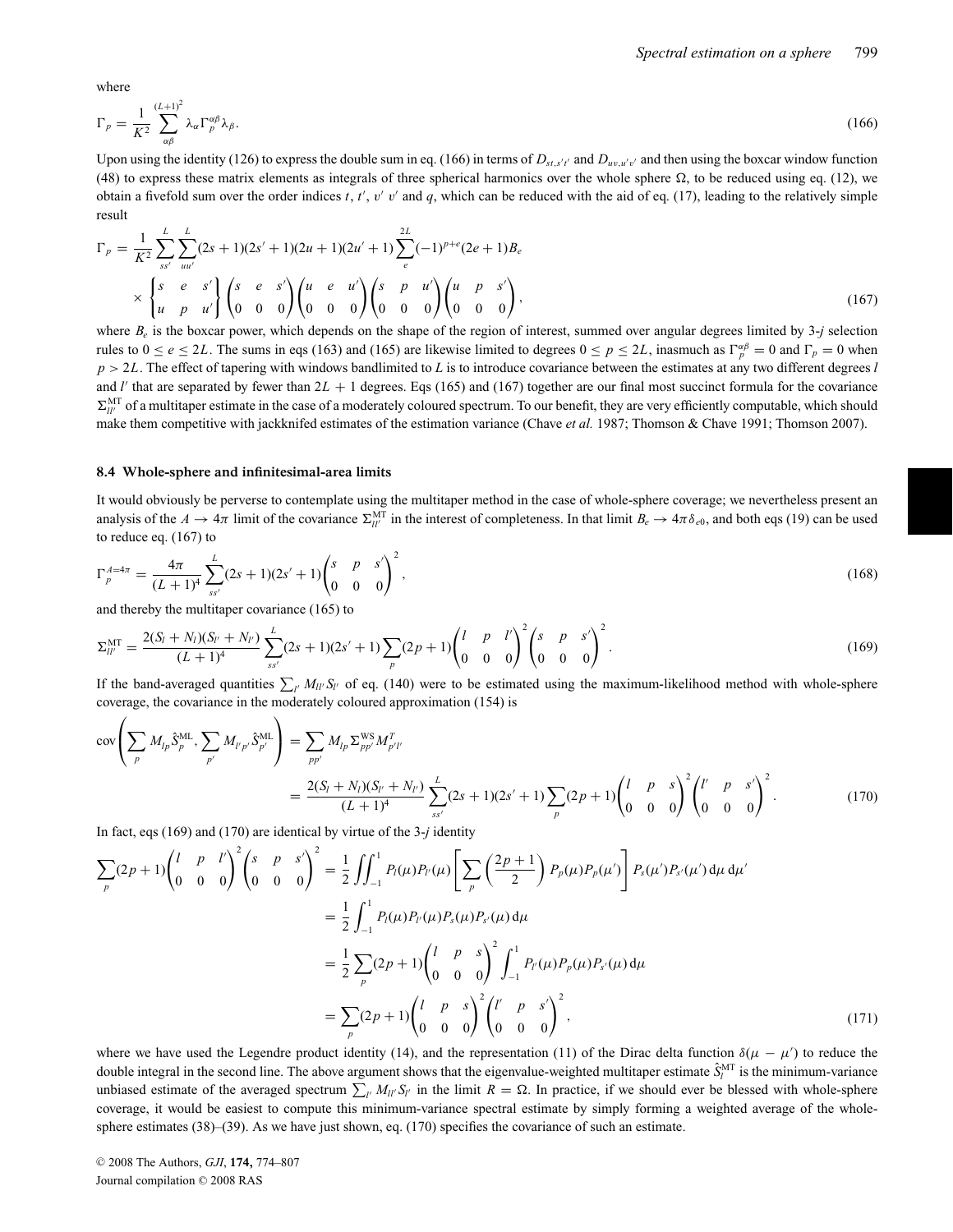where

$$\Gamma_p = \frac{1}{K^2} \sum_{\alpha\beta}^{(L+1)^2} \lambda_\alpha \Gamma_p^{\alpha\beta} \lambda_\beta. \tag{166}$$

Upon using the identity (126) to express the double sum in eq. (166) in terms of $D_{st,s't'}$ and $D_{uv,u'v'}$ and then using the boxcar window function (48) to express these matrix elements as integrals of three spherical harmonics over the whole sphere $\Omega$, to be reduced using eq. (12), we obtain a fivefold sum over the order indices $t$, $t'$, $v'$ $v'$ and $q$, which can be reduced with the aid of eq. (17), leading to the relatively simple result

$$\Gamma_p = \frac{1}{K^2} \sum_{ss'}^{L} \sum_{uu'}^{L} (2s+1)(2s'+1)(2u+1)(2u'+1) \sum_{e}^{2L} (-1)^{p+e} (2e+1) B_e \\ \times \begin{Bmatrix} s & e & s' \\ u & p & u' \end{Bmatrix} \begin{pmatrix} s & e & s' \\ 0 & 0 & 0 \end{pmatrix} \begin{pmatrix} u & e & u' \\ 0 & 0 & 0 \end{pmatrix} \begin{pmatrix} s & p & u' \\ 0 & 0 & 0 \end{pmatrix} \begin{pmatrix} u & p & s' \\ 0 & 0 & 0 \end{pmatrix}, \tag{167}$$

where $B_e$ is the boxcar power, which depends on the shape of the region of interest, summed over angular degrees limited by 3-*j* selection rules to $0 \le e \le 2L$. The sums in eqs (163) and (165) are likewise limited to degrees $0 \le p \le 2L$, inasmuch as $\Gamma_p^{\alpha\beta} = 0$ and $\Gamma_p = 0$ when $p > 2L$. The effect of tapering with windows bandlimited to $L$ is to introduce covariance between the estimates at any two different degrees $l$ and $l'$ that are separated by fewer than $2L + 1$ degrees. Eqs (165) and (167) together are our final most succinct formula for the covariance $\Sigma_{ll'}^{\mathrm{MT}}$ of a multitaper estimate in the case of a moderately coloured spectrum. To our benefit, they are very efficiently computable, which should make them competitive with jackknifed estimates of the estimation variance (Chave *et al.* 1987; Thomson & Chave 1991; Thomson 2007).

### 8.4 Whole-sphere and infinitesimal-area limits

It would obviously be perverse to contemplate using the multitaper method in the case of whole-sphere coverage; we nevertheless present an analysis of the $A \to 4\pi$ limit of the covariance $\Sigma_{ll'}^{\mathrm{MT}}$ in the interest of completeness. In that limit $B_e \to 4\pi\delta_{e0}$, and both eqs (19) can be used to reduce eq. (167) to

$$\Gamma_p^{A=4\pi} = \frac{4\pi}{(L+1)^4} \sum_{ss'}^{L} (2s+1)(2s'+1) \begin{pmatrix} s & p & s' \\ 0 & 0 & 0 \end{pmatrix}^2, \tag{168}$$

and thereby the multitaper covariance (165) to

$$\Sigma_{ll'}^{\mathrm{MT}} = \frac{2(S_l + N_l)(S_{l'} + N_{l'})}{(L+1)^4} \sum_{ss'}^{L} (2s+1)(2s'+1) \sum_p (2p+1) \begin{pmatrix} l & p & l' \\ 0 & 0 & 0 \end{pmatrix}^2 \begin{pmatrix} s & p & s' \\ 0 & 0 & 0 \end{pmatrix}^2. \tag{169}$$

If the band-averaged quantities $\sum_{l'} M_{ll'} S_{l'}$ of eq. (140) were to be estimated using the maximum-likelihood method with whole-sphere coverage, the covariance in the moderately coloured approximation (154) is

$$\mathrm{cov}\left( \sum_p M_{lp} \hat{S}_p^{\mathrm{ML}}, \sum_{p'} M_{l'p'} \hat{S}_{p'}^{\mathrm{ML}} \right) = \sum_{pp'} M_{lp} \Sigma_{pp'}^{\mathrm{WS}} M_{p'l'}^T \\ = \frac{2(S_l + N_l)(S_{l'} + N_{l'})}{(L+1)^4} \sum_{ss'}^{L} (2s+1)(2s'+1) \sum_p (2p+1) \begin{pmatrix} l & p & s \\ 0 & 0 & 0 \end{pmatrix}^2 \begin{pmatrix} l' & p & s' \\ 0 & 0 & 0 \end{pmatrix}^2. \tag{170}$$

In fact, eqs (169) and (170) are identical by virtue of the 3-*j* identity

$$\sum_p (2p+1) \begin{pmatrix} l & p & l' \\ 0 & 0 & 0 \end{pmatrix}^2 \begin{pmatrix} s & p & s' \\ 0 & 0 & 0 \end{pmatrix}^2 = \frac{1}{2} \iint_{-1}^{1} P_l(\mu) P_{l'}(\mu) \left[ \sum_p \left( \frac{2p+1}{2} \right) P_p(\mu) P_p(\mu') \right] P_s(\mu') P_{s'}(\mu') \, d\mu \, d\mu' \\ = \frac{1}{2} \int_{-1}^{1} P_l(\mu) P_{l'}(\mu) P_s(\mu) P_{s'}(\mu) \, d\mu \\ = \frac{1}{2} \sum_p (2p+1) \begin{pmatrix} l & p & s \\ 0 & 0 & 0 \end{pmatrix}^2 \int_{-1}^{1} P_{l'}(\mu) P_p(\mu) P_{s'}(\mu) \, d\mu \\ = \sum_p (2p+1) \begin{pmatrix} l & p & s \\ 0 & 0 & 0 \end{pmatrix}^2 \begin{pmatrix} l' & p & s' \\ 0 & 0 & 0 \end{pmatrix}^2, \tag{171}$$

where we have used the Legendre product identity (14), and the representation (11) of the Dirac delta function $\delta(\mu - \mu')$ to reduce the double integral in the second line. The above argument shows that the eigenvalue-weighted multitaper estimate $\hat{S}_l^{\mathrm{MT}}$ is the minimum-variance unbiased estimate of the averaged spectrum $\sum_{l'} M_{ll'} S_{l'}$ in the limit $R = \Omega$. In practice, if we should ever be blessed with whole-sphere coverage, it would be easiest to compute this minimum-variance spectral estimate by simply forming a weighted average of the whole-sphere estimates (38)–(39). As we have just shown, eq. (170) specifies the covariance of such an estimate.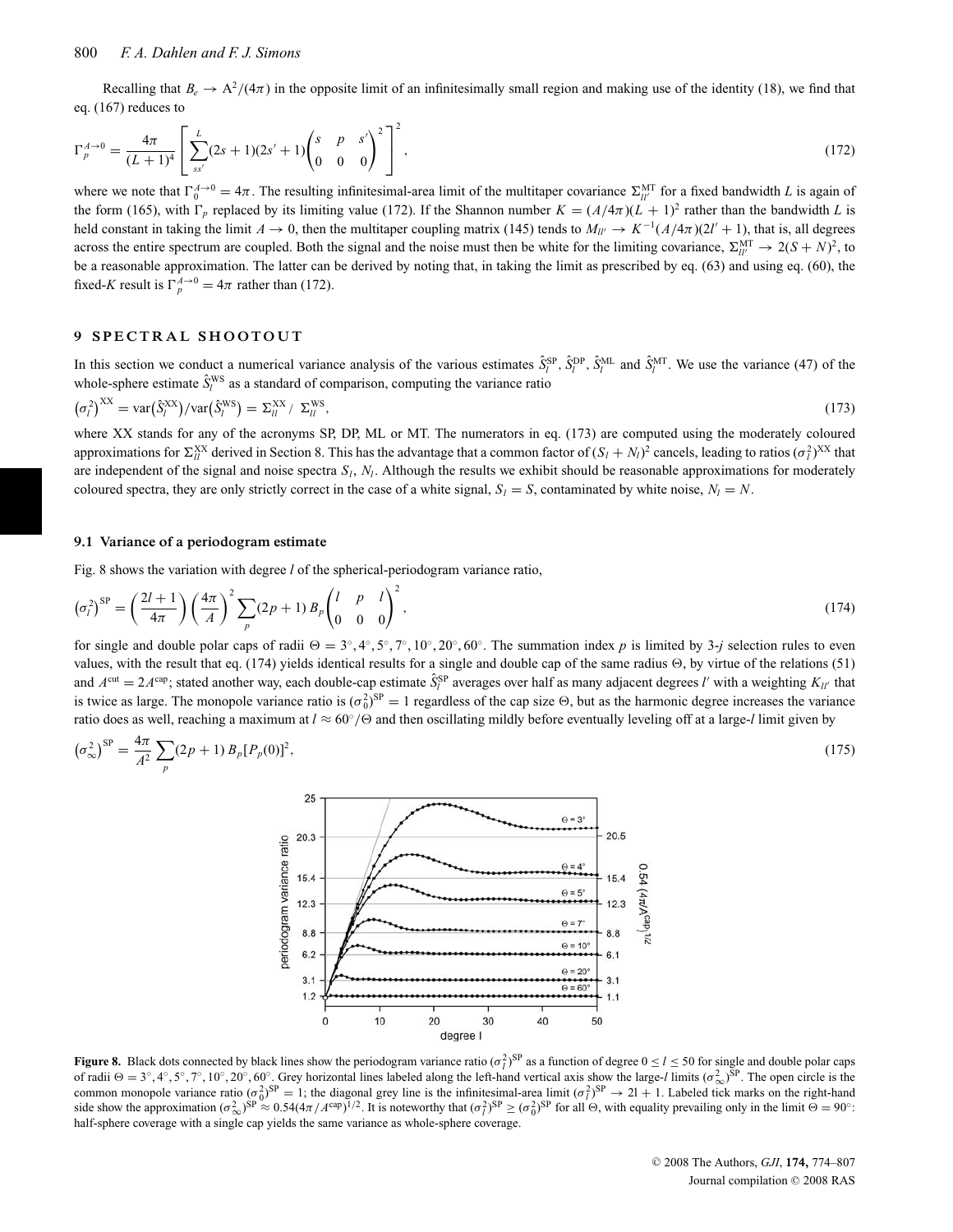Recalling that $B_e \to \mathrm{A}^2/(4\pi)$ in the opposite limit of an infinitesimally small region and making use of the identity (18), we find that eq. (167) reduces to

$$\Gamma_p^{A\to 0} = \frac{4\pi}{(L+1)^4}\left[\sum_{ss'}^{L}(2s+1)(2s'+1)\begin{pmatrix} s & p & s' \\ 0 & 0 & 0\end{pmatrix}^2\right]^2, \tag{172}$$

where we note that $\Gamma_0^{A\to 0} = 4\pi$. The resulting infinitesimal-area limit of the multitaper covariance $\Sigma_{ll'}^{\mathrm{MT}}$ for a fixed bandwidth $L$ is again of the form (165), with $\Gamma_p$ replaced by its limiting value (172). If the Shannon number $K = (A/4\pi)(L+1)^2$ rather than the bandwidth $L$ is held constant in taking the limit $A \to 0$, then the multitaper coupling matrix (145) tends to $M_{ll'} \to K^{-1}(A/4\pi)(2l'+1)$, that is, all degrees across the entire spectrum are coupled. Both the signal and the noise must then be white for the limiting covariance, $\Sigma_{ll'}^{\mathrm{MT}} \to 2(S+N)^2$, to be a reasonable approximation. The latter can be derived by noting that, in taking the limit as prescribed by eq. (63) and using eq. (60), the fixed-$K$ result is $\Gamma_p^{A\to 0} = 4\pi$ rather than (172).

## 9 SPECTRAL SHOOTOUT

In this section we conduct a numerical variance analysis of the various estimates $\hat{S}_l^{\mathrm{SP}}$, $\hat{S}_l^{\mathrm{DP}}$, $\hat{S}_l^{\mathrm{ML}}$ and $\hat{S}_l^{\mathrm{MT}}$. We use the variance (47) of the whole-sphere estimate $\hat{S}_l^{\mathrm{WS}}$ as a standard of comparison, computing the variance ratio

$$\left(\sigma_l^2\right)^{\mathrm{XX}} = \mathrm{var}\left(\hat{S}_l^{\mathrm{XX}}\right)/\mathrm{var}\left(\hat{S}_l^{\mathrm{WS}}\right) = \Sigma_{ll}^{\mathrm{XX}} / \Sigma_{ll}^{\mathrm{WS}}, \tag{173}$$

where XX stands for any of the acronyms SP, DP, ML or MT. The numerators in eq. (173) are computed using the moderately coloured approximations for $\Sigma_{ll}^{\mathrm{XX}}$ derived in Section 8. This has the advantage that a common factor of $(S_l + N_l)^2$ cancels, leading to ratios $(\sigma_l^2)^{\mathrm{XX}}$ that are independent of the signal and noise spectra $S_l$, $N_l$. Although the results we exhibit should be reasonable approximations for moderately coloured spectra, they are only strictly correct in the case of a white signal, $S_l = S$, contaminated by white noise, $N_l = N$.

### 9.1 Variance of a periodogram estimate

Fig. 8 shows the variation with degree $l$ of the spherical-periodogram variance ratio,

$$\left(\sigma_l^2\right)^{\mathrm{SP}} = \left(\frac{2l+1}{4\pi}\right)\left(\frac{4\pi}{A}\right)^2 \sum_p (2p+1)\, B_p \begin{pmatrix} l & p & l \\ 0 & 0 & 0\end{pmatrix}^2, \tag{174}$$

for single and double polar caps of radii $\Theta = 3^\circ, 4^\circ, 5^\circ, 7^\circ, 10^\circ, 20^\circ, 60^\circ$. The summation index $p$ is limited by 3-$j$ selection rules to even values, with the result that eq. (174) yields identical results for a single and double cap of the same radius $\Theta$, by virtue of the relations (51) and $A^{\mathrm{cut}} = 2A^{\mathrm{cap}}$; stated another way, each double-cap estimate $\hat{S}_l^{\mathrm{SP}}$ averages over half as many adjacent degrees $l'$ with a weighting $K_{ll'}$ that is twice as large. The monopole variance ratio is $(\sigma_0^2)^{\mathrm{SP}} = 1$ regardless of the cap size $\Theta$, but as the harmonic degree increases the variance ratio does as well, reaching a maximum at $l \approx 60^\circ/\Theta$ and then oscillating mildly before eventually leveling off at a large-$l$ limit given by

$$\left(\sigma_\infty^2\right)^{\mathrm{SP}} = \frac{4\pi}{A^2}\sum_p (2p+1)\, B_p [P_p(0)]^2, \tag{175}$$

**Figure 8.** Black dots connected by black lines show the periodogram variance ratio $(\sigma_l^2)^{\mathrm{SP}}$ as a function of degree $0 \le l \le 50$ for single and double polar caps of radii $\Theta = 3^\circ, 4^\circ, 5^\circ, 7^\circ, 10^\circ, 20^\circ, 60^\circ$. Grey horizontal lines labeled along the left-hand vertical axis show the large-$l$ limits $(\sigma_\infty^2)^{\mathrm{SP}}$. The open circle is the common monopole variance ratio $(\sigma_0^2)^{\mathrm{SP}} = 1$; the diagonal grey line is the infinitesimal-area limit $(\sigma_l^2)^{\mathrm{SP}} \to 2l + 1$. Labeled tick marks on the right-hand side show the approximation $(\sigma_\infty^2)^{\mathrm{SP}} \approx 0.54(4\pi/A^{\mathrm{cap}})^{1/2}$. It is noteworthy that $(\sigma_l^2)^{\mathrm{SP}} \ge (\sigma_0^2)^{\mathrm{SP}}$ for all $\Theta$, with equality prevailing only in the limit $\Theta = 90^\circ$: half-sphere coverage with a single cap yields the same variance as whole-sphere coverage.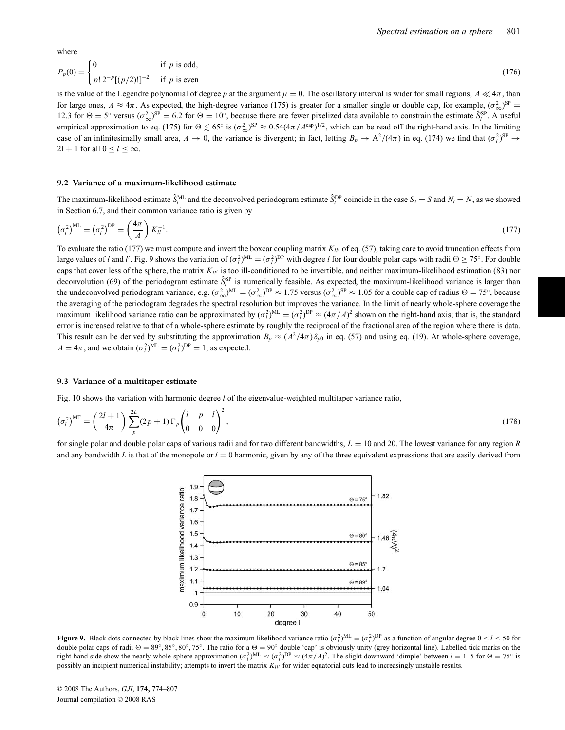where

$$P_p(0) = \begin{cases} 0 & \text{if } p \text{ is odd}, \\ p!\,2^{-p}[(p/2)!]^{-2} & \text{if } p \text{ is even} \end{cases} \tag{176}$$

is the value of the Legendre polynomial of degree $p$ at the argument $\mu = 0$. The oscillatory interval is wider for small regions, $A \ll 4\pi$, than for large ones, $A \approx 4\pi$. As expected, the high-degree variance (175) is greater for a smaller single or double cap, for example, $(\sigma_\infty^2)^{\mathrm{SP}} = 12.3$ for $\Theta = 5^\circ$ versus $(\sigma_\infty^2)^{\mathrm{SP}} = 6.2$ for $\Theta = 10^\circ$, because there are fewer pixelized data available to constrain the estimate $\hat{S}_l^{\mathrm{SP}}$. A useful empirical approximation to eq. (175) for $\Theta \lesssim 65^\circ$ is $(\sigma_\infty^2)^{\mathrm{SP}} \approx 0.54(4\pi/A^{\mathrm{cap}})^{1/2}$, which can be read off the right-hand axis. In the limiting case of an infinitesimally small area, $A \to 0$, the variance is divergent; in fact, letting $B_p \to \mathrm{A}^2/(4\pi)$ in eq. (174) we find that $(\sigma_l^2)^{\mathrm{SP}} \to 2l + 1$ for all $0 \le l \le \infty$.

## 9.2 Variance of a maximum-likelihood estimate

The maximum-likelihood estimate $\hat{S}_l^{\mathrm{ML}}$ and the deconvolved periodogram estimate $\hat{S}_l^{\mathrm{DP}}$ coincide in the case $S_l = S$ and $N_l = N$, as we showed in Section 6.7, and their common variance ratio is given by

$$\left(\sigma_l^2\right)^{\mathrm{ML}} = \left(\sigma_l^2\right)^{\mathrm{DP}} = \left(\frac{4\pi}{A}\right) K_{ll}^{-1}. \tag{177}$$

To evaluate the ratio (177) we must compute and invert the boxcar coupling matrix $K_{ll'}$ of eq. (57), taking care to avoid truncation effects from large values of $l$ and $l'$. Fig. 9 shows the variation of $(\sigma_l^2)^{\mathrm{ML}} = (\sigma_l^2)^{\mathrm{DP}}$ with degree $l$ for four double polar caps with radii $\Theta \ge 75^\circ$. For double caps that cover less of the sphere, the matrix $K_{ll'}$ is too ill-conditioned to be invertible, and neither maximum-likelihood estimation (83) nor deconvolution (69) of the periodogram estimate $\hat{S}_l^{\mathrm{SP}}$ is numerically feasible. As expected, the maximum-likelihood variance is larger than the undeconvolved periodogram variance, e.g. $(\sigma_\infty^2)^{\mathrm{ML}} = (\sigma_\infty^2)^{\mathrm{DP}} \approx 1.75$ versus $(\sigma_\infty^2)^{\mathrm{SP}} \approx 1.05$ for a double cap of radius $\Theta = 75^\circ$, because the averaging of the periodogram degrades the spectral resolution but improves the variance. In the limit of nearly whole-sphere coverage the maximum likelihood variance ratio can be approximated by $(\sigma_l^2)^{\mathrm{ML}} = (\sigma_l^2)^{\mathrm{DP}} \approx (4\pi/A)^2$ shown on the right-hand axis; that is, the standard error is increased relative to that of a whole-sphere estimate by roughly the reciprocal of the fractional area of the region where there is data. This result can be derived by substituting the approximation $B_p \approx (A^2/4\pi)\,\delta_{p0}$ in eq. (57) and using eq. (19). At whole-sphere coverage, $A = 4\pi$, and we obtain $(\sigma_l^2)^{\mathrm{ML}} = (\sigma_l^2)^{\mathrm{DP}} = 1$, as expected.

## 9.3 Variance of a multitaper estimate

Fig. 10 shows the variation with harmonic degree $l$ of the eigenvalue-weighted multitaper variance ratio,

$$\left(\sigma_l^2\right)^{\mathrm{MT}} = \left(\frac{2l+1}{4\pi}\right) \sum_p^{2L} (2p+1)\,\Gamma_p \begin{pmatrix} l & p & l \\ 0 & 0 & 0 \end{pmatrix}^2, \tag{178}$$

for single polar and double polar caps of various radii and for two different bandwidths, $L = 10$ and 20. The lowest variance for any region $R$ and any bandwidth $L$ is that of the monopole or $l = 0$ harmonic, given by any of the three equivalent expressions that are easily derived from

**Figure 9.** Black dots connected by black lines show the maximum likelihood variance ratio $(\sigma_l^2)^{\mathrm{ML}} = (\sigma_l^2)^{\mathrm{DP}}$ as a function of angular degree $0 \le l \le 50$ for double polar caps of radii $\Theta = 89^\circ, 85^\circ, 80^\circ, 75^\circ$. The ratio for a $\Theta = 90^\circ$ double 'cap' is obviously unity (grey horizontal line). Labelled tick marks on the right-hand side show the nearly-whole-sphere approximation $(\sigma_l^2)^{\mathrm{ML}} \approx (\sigma_l^2)^{\mathrm{DP}} \approx (4\pi/A)^2$. The slight downward 'dimple' between $l = 1$–5 for $\Theta = 75^\circ$ is possibly an incipient numerical instability; attempts to invert the matrix $K_{ll'}$ for wider equatorial cuts lead to increasingly unstable results.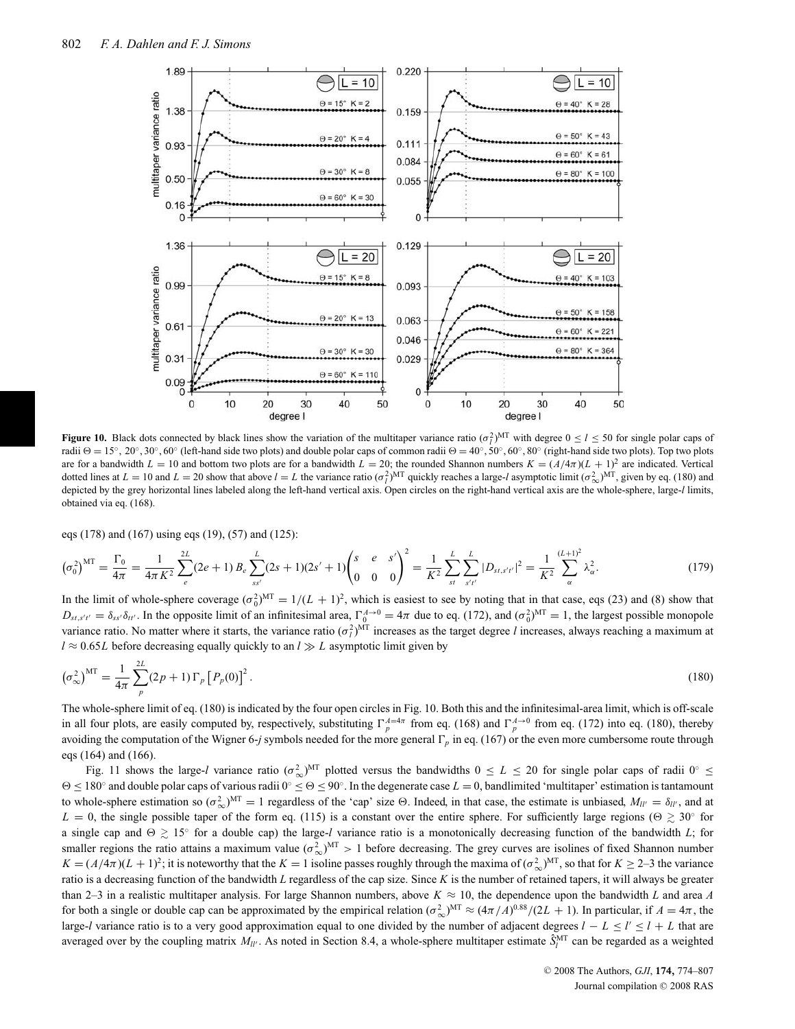**Figure 10.** Black dots connected by black lines show the variation of the multitaper variance ratio $(\sigma_l^2)^{\rm MT}$ with degree $0 \le l \le 50$ for single polar caps of radii $\Theta = 15^\circ, 20^\circ, 30^\circ, 60^\circ$ (left-hand side two plots) and double polar caps of common radii $\Theta = 40^\circ, 50^\circ, 60^\circ, 80^\circ$ (right-hand side two plots). Top two plots are for a bandwidth $L = 10$ and bottom two plots are for a bandwidth $L = 20$; the rounded Shannon numbers $K = (A/4\pi)(L+1)^2$ are indicated. Vertical dotted lines at $L = 10$ and $L = 20$ show that above $l = L$ the variance ratio $(\sigma_l^2)^{\rm MT}$ quickly reaches a large-$l$ asymptotic limit $(\sigma_\infty^2)^{\rm MT}$, given by eq. (180) and depicted by the grey horizontal lines labeled along the left-hand vertical axis. Open circles on the right-hand vertical axis are the whole-sphere, large-$l$ limits, obtained via eq. (168).

eqs (178) and (167) using eqs (19), (57) and (125):

$$
\left(\sigma_0^2\right)^{\rm MT} = \frac{\Gamma_0}{4\pi} = \frac{1}{4\pi K^2}\sum_e^{2L}(2e+1)\,B_e\sum_{ss'}^{L}(2s+1)(2s'+1)\begin{pmatrix} s & e & s' \\ 0 & 0 & 0\end{pmatrix}^2 = \frac{1}{K^2}\sum_{st}^{L}\sum_{s't'}^{L}|D_{st,s't'}|^2 = \frac{1}{K^2}\sum_{\alpha}^{(L+1)^2}\lambda_\alpha^2. \tag{179}
$$

In the limit of whole-sphere coverage $(\sigma_0^2)^{\rm MT} = 1/(L+1)^2$, which is easiest to see by noting that in that case, eqs (23) and (8) show that $D_{st,s't'} = \delta_{ss'}\delta_{tt'}$. In the opposite limit of an infinitesimal area, $\Gamma_0^{A\to 0} = 4\pi$ due to eq. (172), and $(\sigma_0^2)^{\rm MT} = 1$, the largest possible monopole variance ratio. No matter where it starts, the variance ratio $(\sigma_l^2)^{\rm MT}$ increases as the target degree $l$ increases, always reaching a maximum at $l \approx 0.65L$ before decreasing equally quickly to an $l \gg L$ asymptotic limit given by

$$
\left(\sigma_\infty^2\right)^{\rm MT} = \frac{1}{4\pi}\sum_p^{2L}(2p+1)\,\Gamma_p\left[P_p(0)\right]^2. \tag{180}
$$

The whole-sphere limit of eq. (180) is indicated by the four open circles in Fig. 10. Both this and the infinitesimal-area limit, which is off-scale in all four plots, are easily computed by, respectively, substituting $\Gamma_p^{A=4\pi}$ from eq. (168) and $\Gamma_p^{A\to 0}$ from eq. (172) into eq. (180), thereby avoiding the computation of the Wigner 6-$j$ symbols needed for the more general $\Gamma_p$ in eq. (167) or the even more cumbersome route through eqs (164) and (166).

Fig. 11 shows the large-$l$ variance ratio $(\sigma_\infty^2)^{\rm MT}$ plotted versus the bandwidths $0 \le L \le 20$ for single polar caps of radii $0^\circ \le \Theta \le 180^\circ$ and double polar caps of various radii $0^\circ \le \Theta \le 90^\circ$. In the degenerate case $L = 0$, bandlimited 'multitaper' estimation is tantamount to whole-sphere estimation so $(\sigma_\infty^2)^{\rm MT} = 1$ regardless of the 'cap' size $\Theta$. Indeed, in that case, the estimate is unbiased, $M_{ll'} = \delta_{ll'}$, and at $L = 0$, the single possible taper of the form eq. (115) is a constant over the entire sphere. For sufficiently large regions ($\Theta \gtrsim 30^\circ$ for a single cap and $\Theta \gtrsim 15^\circ$ for a double cap) the large-$l$ variance ratio is a monotonically decreasing function of the bandwidth $L$; for smaller regions the ratio attains a maximum value $(\sigma_\infty^2)^{\rm MT} > 1$ before decreasing. The grey curves are isolines of fixed Shannon number $K = (A/4\pi)(L+1)^2$; it is noteworthy that the $K = 1$ isoline passes roughly through the maxima of $(\sigma_\infty^2)^{\rm MT}$, so that for $K \ge 2$–3 the variance ratio is a decreasing function of the bandwidth $L$ regardless of the cap size. Since $K$ is the number of retained tapers, it will always be greater than 2–3 in a realistic multitaper analysis. For large Shannon numbers, above $K \approx 10$, the dependence upon the bandwidth $L$ and area $A$ for both a single or double cap can be approximated by the empirical relation $(\sigma_\infty^2)^{\rm MT} \approx (4\pi/A)^{0.88}/(2L+1)$. In particular, if $A = 4\pi$, the large-$l$ variance ratio is to a very good approximation equal to one divided by the number of adjacent degrees $l - L \le l' \le l + L$ that are averaged over by the coupling matrix $M_{ll'}$. As noted in Section 8.4, a whole-sphere multitaper estimate $\hat{S}_l^{\rm MT}$ can be regarded as a weighted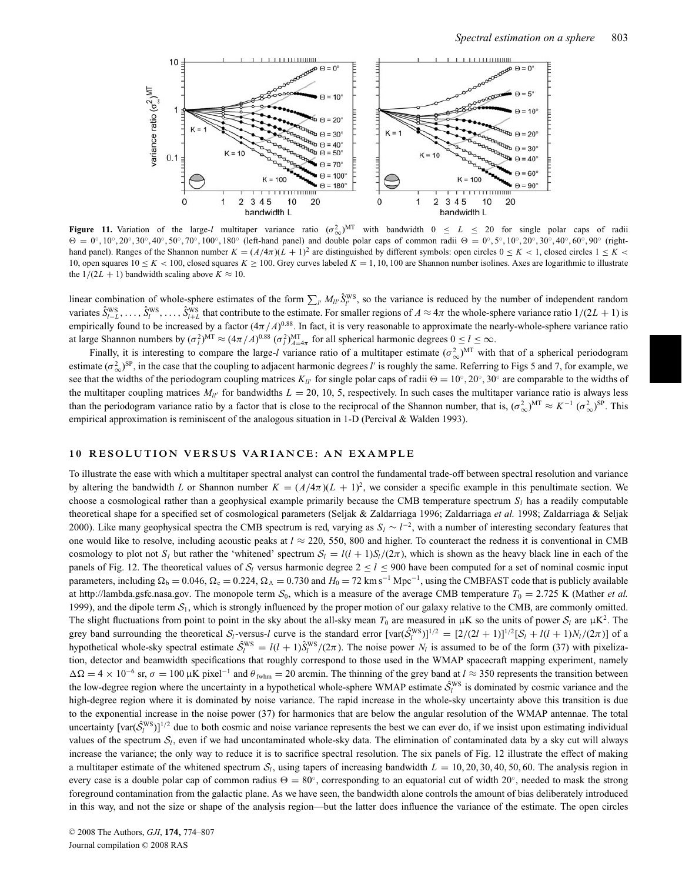**Figure 11.** Variation of the large-$l$ multitaper variance ratio $(\sigma^2_\infty)^{\rm MT}$ with bandwidth $0 \le L \le 20$ for single polar caps of radii $\Theta = 0^\circ, 10^\circ, 20^\circ, 30^\circ, 40^\circ, 50^\circ, 70^\circ, 100^\circ, 180^\circ$ (left-hand panel) and double polar caps of common radii $\Theta = 0^\circ, 5^\circ, 10^\circ, 20^\circ, 30^\circ, 40^\circ, 60^\circ, 90^\circ$ (right-hand panel). Ranges of the Shannon number $K = (A/4\pi)(L+1)^2$ are distinguished by different symbols: open circles $0 \le K < 1$, closed circles $1 \le K < 10$, open squares $10 \le K < 100$, closed squares $K \ge 100$. Grey curves labeled $K = 1, 10, 100$ are Shannon number isolines. Axes are logarithmic to illustrate the $1/(2L+1)$ bandwidth scaling above $K \approx 10$.

linear combination of whole-sphere estimates of the form $\sum_{l'} M_{ll'} \hat{S}^{\rm WS}_{l'}$, so the variance is reduced by the number of independent random variates $\hat{S}^{\rm WS}_{l-L}, \ldots, \hat{S}^{\rm WS}_{l}, \ldots, \hat{S}^{\rm WS}_{l+L}$ that contribute to the estimate. For smaller regions of $A \approx 4\pi$ the whole-sphere variance ratio $1/(2L+1)$ is empirically found to be increased by a factor $(4\pi/A)^{0.88}$. In fact, it is very reasonable to approximate the nearly-whole-sphere variance ratio at large Shannon numbers by $(\sigma^2_l)^{\rm MT} \approx (4\pi/A)^{0.88}\, (\sigma^2_l)^{\rm MT}_{A=4\pi}$ for all spherical harmonic degrees $0 \le l \le \infty$.

Finally, it is interesting to compare the large-$l$ variance ratio of a multitaper estimate $(\sigma^2_\infty)^{\rm MT}$ with that of a spherical periodogram estimate $(\sigma^2_\infty)^{\rm SP}$, in the case that the coupling to adjacent harmonic degrees $l'$ is roughly the same. Referring to Figs 5 and 7, for example, we see that the widths of the periodogram coupling matrices $K_{ll'}$ for single polar caps of radii $\Theta = 10^\circ, 20^\circ, 30^\circ$ are comparable to the widths of the multitaper coupling matrices $M_{ll'}$ for bandwidths $L = 20, 10, 5$, respectively. In such cases the multitaper variance ratio is always less than the periodogram variance ratio by a factor that is close to the reciprocal of the Shannon number, that is, $(\sigma^2_\infty)^{\rm MT} \approx K^{-1}\, (\sigma^2_\infty)^{\rm SP}$. This empirical approximation is reminiscent of the analogous situation in 1-D (Percival & Walden 1993).

## 10 RESOLUTION VERSUS VARIANCE: AN EXAMPLE

To illustrate the ease with which a multitaper spectral analyst can control the fundamental trade-off between spectral resolution and variance by altering the bandwidth $L$ or Shannon number $K = (A/4\pi)(L+1)^2$, we consider a specific example in this penultimate section. We choose a cosmological rather than a geophysical example primarily because the CMB temperature spectrum $S_l$ has a readily computable theoretical shape for a specified set of cosmological parameters (Seljak & Zaldarriaga 1996; Zaldarriaga *et al.* 1998; Zaldarriaga & Seljak 2000). Like many geophysical spectra the CMB spectrum is red, varying as $S_l \sim l^{-2}$, with a number of interesting secondary features that one would like to resolve, including acoustic peaks at $l \approx 220$, 550, 800 and higher. To counteract the redness it is conventional in CMB cosmology to plot not $S_l$ but rather the 'whitened' spectrum $\mathcal{S}_l = l(l+1)S_l/(2\pi)$, which is shown as the heavy black line in each of the panels of Fig. 12. The theoretical values of $\mathcal{S}_l$ versus harmonic degree $2 \le l \le 900$ have been computed for a set of nominal cosmic input parameters, including $\Omega_{\rm b} = 0.046$, $\Omega_{\rm c} = 0.224$, $\Omega_\Lambda = 0.730$ and $H_0 = 72$ km s$^{-1}$ Mpc$^{-1}$, using the CMBFAST code that is publicly available at http://lambda.gsfc.nasa.gov. The monopole term $\mathcal{S}_0$, which is a measure of the average CMB temperature $T_0 = 2.725$ K (Mather *et al.* 1999), and the dipole term $\mathcal{S}_1$, which is strongly influenced by the proper motion of our galaxy relative to the CMB, are commonly omitted. The slight fluctuations from point to point in the sky about the all-sky mean $T_0$ are measured in μK so the units of power $\mathcal{S}_l$ are μK$^2$. The grey band surrounding the theoretical $\mathcal{S}_l$-versus-$l$ curve is the standard error $[\mathrm{var}(\hat{\mathcal{S}}^{\rm WS}_l)]^{1/2} = [2/(2l+1)]^{1/2}[\mathcal{S}_l + l(l+1)N_l/(2\pi)]$ of a hypothetical whole-sky spectral estimate $\hat{\mathcal{S}}^{\rm WS}_l = l(l+1)\hat{S}^{\rm WS}_l/(2\pi)$. The noise power $N_l$ is assumed to be of the form (37) with pixelization, detector and beamwidth specifications that roughly correspond to those used in the WMAP spacecraft mapping experiment, namely $\Delta\Omega = 4 \times 10^{-6}$ sr, $\sigma = 100$ μK pixel$^{-1}$ and $\theta_{\rm fwhm} = 20$ arcmin. The thinning of the grey band at $l \approx 350$ represents the transition between the low-degree region where the uncertainty in a hypothetical whole-sphere WMAP estimate $\hat{\mathcal{S}}^{\rm WS}_l$ is dominated by cosmic variance and the high-degree region where it is dominated by noise variance. The rapid increase in the whole-sky uncertainty above this transition is due to the exponential increase in the noise power (37) for harmonics that are below the angular resolution of the WMAP antennae. The total uncertainty $[\mathrm{var}(\hat{\mathcal{S}}^{\rm WS}_l)]^{1/2}$ due to both cosmic and noise variance represents the best we can ever do, if we insist upon estimating individual values of the spectrum $\mathcal{S}_l$, even if we had uncontaminated whole-sky data. The elimination of contaminated data by a sky cut will always increase the variance; the only way to reduce it is to sacrifice spectral resolution. The six panels of Fig. 12 illustrate the effect of making a multitaper estimate of the whitened spectrum $\mathcal{S}_l$, using tapers of increasing bandwidth $L = 10, 20, 30, 40, 50, 60$. The analysis region in every case is a double polar cap of common radius $\Theta = 80^\circ$, corresponding to an equatorial cut of width $20^\circ$, needed to mask the strong foreground contamination from the galactic plane. As we have seen, the bandwidth alone controls the amount of bias deliberately introduced in this way, and not the size or shape of the analysis region—but the latter does influence the variance of the estimate. The open circles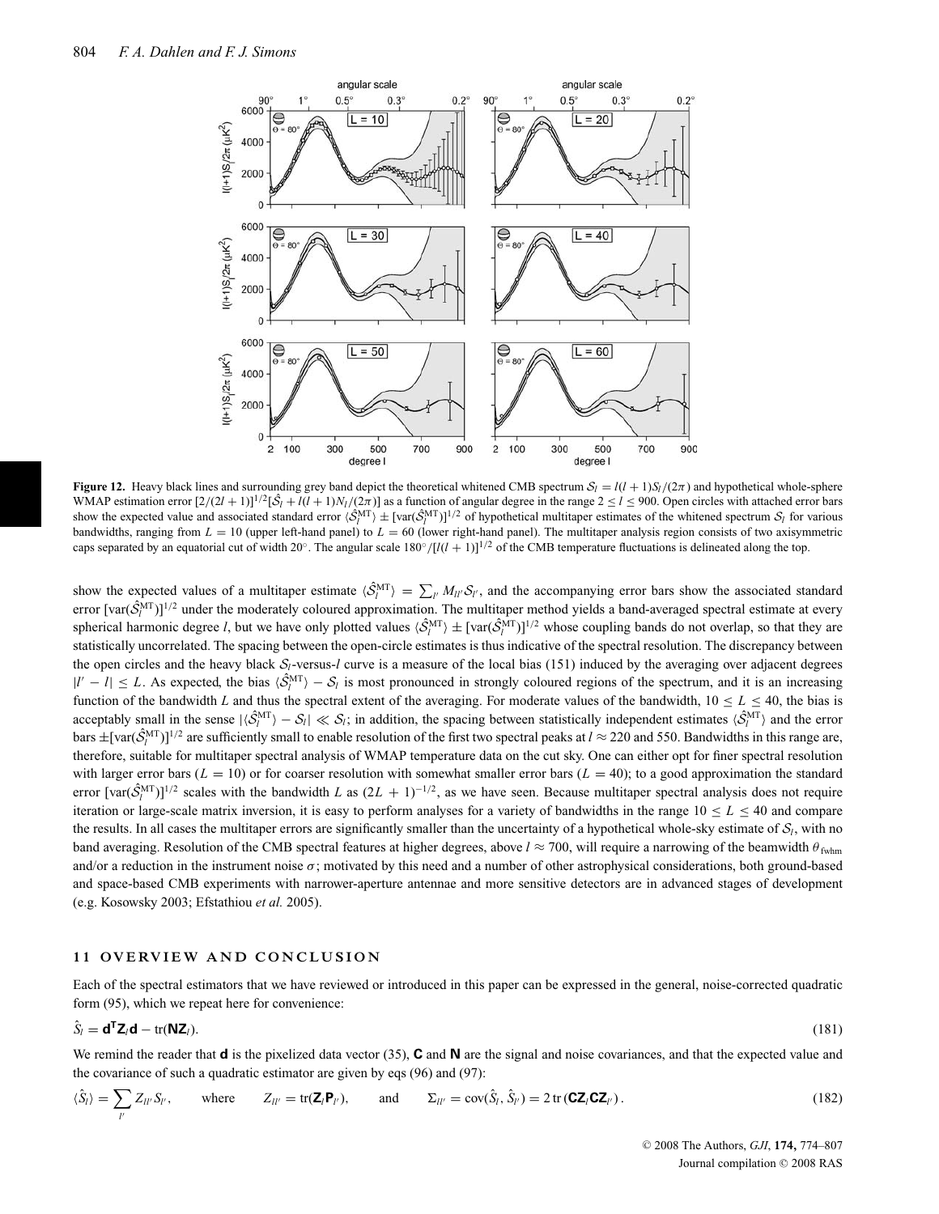**Figure 12.** Heavy black lines and surrounding grey band depict the theoretical whitened CMB spectrum $\mathcal{S}_l = l(l+1)S_l/(2\pi)$ and hypothetical whole-sphere WMAP estimation error $[2/(2l+1)]^{1/2}[\hat{\mathcal{S}}_l + l(l+1)N_l/(2\pi)]$ as a function of angular degree in the range $2 \le l \le 900$. Open circles with attached error bars show the expected value and associated standard error $\langle \hat{\mathcal{S}}_l^{\rm MT} \rangle \pm [\mathrm{var}(\hat{\mathcal{S}}_l^{\rm MT})]^{1/2}$ of hypothetical multitaper estimates of the whitened spectrum $\mathcal{S}_l$ for various bandwidths, ranging from $L = 10$ (upper left-hand panel) to $L = 60$ (lower right-hand panel). The multitaper analysis region consists of two axisymmetric caps separated by an equatorial cut of width 20°. The angular scale $180°/[l(l+1)]^{1/2}$ of the CMB temperature fluctuations is delineated along the top.

show the expected values of a multitaper estimate $\langle \hat{\mathcal{S}}_l^{\rm MT} \rangle = \sum_{l'} M_{ll'} \mathcal{S}_{l'}$, and the accompanying error bars show the associated standard error $[\mathrm{var}(\hat{\mathcal{S}}_l^{\rm MT})]^{1/2}$ under the moderately coloured approximation. The multitaper method yields a band-averaged spectral estimate at every spherical harmonic degree $l$, but we have only plotted values $\langle \hat{\mathcal{S}}_l^{\rm MT} \rangle \pm [\mathrm{var}(\hat{\mathcal{S}}_l^{\rm MT})]^{1/2}$ whose coupling bands do not overlap, so that they are statistically uncorrelated. The spacing between the open-circle estimates is thus indicative of the spectral resolution. The discrepancy between the open circles and the heavy black $\mathcal{S}_l$-versus-$l$ curve is a measure of the local bias (151) induced by the averaging over adjacent degrees $|l' - l| \le L$. As expected, the bias $\langle \hat{\mathcal{S}}_l^{\rm MT} \rangle - \mathcal{S}_l$ is most pronounced in strongly coloured regions of the spectrum, and it is an increasing function of the bandwidth $L$ and thus the spectral extent of the averaging. For moderate values of the bandwidth, $10 \le L \le 40$, the bias is acceptably small in the sense $|\langle \hat{\mathcal{S}}_l^{\rm MT} \rangle - \mathcal{S}_l| \ll \mathcal{S}_l$; in addition, the spacing between statistically independent estimates $\langle \hat{\mathcal{S}}_l^{\rm MT} \rangle$ and the error bars $\pm[\mathrm{var}(\hat{\mathcal{S}}_l^{\rm MT})]^{1/2}$ are sufficiently small to enable resolution of the first two spectral peaks at $l \approx 220$ and 550. Bandwidths in this range are, therefore, suitable for multitaper spectral analysis of WMAP temperature data on the cut sky. One can either opt for finer spectral resolution with larger error bars ($L = 10$) or for coarser resolution with somewhat smaller error bars ($L = 40$); to a good approximation the standard error $[\mathrm{var}(\hat{\mathcal{S}}_l^{\rm MT})]^{1/2}$ scales with the bandwidth $L$ as $(2L+1)^{-1/2}$, as we have seen. Because multitaper spectral analysis does not require iteration or large-scale matrix inversion, it is easy to perform analyses for a variety of bandwidths in the range $10 \le L \le 40$ and compare the results. In all cases the multitaper errors are significantly smaller than the uncertainty of a hypothetical whole-sky estimate of $\mathcal{S}_l$, with no band averaging. Resolution of the CMB spectral features at higher degrees, above $l \approx 700$, will require a narrowing of the beamwidth $\theta_{\rm fwhm}$ and/or a reduction in the instrument noise $\sigma$; motivated by this need and a number of other astrophysical considerations, both ground-based and space-based CMB experiments with narrower-aperture antennae and more sensitive detectors are in advanced stages of development (e.g. Kosowsky 2003; Efstathiou *et al.* 2005).

## 11 OVERVIEW AND CONCLUSION

Each of the spectral estimators that we have reviewed or introduced in this paper can be expressed in the general, noise-corrected quadratic form (95), which we repeat here for convenience:

$$\hat{S}_l = \mathbf{d}^{\mathsf{T}} \mathbf{Z}_l \mathbf{d} - \mathrm{tr}(\mathbf{N}\mathbf{Z}_l). \tag{181}$$

We remind the reader that $\mathbf{d}$ is the pixelized data vector (35), $\mathbf{C}$ and $\mathbf{N}$ are the signal and noise covariances, and that the expected value and the covariance of such a quadratic estimator are given by eqs (96) and (97):

$$\langle \hat{S}_l \rangle = \sum_{l'} Z_{ll'} S_{l'}, \qquad \text{where} \qquad Z_{ll'} = \mathrm{tr}(\mathbf{Z}_l \mathbf{P}_{l'}), \qquad \text{and} \qquad \Sigma_{ll'} = \mathrm{cov}(\hat{S}_l, \hat{S}_{l'}) = 2\,\mathrm{tr}\,(\mathbf{C}\mathbf{Z}_l \mathbf{C}\mathbf{Z}_{l'}). \tag{182}$$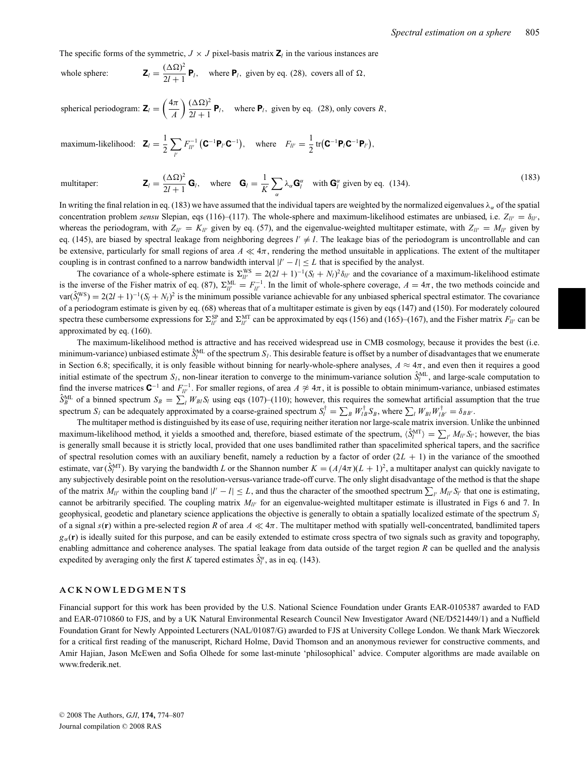The specific forms of the symmetric, $J \times J$ pixel-basis matrix $\mathbf{Z}_l$ in the various instances are

$$
\begin{aligned}
&\text{whole sphere:} && \mathbf{Z}_l = \frac{(\Delta\Omega)^2}{2l+1}\,\mathbf{P}_l, \quad \text{where } \mathbf{P}_l, \text{ given by eq. (28), covers all of } \Omega,\\
&\text{spherical periodogram:} && \mathbf{Z}_l = \left(\frac{4\pi}{A}\right)\frac{(\Delta\Omega)^2}{2l+1}\,\mathbf{P}_l, \quad \text{where } \mathbf{P}_l, \text{ given by eq. (28), only covers } R,\\
&\text{maximum-likelihood:} && \mathbf{Z}_l = \frac{1}{2}\sum_{l'} F^{-1}_{ll'}\left(\mathbf{C}^{-1}\mathbf{P}_{l'}\mathbf{C}^{-1}\right), \quad \text{where } F_{ll'} = \frac{1}{2}\,\mathrm{tr}\left(\mathbf{C}^{-1}\mathbf{P}_l\mathbf{C}^{-1}\mathbf{P}_{l'}\right),\\
&\text{multitaper:} && \mathbf{Z}_l = \frac{(\Delta\Omega)^2}{2l+1}\,\mathbf{G}_l, \quad \text{where } \mathbf{G}_l = \frac{1}{K}\sum_\alpha \lambda_\alpha \mathbf{G}^\alpha_l \quad \text{with } \mathbf{G}^\alpha_l \text{ given by eq. (134).}
\end{aligned}
\tag{183}
$$

In writing the final relation in eq. (183) we have assumed that the individual tapers are weighted by the normalized eigenvalues $\lambda_\alpha$ of the spatial concentration problem *sensu* Slepian, eqs (116)–(117). The whole-sphere and maximum-likelihood estimates are unbiased, i.e. $Z_{ll'} = \delta_{ll'}$, whereas the periodogram, with $Z_{ll'} = K_{ll'}$ given by eq. (57), and the eigenvalue-weighted multitaper estimate, with $Z_{ll'} = M_{ll'}$ given by eq. (145), are biased by spectral leakage from neighboring degrees $l' \neq l$. The leakage bias of the periodogram is uncontrollable and can be extensive, particularly for small regions of area $A \ll 4\pi$, rendering the method unsuitable in applications. The extent of the multitaper coupling is in contrast confined to a narrow bandwidth interval $|l' - l| \leq L$ that is specified by the analyst.

The covariance of a whole-sphere estimate is $\Sigma^{\mathrm{WS}}_{ll'} = 2(2l+1)^{-1}(S_l + N_l)^2\delta_{ll'}$ and the covariance of a maximum-likelihood estimate is the inverse of the Fisher matrix of eq. (87), $\Sigma^{\mathrm{ML}}_{ll'} = F^{-1}_{ll'}$. In the limit of whole-sphere coverage, $A = 4\pi$, the two methods coincide and $\mathrm{var}(\hat{S}^{\mathrm{WS}}_l) = 2(2l+1)^{-1}(S_l + N_l)^2$ is the minimum possible variance achievable for any unbiased spherical spectral estimator. The covariance of a periodogram estimate is given by eq. (68) whereas that of a multitaper estimate is given by eqs (147) and (150). For moderately coloured spectra these cumbersome expressions for $\Sigma^{\mathrm{SP}}_{ll'}$ and $\Sigma^{\mathrm{MT}}_{ll'}$ can be approximated by eqs (156) and (165)–(167), and the Fisher matrix $F_{ll'}$ can be approximated by eq. (160).

The maximum-likelihood method is attractive and has received widespread use in CMB cosmology, because it provides the best (i.e. minimum-variance) unbiased estimate $\hat{S}^{\mathrm{ML}}_l$ of the spectrum $S_l$. This desirable feature is offset by a number of disadvantages that we enumerate in Section 6.8; specifically, it is only feasible without binning for nearly-whole-sphere analyses, $A \approx 4\pi$, and even then it requires a good initial estimate of the spectrum $S_l$, non-linear iteration to converge to the minimum-variance solution $\hat{S}^{\mathrm{ML}}_l$, and large-scale computation to find the inverse matrices $\mathbf{C}^{-1}$ and $F^{-1}_{ll'}$. For smaller regions, of area $A \not\approx 4\pi$, it is possible to obtain minimum-variance, unbiased estimates $\hat{S}^{\mathrm{ML}}_B$ of a binned spectrum $S_B = \sum_l W_{Bl} S_l$ using eqs (107)–(110); however, this requires the somewhat artificial assumption that the true spectrum $S_l$ can be adequately approximated by a coarse-grained spectrum $S^\dagger_l = \sum_B W^\dagger_{lB} S_B$, where $\sum_l W_{Bl} W^\dagger_{lB'} = \delta_{BB'}$.

The multitaper method is distinguished by its ease of use, requiring neither iteration nor large-scale matrix inversion. Unlike the unbinned maximum-likelihood method, it yields a smoothed and, therefore, biased estimate of the spectrum, $\langle \hat{S}^{\mathrm{MT}}_l \rangle = \sum_{l'} M_{ll'} S_{l'}$; however, the bias is generally small because it is strictly local, provided that one uses bandlimited rather than spacelimited spherical tapers, and the sacrifice of spectral resolution comes with an auxiliary benefit, namely a reduction by a factor of order $(2L+1)$ in the variance of the smoothed estimate, $\mathrm{var}(\hat{S}^{\mathrm{MT}}_l)$. By varying the bandwidth $L$ or the Shannon number $K = (A/4\pi)(L+1)^2$, a multitaper analyst can quickly navigate to any subjectively desirable point on the resolution-versus-variance trade-off curve. The only slight disadvantage of the method is that the shape of the matrix $M_{ll'}$ within the coupling band $|l' - l| \leq L$, and thus the character of the smoothed spectrum $\sum_{l'} M_{ll'} S_{l'}$ that one is estimating, cannot be arbitrarily specified. The coupling matrix $M_{ll'}$ for an eigenvalue-weighted multitaper estimate is illustrated in Figs 6 and 7. In geophysical, geodetic and planetary science applications the objective is generally to obtain a spatially localized estimate of the spectrum $S_l$ of a signal $s(\mathbf{r})$ within a pre-selected region $R$ of area $A \ll 4\pi$. The multitaper method with spatially well-concentrated, bandlimited tapers $g_\alpha(\mathbf{r})$ is ideally suited for this purpose, and can be easily extended to estimate cross spectra of two signals such as gravity and topography, enabling admittance and coherence analyses. The spatial leakage from data outside of the target region $R$ can be quelled and the analysis expedited by averaging only the first $K$ tapered estimates $\hat{S}^\alpha_l$, as in eq. (143).

## ACKNOWLEDGMENTS

Financial support for this work has been provided by the U.S. National Science Foundation under Grants EAR-0105387 awarded to FAD and EAR-0710860 to FJS, and by a UK Natural Environmental Research Council New Investigator Award (NE/D521449/1) and a Nuffield Foundation Grant for Newly Appointed Lecturers (NAL/01087/G) awarded to FJS at University College London. We thank Mark Wieczorek for a critical first reading of the manuscript, Richard Holme, David Thomson and an anonymous reviewer for constructive comments, and Amir Hajian, Jason McEwen and Sofia Olhede for some last-minute 'philosophical' advice. Computer algorithms are made available on www.frederik.net.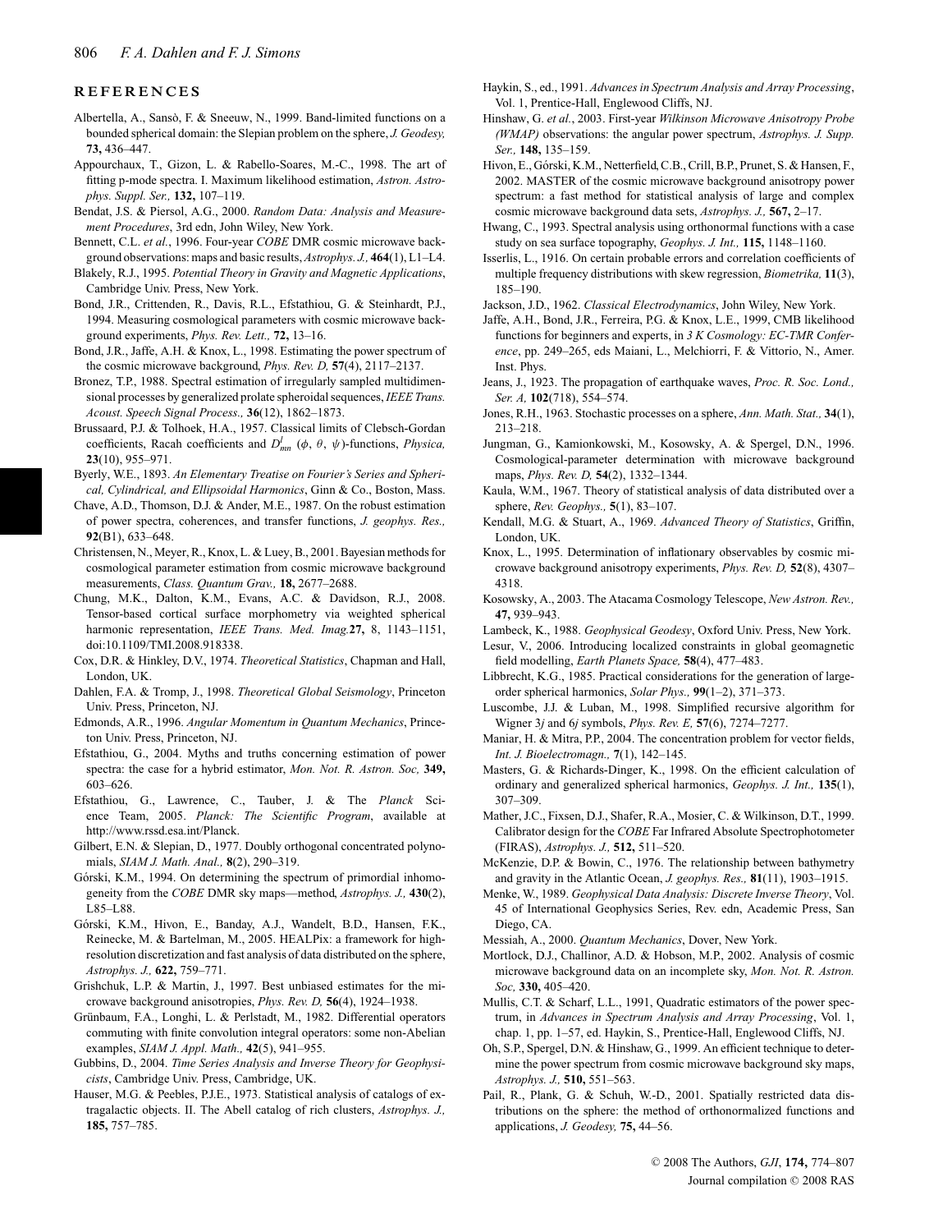## REFERENCES

Albertella, A., Sansò, F. & Sneeuw, N., 1999. Band-limited functions on a bounded spherical domain: the Slepian problem on the sphere, *J. Geodesy,* **73,** 436–447.

Appourchaux, T., Gizon, L. & Rabello-Soares, M.-C., 1998. The art of fitting p-mode spectra. I. Maximum likelihood estimation, *Astron. Astrophys. Suppl. Ser.,* **132,** 107–119.

Bendat, J.S. & Piersol, A.G., 2000. *Random Data: Analysis and Measurement Procedures*, 3rd edn, John Wiley, New York.

Bennett, C.L. *et al.*, 1996. Four-year *COBE* DMR cosmic microwave background observations: maps and basic results, *Astrophys. J.,* **464**(1), L1–L4.

Blakely, R.J., 1995. *Potential Theory in Gravity and Magnetic Applications*, Cambridge Univ. Press, New York.

Bond, J.R., Crittenden, R., Davis, R.L., Efstathiou, G. & Steinhardt, P.J., 1994. Measuring cosmological parameters with cosmic microwave background experiments, *Phys. Rev. Lett.,* **72,** 13–16.

Bond, J.R., Jaffe, A.H. & Knox, L., 1998. Estimating the power spectrum of the cosmic microwave background, *Phys. Rev. D,* **57**(4), 2117–2137.

Bronez, T.P., 1988. Spectral estimation of irregularly sampled multidimensional processes by generalized prolate spheroidal sequences, *IEEE Trans. Acoust. Speech Signal Process.,* **36**(12), 1862–1873.

Brussaard, P.J. & Tolhoek, H.A., 1957. Classical limits of Clebsch-Gordan coefficients, Racah coefficients and $D^l_{mn}$ $(\phi,\ \theta,\ \psi)$-functions, *Physica,* **23**(10), 955–971.

Byerly, W.E., 1893. *An Elementary Treatise on Fourier's Series and Spherical, Cylindrical, and Ellipsoidal Harmonics*, Ginn & Co., Boston, Mass.

Chave, A.D., Thomson, D.J. & Ander, M.E., 1987. On the robust estimation of power spectra, coherences, and transfer functions, *J. geophys. Res.,* **92**(B1), 633–648.

Christensen, N., Meyer, R., Knox, L. & Luey, B., 2001. Bayesian methods for cosmological parameter estimation from cosmic microwave background measurements, *Class. Quantum Grav.,* **18,** 2677–2688.

Chung, M.K., Dalton, K.M., Evans, A.C. & Davidson, R.J., 2008. Tensor-based cortical surface morphometry via weighted spherical harmonic representation, *IEEE Trans. Med. Imag.***27,** 8, 1143–1151, doi:10.1109/TMI.2008.918338.

Cox, D.R. & Hinkley, D.V., 1974. *Theoretical Statistics*, Chapman and Hall, London, UK.

Dahlen, F.A. & Tromp, J., 1998. *Theoretical Global Seismology*, Princeton Univ. Press, Princeton, NJ.

Edmonds, A.R., 1996. *Angular Momentum in Quantum Mechanics*, Princeton Univ. Press, Princeton, NJ.

Efstathiou, G., 2004. Myths and truths concerning estimation of power spectra: the case for a hybrid estimator, *Mon. Not. R. Astron. Soc,* **349,** 603–626.

Efstathiou, G., Lawrence, C., Tauber, J. & The *Planck* Science Team, 2005. *Planck: The Scientific Program*, available at http://www.rssd.esa.int/Planck.

Gilbert, E.N. & Slepian, D., 1977. Doubly orthogonal concentrated polynomials, *SIAM J. Math. Anal.,* **8**(2), 290–319.

Górski, K.M., 1994. On determining the spectrum of primordial inhomogeneity from the *COBE* DMR sky maps—method, *Astrophys. J.,* **430**(2), L85–L88.

Górski, K.M., Hivon, E., Banday, A.J., Wandelt, B.D., Hansen, F.K., Reinecke, M. & Bartelman, M., 2005. HEALPix: a framework for high-resolution discretization and fast analysis of data distributed on the sphere, *Astrophys. J.,* **622,** 759–771.

Grishchuk, L.P. & Martin, J., 1997. Best unbiased estimates for the microwave background anisotropies, *Phys. Rev. D,* **56**(4), 1924–1938.

Grünbaum, F.A., Longhi, L. & Perlstadt, M., 1982. Differential operators commuting with finite convolution integral operators: some non-Abelian examples, *SIAM J. Appl. Math.,* **42**(5), 941–955.

Gubbins, D., 2004. *Time Series Analysis and Inverse Theory for Geophysicists*, Cambridge Univ. Press, Cambridge, UK.

Hauser, M.G. & Peebles, P.J.E., 1973. Statistical analysis of catalogs of extragalactic objects. II. The Abell catalog of rich clusters, *Astrophys. J.,* **185,** 757–785.

Haykin, S., ed., 1991. *Advances in Spectrum Analysis and Array Processing*, Vol. 1, Prentice-Hall, Englewood Cliffs, NJ.

Hinshaw, G. *et al.*, 2003. First-year *Wilkinson Microwave Anisotropy Probe (WMAP)* observations: the angular power spectrum, *Astrophys. J. Supp. Ser.,* **148,** 135–159.

Hivon, E., Górski, K.M., Netterfield, C.B., Crill, B.P., Prunet, S. & Hansen, F., 2002. MASTER of the cosmic microwave background anisotropy power spectrum: a fast method for statistical analysis of large and complex cosmic microwave background data sets, *Astrophys. J.,* **567,** 2–17.

Hwang, C., 1993. Spectral analysis using orthonormal functions with a case study on sea surface topography, *Geophys. J. Int.,* **115,** 1148–1160.

Isserlis, L., 1916. On certain probable errors and correlation coefficients of multiple frequency distributions with skew regression, *Biometrika,* **11**(3), 185–190.

Jackson, J.D., 1962. *Classical Electrodynamics*, John Wiley, New York.

Jaffe, A.H., Bond, J.R., Ferreira, P.G. & Knox, L.E., 1999, CMB likelihood functions for beginners and experts, in *3 K Cosmology: EC-TMR Conference*, pp. 249–265, eds Maiani, L., Melchiorri, F. & Vittorio, N., Amer. Inst. Phys.

Jeans, J., 1923. The propagation of earthquake waves, *Proc. R. Soc. Lond., Ser. A,* **102**(718), 554–574.

Jones, R.H., 1963. Stochastic processes on a sphere, *Ann. Math. Stat.,* **34**(1), 213–218.

Jungman, G., Kamionkowski, M., Kosowsky, A. & Spergel, D.N., 1996. Cosmological-parameter determination with microwave background maps, *Phys. Rev. D,* **54**(2), 1332–1344.

Kaula, W.M., 1967. Theory of statistical analysis of data distributed over a sphere, *Rev. Geophys.,* **5**(1), 83–107.

Kendall, M.G. & Stuart, A., 1969. *Advanced Theory of Statistics*, Griffin, London, UK.

Knox, L., 1995. Determination of inflationary observables by cosmic microwave background anisotropy experiments, *Phys. Rev. D,* **52**(8), 4307–4318.

Kosowsky, A., 2003. The Atacama Cosmology Telescope, *New Astron. Rev.,* **47,** 939–943.

Lambeck, K., 1988. *Geophysical Geodesy*, Oxford Univ. Press, New York.

Lesur, V., 2006. Introducing localized constraints in global geomagnetic field modelling, *Earth Planets Space,* **58**(4), 477–483.

Libbrecht, K.G., 1985. Practical considerations for the generation of large-order spherical harmonics, *Solar Phys.,* **99**(1–2), 371–373.

Luscombe, J.J. & Luban, M., 1998. Simplified recursive algorithm for Wigner 3*j* and 6*j* symbols, *Phys. Rev. E,* **57**(6), 7274–7277.

Maniar, H. & Mitra, P.P., 2004. The concentration problem for vector fields, *Int. J. Bioelectromagn.,* **7**(1), 142–145.

Masters, G. & Richards-Dinger, K., 1998. On the efficient calculation of ordinary and generalized spherical harmonics, *Geophys. J. Int.,* **135**(1), 307–309.

Mather, J.C., Fixsen, D.J., Shafer, R.A., Mosier, C. & Wilkinson, D.T., 1999. Calibrator design for the *COBE* Far Infrared Absolute Spectrophotometer (FIRAS), *Astrophys. J.,* **512,** 511–520.

McKenzie, D.P. & Bowin, C., 1976. The relationship between bathymetry and gravity in the Atlantic Ocean, *J. geophys. Res.,* **81**(11), 1903–1915.

Menke, W., 1989. *Geophysical Data Analysis: Discrete Inverse Theory*, Vol. 45 of International Geophysics Series, Rev. edn, Academic Press, San Diego, CA.

Messiah, A., 2000. *Quantum Mechanics*, Dover, New York.

Mortlock, D.J., Challinor, A.D. & Hobson, M.P., 2002. Analysis of cosmic microwave background data on an incomplete sky, *Mon. Not. R. Astron. Soc,* **330,** 405–420.

Mullis, C.T. & Scharf, L.L., 1991, Quadratic estimators of the power spectrum, in *Advances in Spectrum Analysis and Array Processing*, Vol. 1, chap. 1, pp. 1–57, ed. Haykin, S., Prentice-Hall, Englewood Cliffs, NJ.

Oh, S.P., Spergel, D.N. & Hinshaw, G., 1999. An efficient technique to determine the power spectrum from cosmic microwave background sky maps, *Astrophys. J.,* **510,** 551–563.

Pail, R., Plank, G. & Schuh, W.-D., 2001. Spatially restricted data distributions on the sphere: the method of orthonormalized functions and applications, *J. Geodesy,* **75,** 44–56.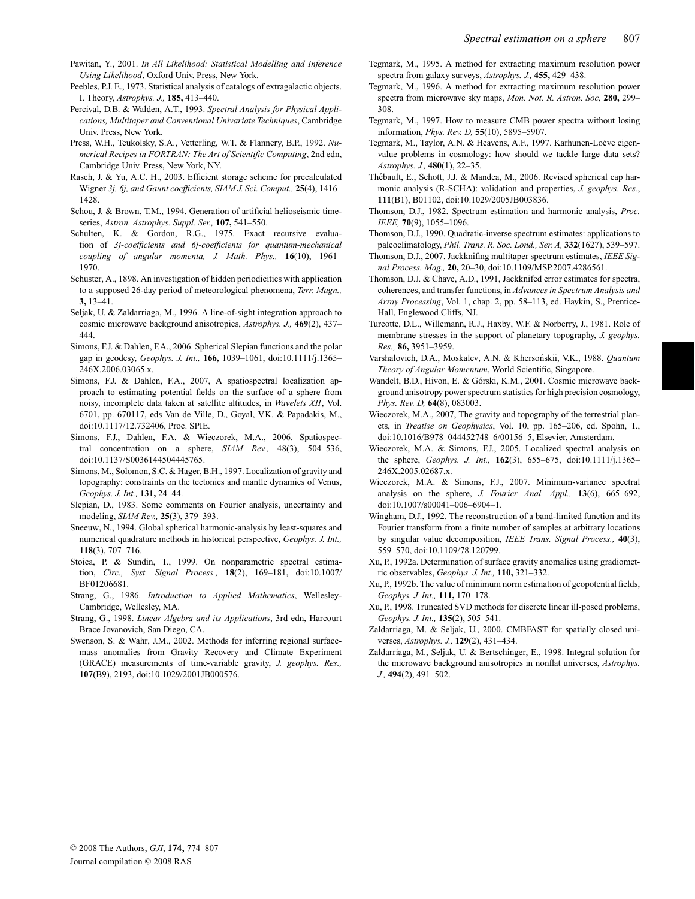Pawitan, Y., 2001. *In All Likelihood: Statistical Modelling and Inference Using Likelihood*, Oxford Univ. Press, New York.

Peebles, P.J. E., 1973. Statistical analysis of catalogs of extragalactic objects. I. Theory, *Astrophys. J.,* **185,** 413–440.

Percival, D.B. & Walden, A.T., 1993. *Spectral Analysis for Physical Applications, Multitaper and Conventional Univariate Techniques*, Cambridge Univ. Press, New York.

Press, W.H., Teukolsky, S.A., Vetterling, W.T. & Flannery, B.P., 1992. *Numerical Recipes in FORTRAN: The Art of Scientific Computing*, 2nd edn, Cambridge Univ. Press, New York, NY.

Rasch, J. & Yu, A.C. H., 2003. Efficient storage scheme for precalculated Wigner *3j, 6j, and Gaunt coefficients, SIAM J. Sci. Comput.,* **25**(4), 1416–1428.

Schou, J. & Brown, T.M., 1994. Generation of artificial helioseismic timeseries, *Astron. Astrophys. Suppl. Ser.,* **107,** 541–550.

Schulten, K. & Gordon, R.G., 1975. Exact recursive evaluation of *3j-coefficients and 6j-coefficients for quantum-mechanical coupling of angular momenta, J. Math. Phys.,* **16**(10), 1961–1970.

Schuster, A., 1898. An investigation of hidden periodicities with application to a supposed 26-day period of meteorological phenomena, *Terr. Magn.,* **3,** 13–41.

Seljak, U. & Zaldarriaga, M., 1996. A line-of-sight integration approach to cosmic microwave background anisotropies, *Astrophys. J.,* **469**(2), 437–444.

Simons, F.J. & Dahlen, F.A., 2006. Spherical Slepian functions and the polar gap in geodesy, *Geophys. J. Int.,* **166,** 1039–1061, doi:10.1111/j.1365–246X.2006.03065.x.

Simons, F.J. & Dahlen, F.A., 2007, A spatiospectral localization approach to estimating potential fields on the surface of a sphere from noisy, incomplete data taken at satellite altitudes, in *Wavelets XII*, Vol. 6701, pp. 670117, eds Van de Ville, D., Goyal, V.K. & Papadakis, M., doi:10.1117/12.732406, Proc. SPIE.

Simons, F.J., Dahlen, F.A. & Wieczorek, M.A., 2006. Spatiospectral concentration on a sphere, *SIAM Rev.,* 48(3), 504–536, doi:10.1137/S0036144504445765.

Simons, M., Solomon, S.C. & Hager, B.H., 1997. Localization of gravity and topography: constraints on the tectonics and mantle dynamics of Venus, *Geophys. J. Int.,* **131,** 24–44.

Slepian, D., 1983. Some comments on Fourier analysis, uncertainty and modeling, *SIAM Rev.,* **25**(3), 379–393.

Sneeuw, N., 1994. Global spherical harmonic-analysis by least-squares and numerical quadrature methods in historical perspective, *Geophys. J. Int.,* **118**(3), 707–716.

Stoica, P. & Sundin, T., 1999. On nonparametric spectral estimation, *Circ., Syst. Signal Process.,* **18**(2), 169–181, doi:10.1007/BF01206681.

Strang, G., 1986. *Introduction to Applied Mathematics*, Wellesley-Cambridge, Wellesley, MA.

Strang, G., 1998. *Linear Algebra and its Applications*, 3rd edn, Harcourt Brace Jovanovich, San Diego, CA.

Swenson, S. & Wahr, J.M., 2002. Methods for inferring regional surface-mass anomalies from Gravity Recovery and Climate Experiment (GRACE) measurements of time-variable gravity, *J. geophys. Res.,* **107**(B9), 2193, doi:10.1029/2001JB000576.

Tegmark, M., 1995. A method for extracting maximum resolution power spectra from galaxy surveys, *Astrophys. J.,* **455,** 429–438.

Tegmark, M., 1996. A method for extracting maximum resolution power spectra from microwave sky maps, *Mon. Not. R. Astron. Soc,* **280,** 299–308.

Tegmark, M., 1997. How to measure CMB power spectra without losing information, *Phys. Rev. D,* **55**(10), 5895–5907.

Tegmark, M., Taylor, A.N. & Heavens, A.F., 1997. Karhunen-Loève eigenvalue problems in cosmology: how should we tackle large data sets? *Astrophys. J.,* **480**(1), 22–35.

Thébault, E., Schott, J.J. & Mandea, M., 2006. Revised spherical cap harmonic analysis (R-SCHA): validation and properties, *J. geophys. Res.*, **111**(B1), B01102, doi:10.1029/2005JB003836.

Thomson, D.J., 1982. Spectrum estimation and harmonic analysis, *Proc. IEEE,* **70**(9), 1055–1096.

Thomson, D.J., 1990. Quadratic-inverse spectrum estimates: applications to paleoclimatology, *Phil. Trans. R. Soc. Lond., Ser. A,* **332**(1627), 539–597.

Thomson, D.J., 2007. Jackknifing multitaper spectrum estimates, *IEEE Signal Process. Mag.,* **20,** 20–30, doi:10.1109/MSP.2007.4286561.

Thomson, D.J. & Chave, A.D., 1991, Jackknifed error estimates for spectra, coherences, and transfer functions, in *Advances in Spectrum Analysis and Array Processing*, Vol. 1, chap. 2, pp. 58–113, ed. Haykin, S., Prentice-Hall, Englewood Cliffs, NJ.

Turcotte, D.L., Willemann, R.J., Haxby, W.F. & Norberry, J., 1981. Role of membrane stresses in the support of planetary topography, *J. geophys. Res.,* **86,** 3951–3959.

Varshalovich, D.A., Moskalev, A.N. & Khersońskii, V.K., 1988. *Quantum Theory of Angular Momentum*, World Scientific, Singapore.

Wandelt, B.D., Hivon, E. & Górski, K.M., 2001. Cosmic microwave background anisotropy power spectrum statistics for high precision cosmology, *Phys. Rev. D,* **64**(8), 083003.

Wieczorek, M.A., 2007, The gravity and topography of the terrestrial planets, in *Treatise on Geophysics*, Vol. 10, pp. 165–206, ed. Spohn, T., doi:10.1016/B978–044452748–6/00156–5, Elsevier, Amsterdam.

Wieczorek, M.A. & Simons, F.J., 2005. Localized spectral analysis on the sphere, *Geophys. J. Int.,* **162**(3), 655–675, doi:10.1111/j.1365–246X.2005.02687.x.

Wieczorek, M.A. & Simons, F.J., 2007. Minimum-variance spectral analysis on the sphere, *J. Fourier Anal. Appl.,* **13**(6), 665–692, doi:10.1007/s00041–006–6904–1.

Wingham, D.J., 1992. The reconstruction of a band-limited function and its Fourier transform from a finite number of samples at arbitrary locations by singular value decomposition, *IEEE Trans. Signal Process.,* **40**(3), 559–570, doi:10.1109/78.120799.

Xu, P., 1992a. Determination of surface gravity anomalies using gradiometric observables, *Geophys. J. Int.,* **110,** 321–332.

Xu, P., 1992b. The value of minimum norm estimation of geopotential fields, *Geophys. J. Int.,* **111,** 170–178.

Xu, P., 1998. Truncated SVD methods for discrete linear ill-posed problems, *Geophys. J. Int.,* **135**(2), 505–541.

Zaldarriaga, M. & Seljak, U., 2000. CMBFAST for spatially closed universes, *Astrophys. J.,* **129**(2), 431–434.

Zaldarriaga, M., Seljak, U. & Bertschinger, E., 1998. Integral solution for the microwave background anisotropies in nonflat universes, *Astrophys. J.,* **494**(2), 491–502.